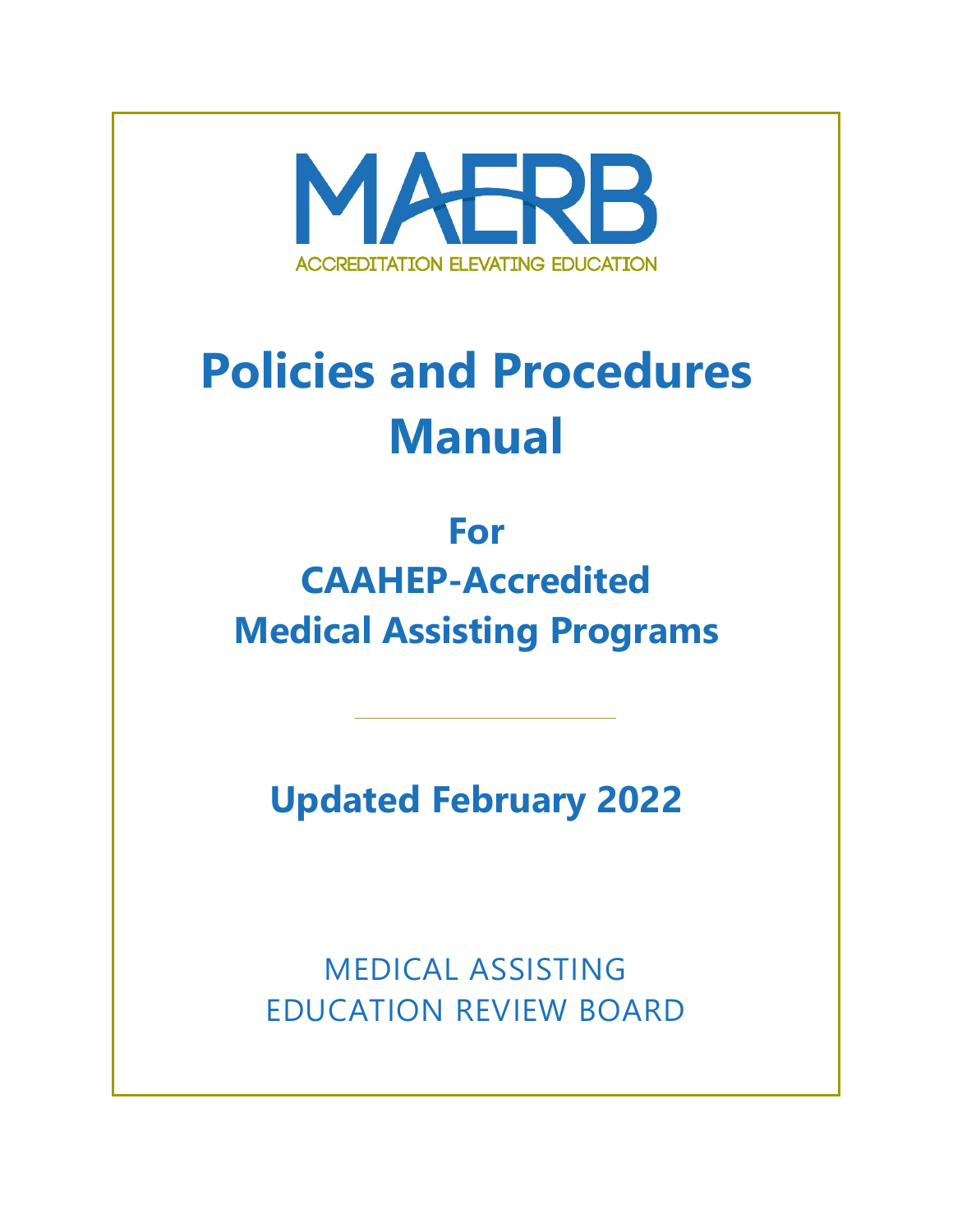MAERB

ACCREDITATION ELEVATING EDUCATION

# Policies and Procedures Manual

## For CAAHEP-Accredited Medical Assisting Programs

## Updated February 2022

MEDICAL ASSISTING EDUCATION REVIEW BOARD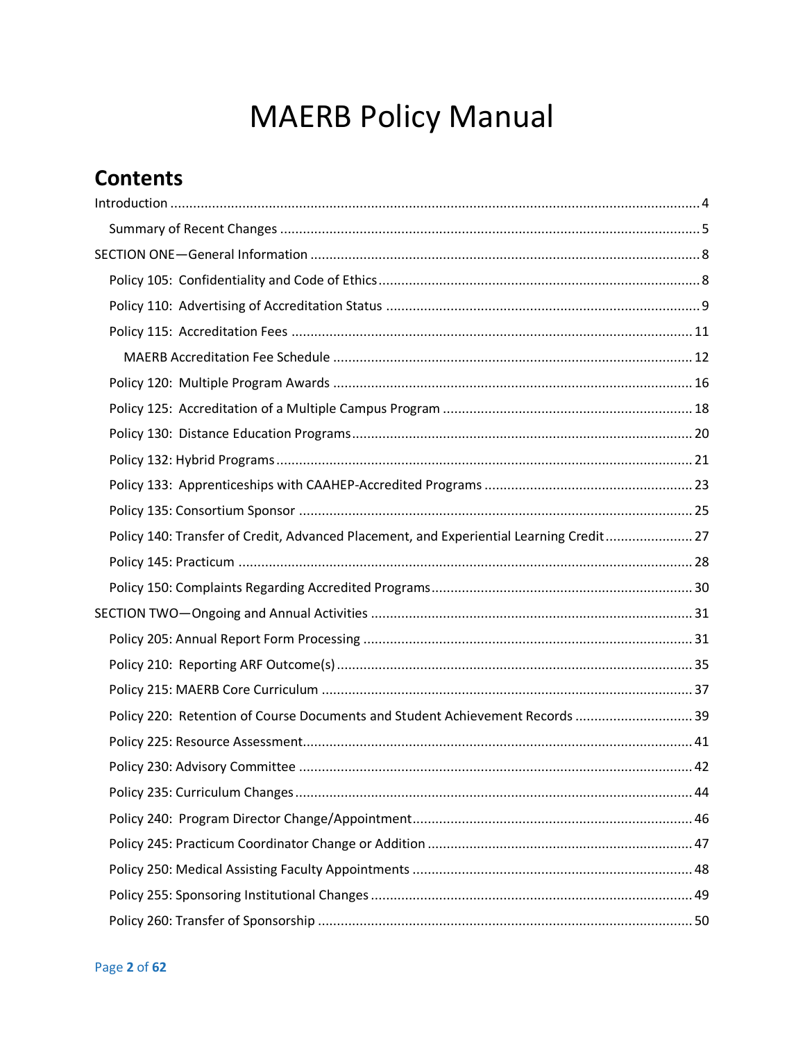# MAERB Policy Manual

## Contents

- Introduction ..... 4
  - Summary of Recent Changes ..... 5
- SECTION ONE—General Information ..... 8
  - Policy 105: Confidentiality and Code of Ethics ..... 8
  - Policy 110: Advertising of Accreditation Status ..... 9
  - Policy 115: Accreditation Fees ..... 11
    - MAERB Accreditation Fee Schedule ..... 12
  - Policy 120: Multiple Program Awards ..... 16
  - Policy 125: Accreditation of a Multiple Campus Program ..... 18
  - Policy 130: Distance Education Programs ..... 20
  - Policy 132: Hybrid Programs ..... 21
  - Policy 133: Apprenticeships with CAAHEP-Accredited Programs ..... 23
  - Policy 135: Consortium Sponsor ..... 25
  - Policy 140: Transfer of Credit, Advanced Placement, and Experiential Learning Credit ..... 27
  - Policy 145: Practicum ..... 28
  - Policy 150: Complaints Regarding Accredited Programs ..... 30
- SECTION TWO—Ongoing and Annual Activities ..... 31
  - Policy 205: Annual Report Form Processing ..... 31
  - Policy 210: Reporting ARF Outcome(s) ..... 35
  - Policy 215: MAERB Core Curriculum ..... 37
  - Policy 220: Retention of Course Documents and Student Achievement Records ..... 39
  - Policy 225: Resource Assessment ..... 41
  - Policy 230: Advisory Committee ..... 42
  - Policy 235: Curriculum Changes ..... 44
  - Policy 240: Program Director Change/Appointment ..... 46
  - Policy 245: Practicum Coordinator Change or Addition ..... 47
  - Policy 250: Medical Assisting Faculty Appointments ..... 48
  - Policy 255: Sponsoring Institutional Changes ..... 49
  - Policy 260: Transfer of Sponsorship ..... 50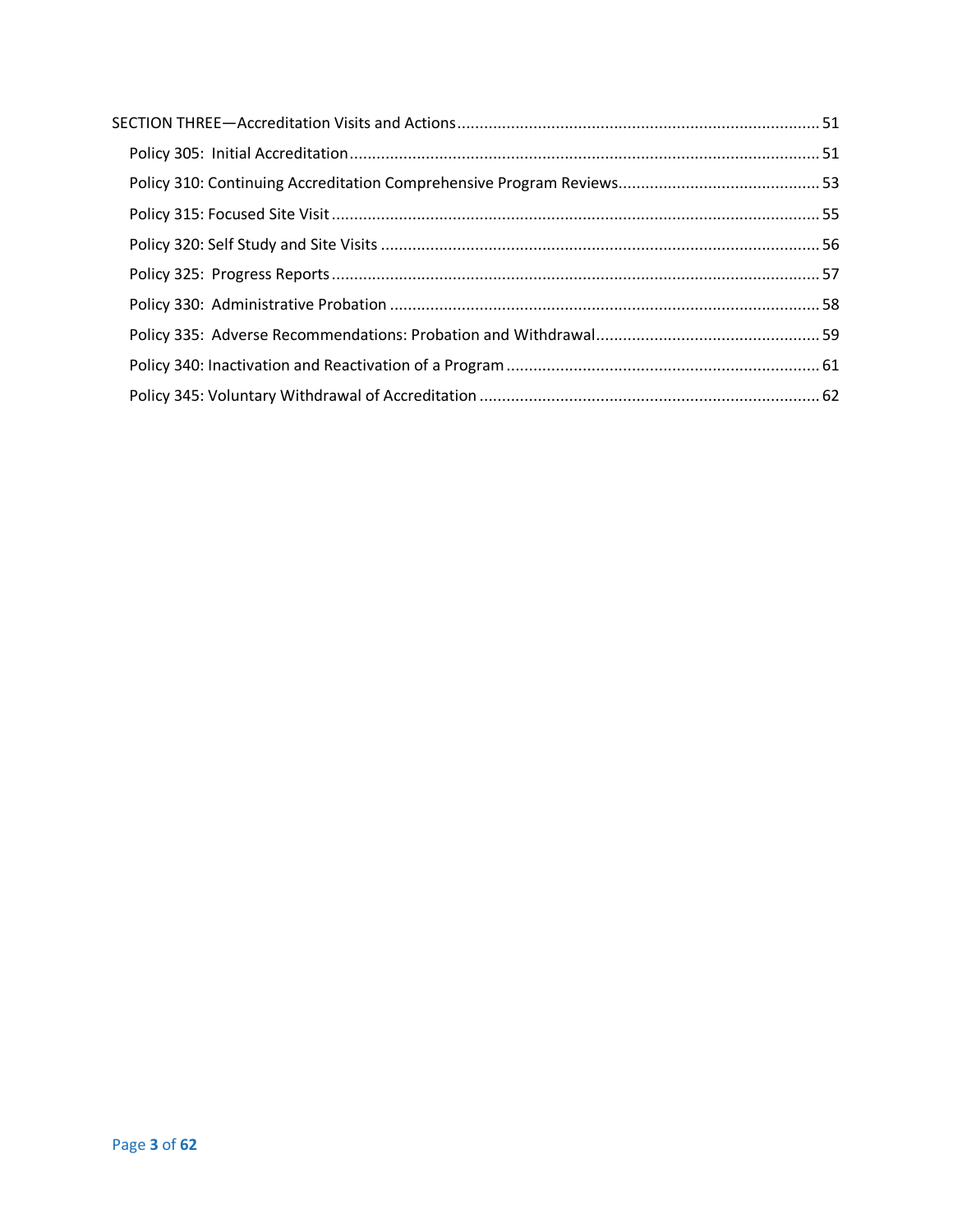SECTION THREE—Accreditation Visits and Actions ... 51

- Policy 305: Initial Accreditation ... 51
- Policy 310: Continuing Accreditation Comprehensive Program Reviews ... 53
- Policy 315: Focused Site Visit ... 55
- Policy 320: Self Study and Site Visits ... 56
- Policy 325: Progress Reports ... 57
- Policy 330: Administrative Probation ... 58
- Policy 335: Adverse Recommendations: Probation and Withdrawal ... 59
- Policy 340: Inactivation and Reactivation of a Program ... 61
- Policy 345: Voluntary Withdrawal of Accreditation ... 62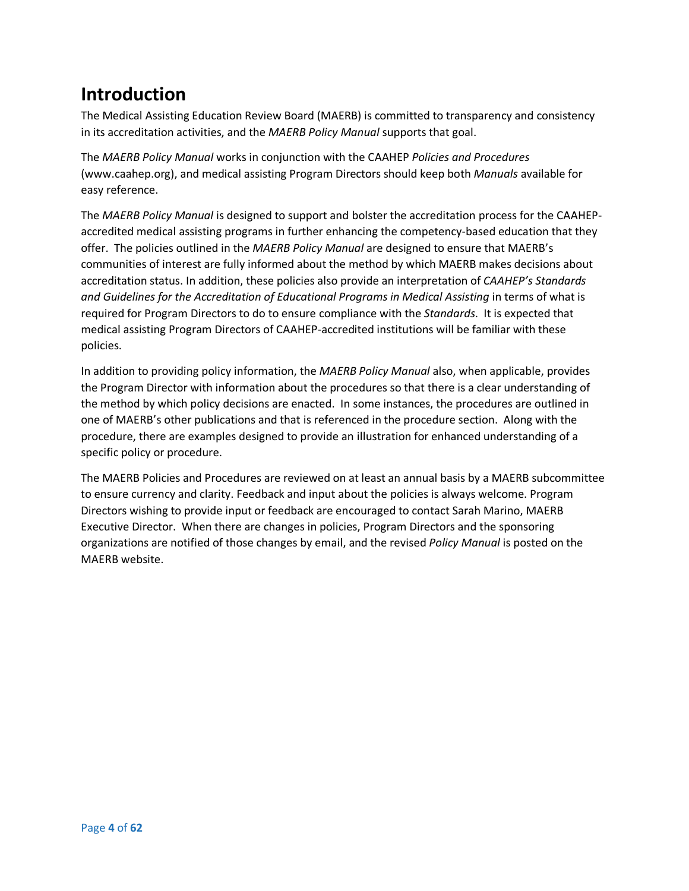# Introduction

The Medical Assisting Education Review Board (MAERB) is committed to transparency and consistency in its accreditation activities, and the *MAERB Policy Manual* supports that goal.

The *MAERB Policy Manual* works in conjunction with the CAAHEP *Policies and Procedures* (www.caahep.org), and medical assisting Program Directors should keep both *Manuals* available for easy reference.

The *MAERB Policy Manual* is designed to support and bolster the accreditation process for the CAAHEP-accredited medical assisting programs in further enhancing the competency-based education that they offer. The policies outlined in the *MAERB Policy Manual* are designed to ensure that MAERB's communities of interest are fully informed about the method by which MAERB makes decisions about accreditation status. In addition, these policies also provide an interpretation of *CAAHEP's Standards and Guidelines for the Accreditation of Educational Programs in Medical Assisting* in terms of what is required for Program Directors to do to ensure compliance with the *Standards*. It is expected that medical assisting Program Directors of CAAHEP-accredited institutions will be familiar with these policies.

In addition to providing policy information, the *MAERB Policy Manual* also, when applicable, provides the Program Director with information about the procedures so that there is a clear understanding of the method by which policy decisions are enacted. In some instances, the procedures are outlined in one of MAERB's other publications and that is referenced in the procedure section. Along with the procedure, there are examples designed to provide an illustration for enhanced understanding of a specific policy or procedure.

The MAERB Policies and Procedures are reviewed on at least an annual basis by a MAERB subcommittee to ensure currency and clarity. Feedback and input about the policies is always welcome. Program Directors wishing to provide input or feedback are encouraged to contact Sarah Marino, MAERB Executive Director. When there are changes in policies, Program Directors and the sponsoring organizations are notified of those changes by email, and the revised *Policy Manual* is posted on the MAERB website.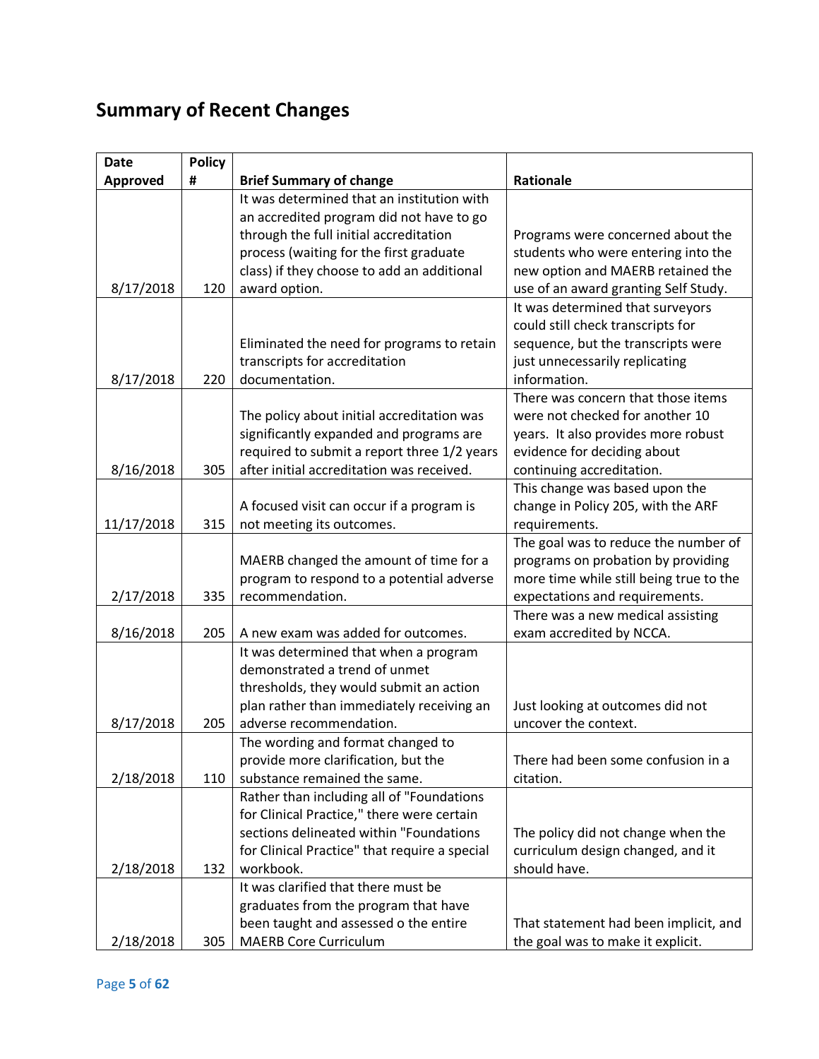## Summary of Recent Changes

| Date Approved | Policy # | Brief Summary of change | Rationale |
|---|---|---|---|
| 8/17/2018 | 120 | It was determined that an institution with an accredited program did not have to go through the full initial accreditation process (waiting for the first graduate class) if they choose to add an additional award option. | Programs were concerned about the students who were entering into the new option and MAERB retained the use of an award granting Self Study. |
| 8/17/2018 | 220 | Eliminated the need for programs to retain transcripts for accreditation documentation. | It was determined that surveyors could still check transcripts for sequence, but the transcripts were just unnecessarily replicating information. |
| 8/16/2018 | 305 | The policy about initial accreditation was significantly expanded and programs are required to submit a report three 1/2 years after initial accreditation was received. | There was concern that those items were not checked for another 10 years. It also provides more robust evidence for deciding about continuing accreditation. |
| 11/17/2018 | 315 | A focused visit can occur if a program is not meeting its outcomes. | This change was based upon the change in Policy 205, with the ARF requirements. |
| 2/17/2018 | 335 | MAERB changed the amount of time for a program to respond to a potential adverse recommendation. | The goal was to reduce the number of programs on probation by providing more time while still being true to the expectations and requirements. |
| 8/16/2018 | 205 | A new exam was added for outcomes. | There was a new medical assisting exam accredited by NCCA. |
| 8/17/2018 | 205 | It was determined that when a program demonstrated a trend of unmet thresholds, they would submit an action plan rather than immediately receiving an adverse recommendation. | Just looking at outcomes did not uncover the context. |
| 2/18/2018 | 110 | The wording and format changed to provide more clarification, but the substance remained the same. | There had been some confusion in a citation. |
| 2/18/2018 | 132 | Rather than including all of "Foundations for Clinical Practice," there were certain sections delineated within "Foundations for Clinical Practice" that require a special workbook. | The policy did not change when the curriculum design changed, and it should have. |
| 2/18/2018 | 305 | It was clarified that there must be graduates from the program that have been taught and assessed o the entire MAERB Core Curriculum | That statement had been implicit, and the goal was to make it explicit. |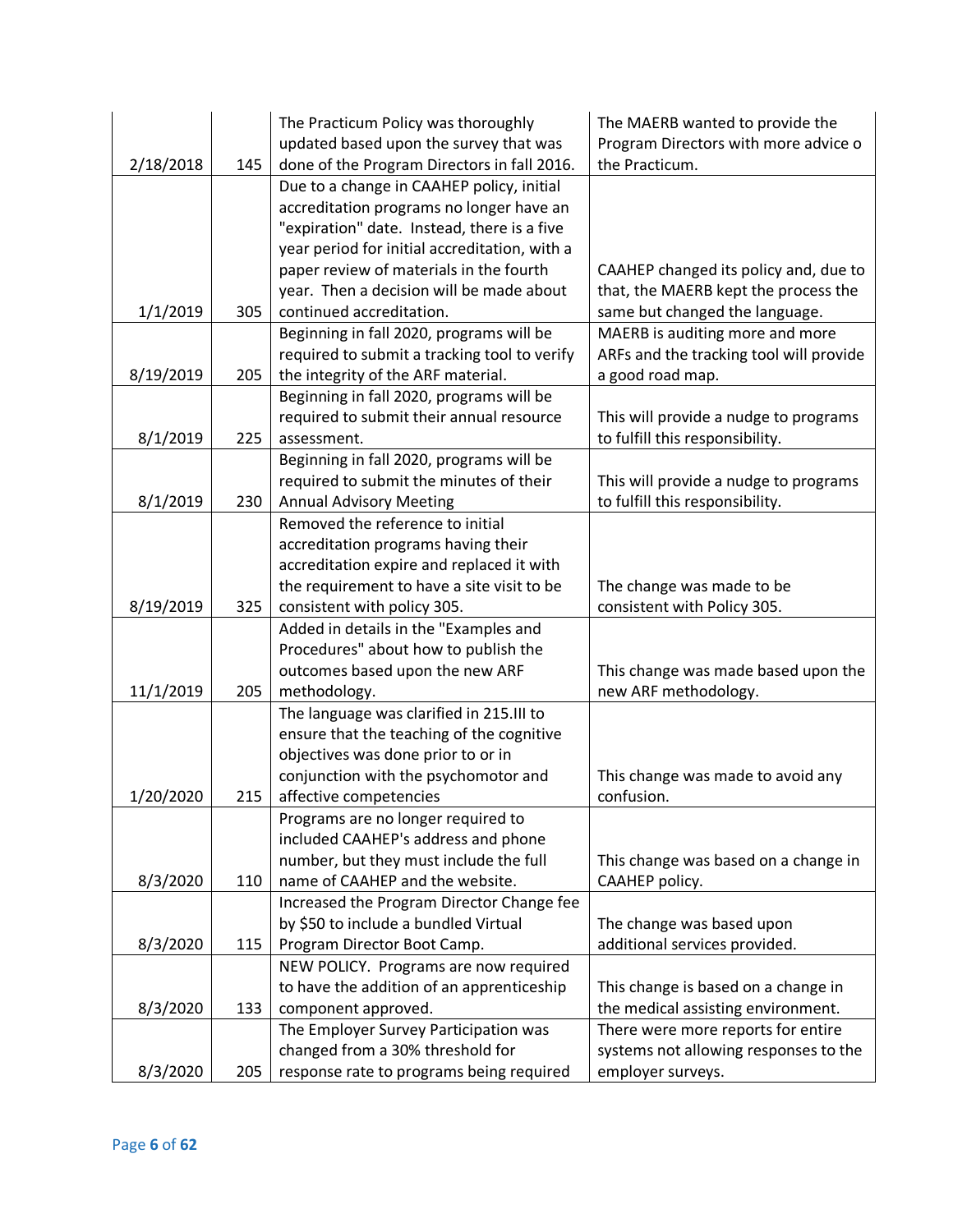| | | | |
|---|---|---|---|
| 2/18/2018 | 145 | The Practicum Policy was thoroughly updated based upon the survey that was done of the Program Directors in fall 2016. | The MAERB wanted to provide the Program Directors with more advice o the Practicum. |
| 1/1/2019 | 305 | Due to a change in CAAHEP policy, initial accreditation programs no longer have an "expiration" date. Instead, there is a five year period for initial accreditation, with a paper review of materials in the fourth year. Then a decision will be made about continued accreditation. | CAAHEP changed its policy and, due to that, the MAERB kept the process the same but changed the language. |
| 8/19/2019 | 205 | Beginning in fall 2020, programs will be required to submit a tracking tool to verify the integrity of the ARF material. | MAERB is auditing more and more ARFs and the tracking tool will provide a good road map. |
| 8/1/2019 | 225 | Beginning in fall 2020, programs will be required to submit their annual resource assessment. | This will provide a nudge to programs to fulfill this responsibility. |
| 8/1/2019 | 230 | Beginning in fall 2020, programs will be required to submit the minutes of their Annual Advisory Meeting | This will provide a nudge to programs to fulfill this responsibility. |
| 8/19/2019 | 325 | Removed the reference to initial accreditation programs having their accreditation expire and replaced it with the requirement to have a site visit to be consistent with policy 305. | The change was made to be consistent with Policy 305. |
| 11/1/2019 | 205 | Added in details in the "Examples and Procedures" about how to publish the outcomes based upon the new ARF methodology. | This change was made based upon the new ARF methodology. |
| 1/20/2020 | 215 | The language was clarified in 215.III to ensure that the teaching of the cognitive objectives was done prior to or in conjunction with the psychomotor and affective competencies | This change was made to avoid any confusion. |
| 8/3/2020 | 110 | Programs are no longer required to included CAAHEP's address and phone number, but they must include the full name of CAAHEP and the website. | This change was based on a change in CAAHEP policy. |
| 8/3/2020 | 115 | Increased the Program Director Change fee by $50 to include a bundled Virtual Program Director Boot Camp. | The change was based upon additional services provided. |
| 8/3/2020 | 133 | NEW POLICY. Programs are now required to have the addition of an apprenticeship component approved. | This change is based on a change in the medical assisting environment. |
| 8/3/2020 | 205 | The Employer Survey Participation was changed from a 30% threshold for response rate to programs being required | There were more reports for entire systems not allowing responses to the employer surveys. |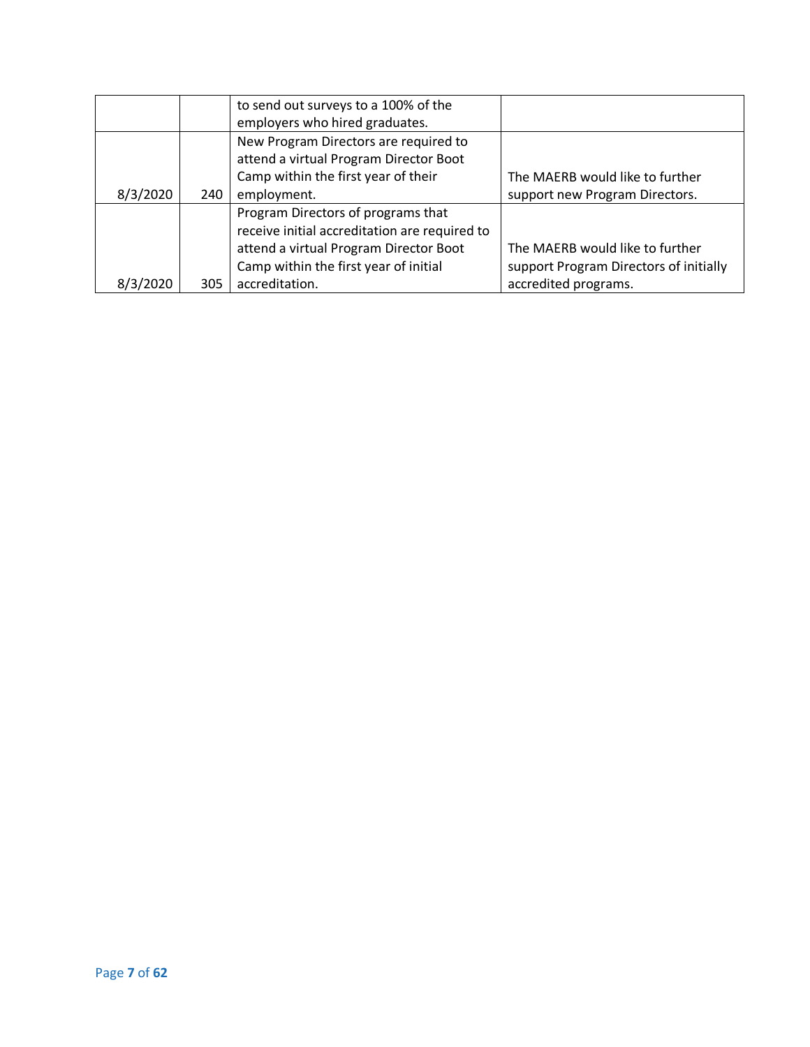| | | | |
|---|---|---|---|
| | | to send out surveys to a 100% of the employers who hired graduates. | |
| 8/3/2020 | 240 | New Program Directors are required to attend a virtual Program Director Boot Camp within the first year of their employment. | The MAERB would like to further support new Program Directors. |
| 8/3/2020 | 305 | Program Directors of programs that receive initial accreditation are required to attend a virtual Program Director Boot Camp within the first year of initial accreditation. | The MAERB would like to further support Program Directors of initially accredited programs. |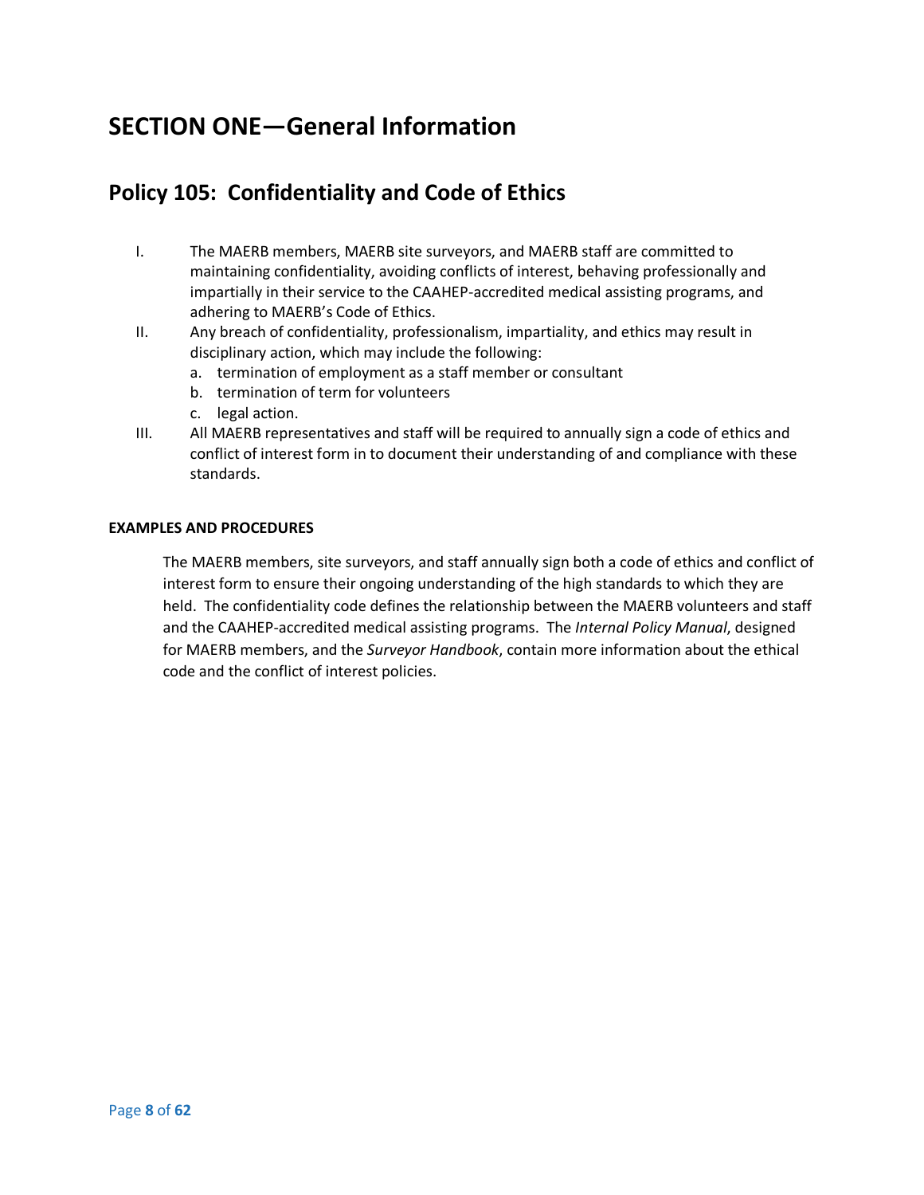# SECTION ONE—General Information

## Policy 105: Confidentiality and Code of Ethics

I. The MAERB members, MAERB site surveyors, and MAERB staff are committed to maintaining confidentiality, avoiding conflicts of interest, behaving professionally and impartially in their service to the CAAHEP-accredited medical assisting programs, and adhering to MAERB's Code of Ethics.

II. Any breach of confidentiality, professionalism, impartiality, and ethics may result in disciplinary action, which may include the following:
   a. termination of employment as a staff member or consultant
   b. termination of term for volunteers
   c. legal action.

III. All MAERB representatives and staff will be required to annually sign a code of ethics and conflict of interest form in to document their understanding of and compliance with these standards.

**EXAMPLES AND PROCEDURES**

The MAERB members, site surveyors, and staff annually sign both a code of ethics and conflict of interest form to ensure their ongoing understanding of the high standards to which they are held. The confidentiality code defines the relationship between the MAERB volunteers and staff and the CAAHEP-accredited medical assisting programs. The *Internal Policy Manual*, designed for MAERB members, and the *Surveyor Handbook*, contain more information about the ethical code and the conflict of interest policies.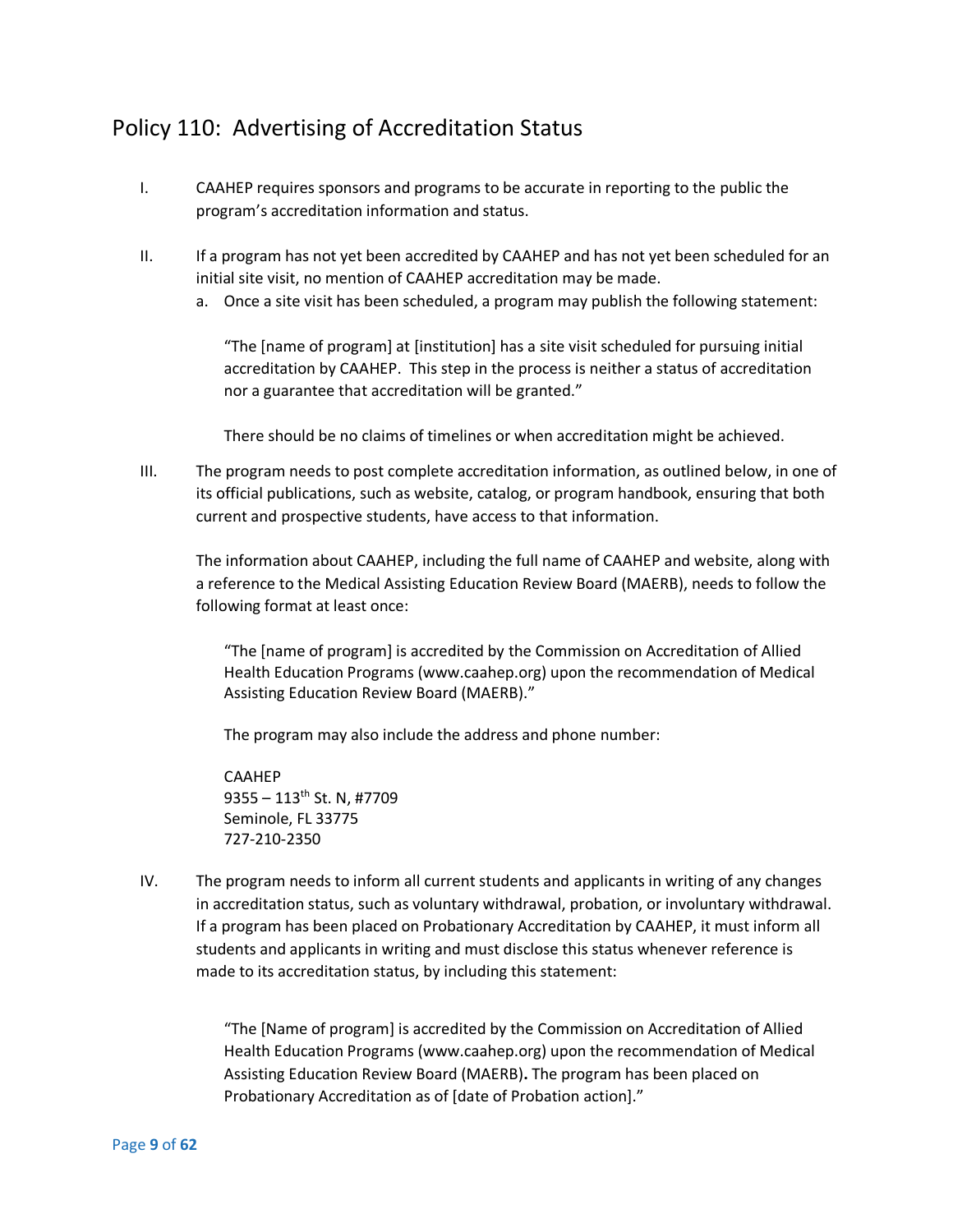## Policy 110: Advertising of Accreditation Status

I. CAAHEP requires sponsors and programs to be accurate in reporting to the public the program's accreditation information and status.

II. If a program has not yet been accredited by CAAHEP and has not yet been scheduled for an initial site visit, no mention of CAAHEP accreditation may be made.

   a. Once a site visit has been scheduled, a program may publish the following statement:

      "The [name of program] at [institution] has a site visit scheduled for pursuing initial accreditation by CAAHEP. This step in the process is neither a status of accreditation nor a guarantee that accreditation will be granted."

      There should be no claims of timelines or when accreditation might be achieved.

III. The program needs to post complete accreditation information, as outlined below, in one of its official publications, such as website, catalog, or program handbook, ensuring that both current and prospective students, have access to that information.

   The information about CAAHEP, including the full name of CAAHEP and website, along with a reference to the Medical Assisting Education Review Board (MAERB), needs to follow the following format at least once:

      "The [name of program] is accredited by the Commission on Accreditation of Allied Health Education Programs (www.caahep.org) upon the recommendation of Medical Assisting Education Review Board (MAERB)."

      The program may also include the address and phone number:

      CAAHEP
      9355 – 113th St. N, #7709
      Seminole, FL 33775
      727-210-2350

IV. The program needs to inform all current students and applicants in writing of any changes in accreditation status, such as voluntary withdrawal, probation, or involuntary withdrawal. If a program has been placed on Probationary Accreditation by CAAHEP, it must inform all students and applicants in writing and must disclose this status whenever reference is made to its accreditation status, by including this statement:

      "The [Name of program] is accredited by the Commission on Accreditation of Allied Health Education Programs (www.caahep.org) upon the recommendation of Medical Assisting Education Review Board (MAERB)**.** The program has been placed on Probationary Accreditation as of [date of Probation action]."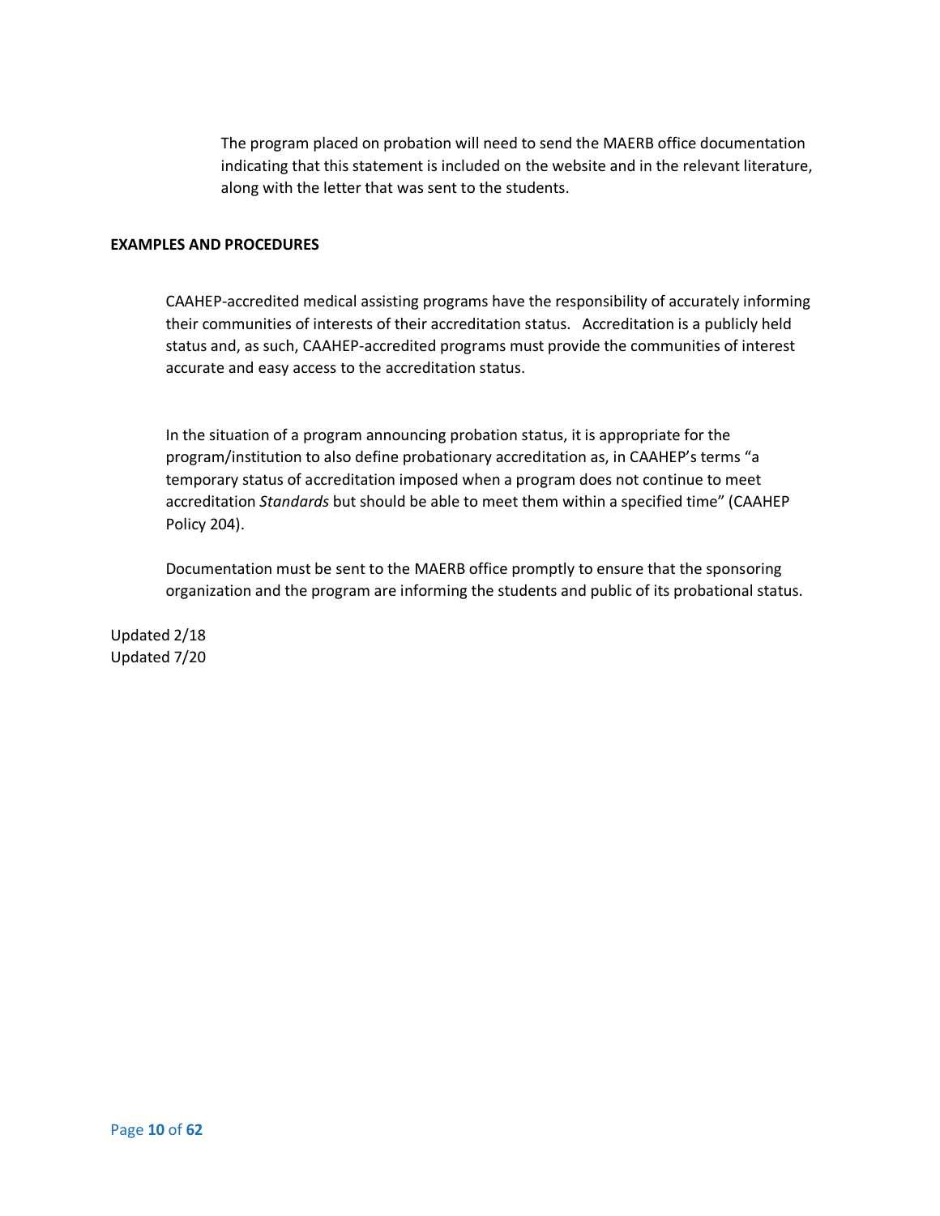The program placed on probation will need to send the MAERB office documentation indicating that this statement is included on the website and in the relevant literature, along with the letter that was sent to the students.

**EXAMPLES AND PROCEDURES**

CAAHEP-accredited medical assisting programs have the responsibility of accurately informing their communities of interests of their accreditation status. Accreditation is a publicly held status and, as such, CAAHEP-accredited programs must provide the communities of interest accurate and easy access to the accreditation status.

In the situation of a program announcing probation status, it is appropriate for the program/institution to also define probationary accreditation as, in CAAHEP's terms "a temporary status of accreditation imposed when a program does not continue to meet accreditation *Standards* but should be able to meet them within a specified time" (CAAHEP Policy 204).

Documentation must be sent to the MAERB office promptly to ensure that the sponsoring organization and the program are informing the students and public of its probational status.

Updated 2/18
Updated 7/20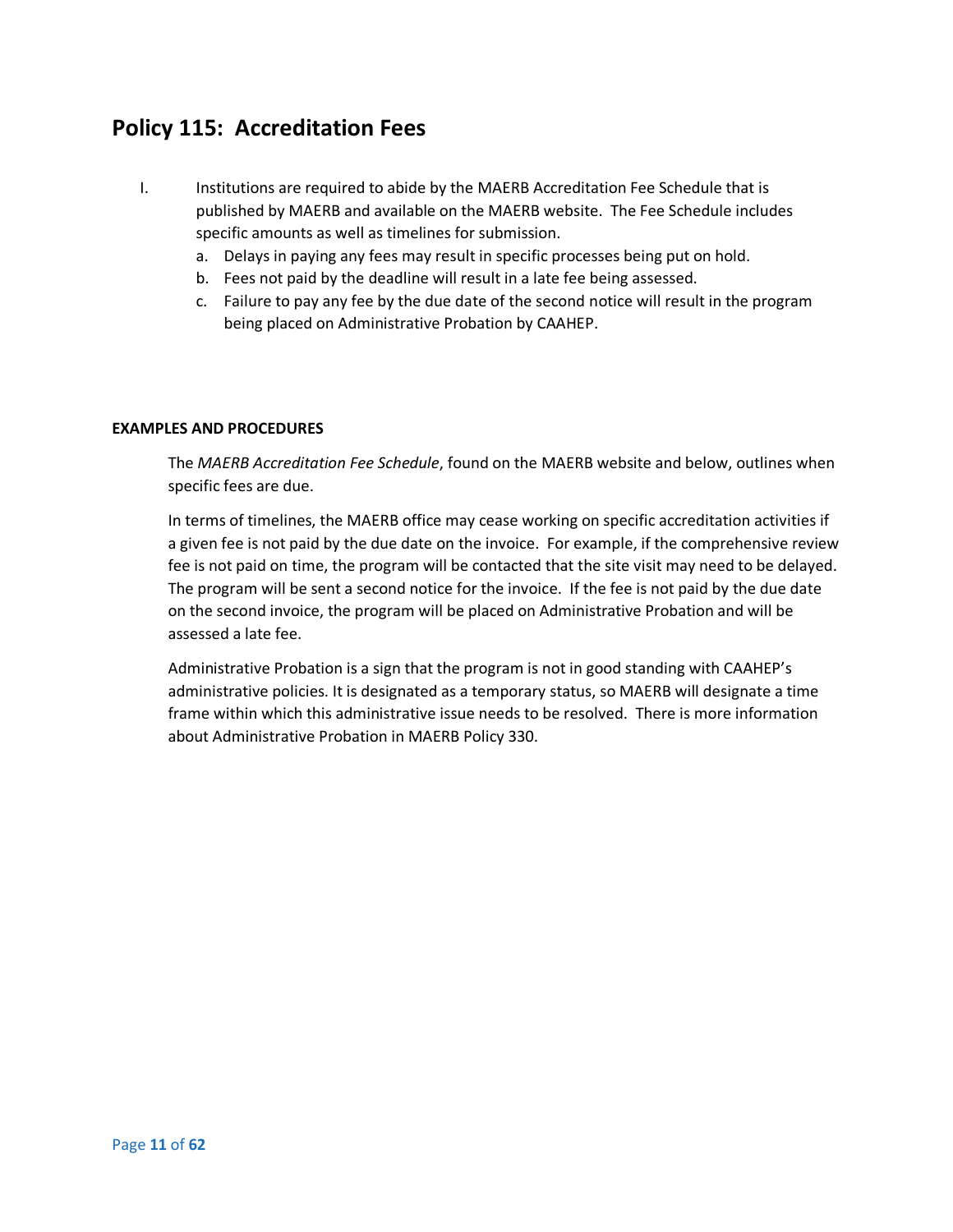## Policy 115: Accreditation Fees

I. Institutions are required to abide by the MAERB Accreditation Fee Schedule that is published by MAERB and available on the MAERB website. The Fee Schedule includes specific amounts as well as timelines for submission.
   a. Delays in paying any fees may result in specific processes being put on hold.
   b. Fees not paid by the deadline will result in a late fee being assessed.
   c. Failure to pay any fee by the due date of the second notice will result in the program being placed on Administrative Probation by CAAHEP.

**EXAMPLES AND PROCEDURES**

The *MAERB Accreditation Fee Schedule*, found on the MAERB website and below, outlines when specific fees are due.

In terms of timelines, the MAERB office may cease working on specific accreditation activities if a given fee is not paid by the due date on the invoice. For example, if the comprehensive review fee is not paid on time, the program will be contacted that the site visit may need to be delayed. The program will be sent a second notice for the invoice. If the fee is not paid by the due date on the second invoice, the program will be placed on Administrative Probation and will be assessed a late fee.

Administrative Probation is a sign that the program is not in good standing with CAAHEP's administrative policies. It is designated as a temporary status, so MAERB will designate a time frame within which this administrative issue needs to be resolved. There is more information about Administrative Probation in MAERB Policy 330.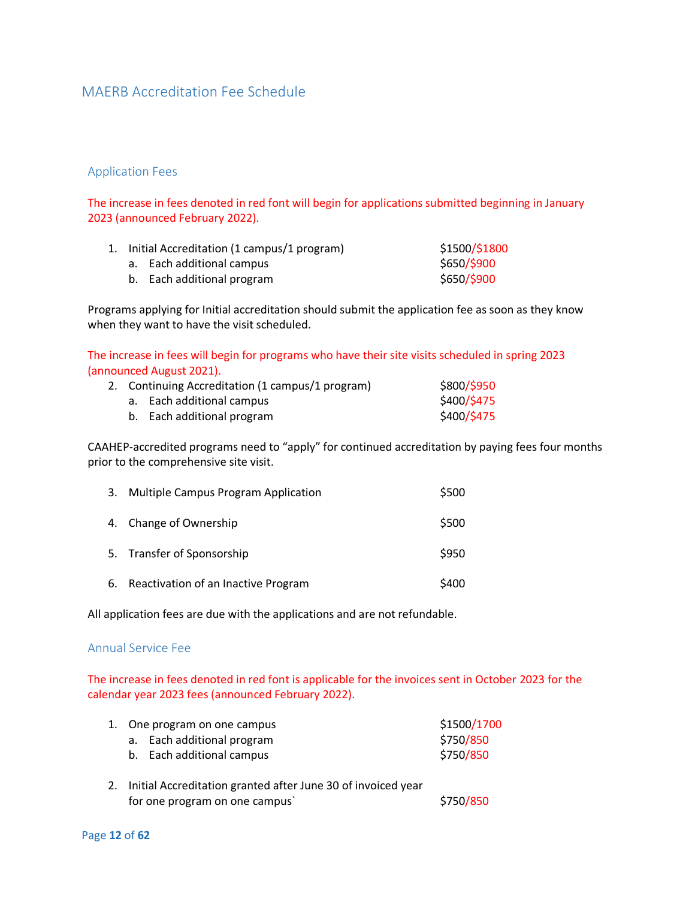# MAERB Accreditation Fee Schedule

## Application Fees

The increase in fees denoted in red font will begin for applications submitted beginning in January 2023 (announced February 2022).

1. Initial Accreditation (1 campus/1 program) — $1500/$1800
   a. Each additional campus — $650/$900
   b. Each additional program — $650/$900

Programs applying for Initial accreditation should submit the application fee as soon as they know when they want to have the visit scheduled.

The increase in fees will begin for programs who have their site visits scheduled in spring 2023 (announced August 2021).

2. Continuing Accreditation (1 campus/1 program) — $800/$950
   a. Each additional campus — $400/$475
   b. Each additional program — $400/$475

CAAHEP-accredited programs need to "apply" for continued accreditation by paying fees four months prior to the comprehensive site visit.

3. Multiple Campus Program Application — $500

4. Change of Ownership — $500

5. Transfer of Sponsorship — $950

6. Reactivation of an Inactive Program — $400

All application fees are due with the applications and are not refundable.

## Annual Service Fee

The increase in fees denoted in red font is applicable for the invoices sent in October 2023 for the calendar year 2023 fees (announced February 2022).

1. One program on one campus — $1500/1700
   a. Each additional program — $750/850
   b. Each additional campus — $750/850

2. Initial Accreditation granted after June 30 of invoiced year for one program on one campus` — $750/850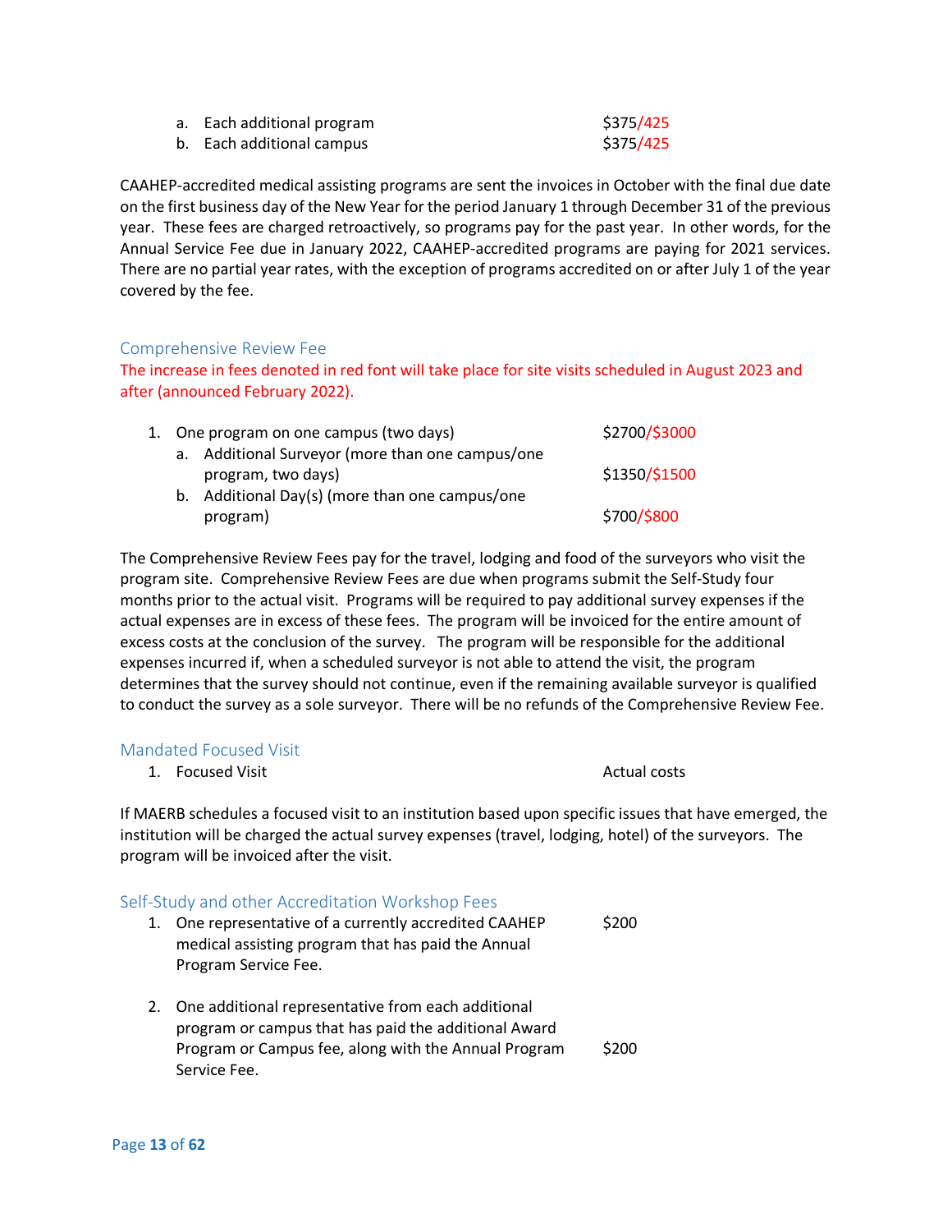a. Each additional program $375/425
b. Each additional campus $375/425

CAAHEP-accredited medical assisting programs are sent the invoices in October with the final due date on the first business day of the New Year for the period January 1 through December 31 of the previous year. These fees are charged retroactively, so programs pay for the past year. In other words, for the Annual Service Fee due in January 2022, CAAHEP-accredited programs are paying for 2021 services. There are no partial year rates, with the exception of programs accredited on or after July 1 of the year covered by the fee.

## Comprehensive Review Fee

The increase in fees denoted in red font will take place for site visits scheduled in August 2023 and after (announced February 2022).

1. One program on one campus (two days) $2700/$3000
   a. Additional Surveyor (more than one campus/one program, two days) $1350/$1500
   b. Additional Day(s) (more than one campus/one program) $700/$800

The Comprehensive Review Fees pay for the travel, lodging and food of the surveyors who visit the program site. Comprehensive Review Fees are due when programs submit the Self-Study four months prior to the actual visit. Programs will be required to pay additional survey expenses if the actual expenses are in excess of these fees. The program will be invoiced for the entire amount of excess costs at the conclusion of the survey. The program will be responsible for the additional expenses incurred if, when a scheduled surveyor is not able to attend the visit, the program determines that the survey should not continue, even if the remaining available surveyor is qualified to conduct the survey as a sole surveyor. There will be no refunds of the Comprehensive Review Fee.

## Mandated Focused Visit

1. Focused Visit Actual costs

If MAERB schedules a focused visit to an institution based upon specific issues that have emerged, the institution will be charged the actual survey expenses (travel, lodging, hotel) of the surveyors. The program will be invoiced after the visit.

## Self-Study and other Accreditation Workshop Fees

1. One representative of a currently accredited CAAHEP medical assisting program that has paid the Annual Program Service Fee. $200

2. One additional representative from each additional program or campus that has paid the additional Award Program or Campus fee, along with the Annual Program Service Fee. $200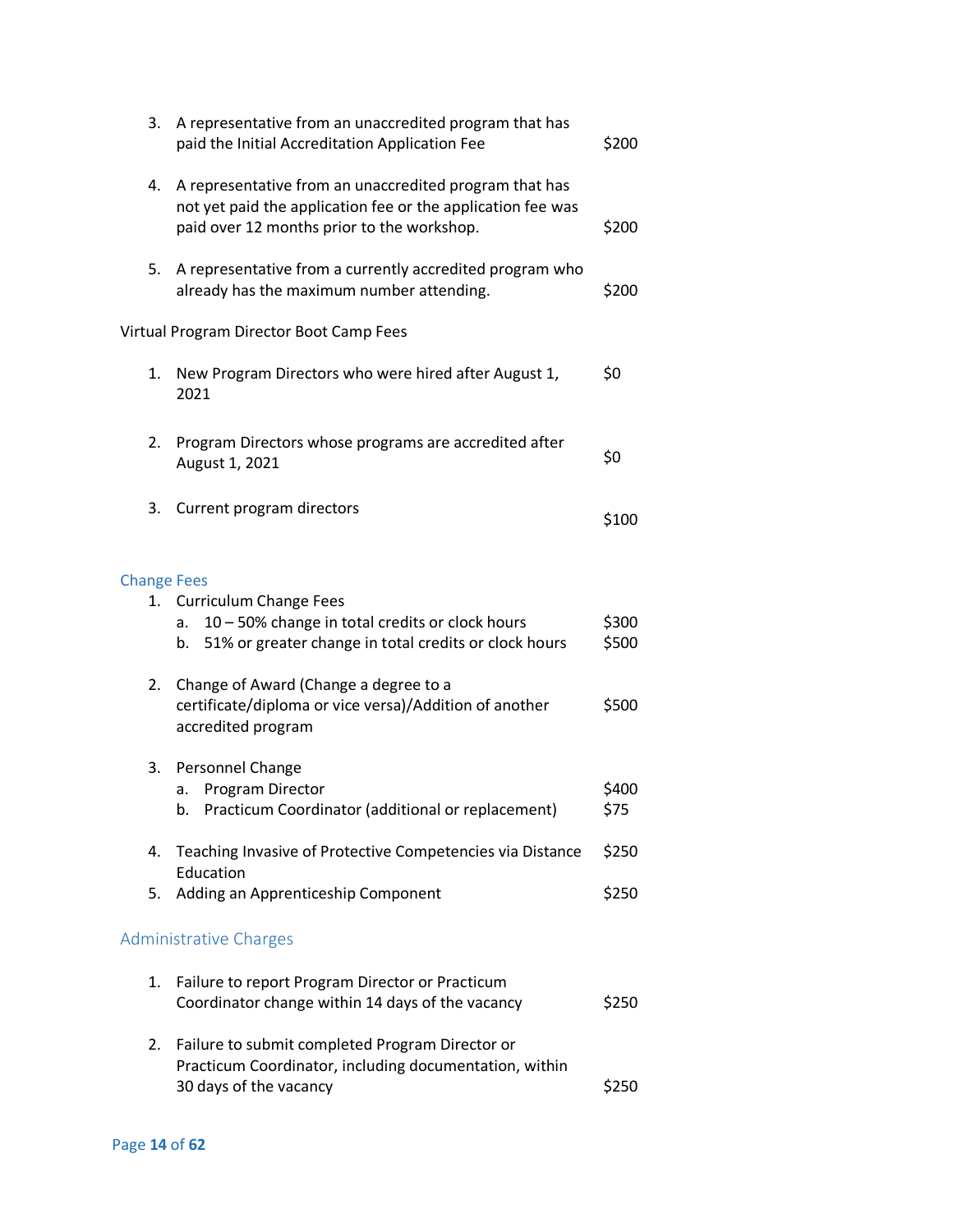| | |
|---|---|
| 3. A representative from an unaccredited program that has paid the Initial Accreditation Application Fee | $200 |
| 4. A representative from an unaccredited program that has not yet paid the application fee or the application fee was paid over 12 months prior to the workshop. | $200 |
| 5. A representative from a currently accredited program who already has the maximum number attending. | $200 |

Virtual Program Director Boot Camp Fees

| | |
|---|---|
| 1. New Program Directors who were hired after August 1, 2021 | $0 |
| 2. Program Directors whose programs are accredited after August 1, 2021 | $0 |
| 3. Current program directors | $100 |

## Change Fees

| | |
|---|---|
| 1. Curriculum Change Fees | |
| a. 10 – 50% change in total credits or clock hours | $300 |
| b. 51% or greater change in total credits or clock hours | $500 |
| 2. Change of Award (Change a degree to a certificate/diploma or vice versa)/Addition of another accredited program | $500 |
| 3. Personnel Change | |
| a. Program Director | $400 |
| b. Practicum Coordinator (additional or replacement) | $75 |
| 4. Teaching Invasive of Protective Competencies via Distance Education | $250 |
| 5. Adding an Apprenticeship Component | $250 |

## Administrative Charges

| | |
|---|---|
| 1. Failure to report Program Director or Practicum Coordinator change within 14 days of the vacancy | $250 |
| 2. Failure to submit completed Program Director or Practicum Coordinator, including documentation, within 30 days of the vacancy | $250 |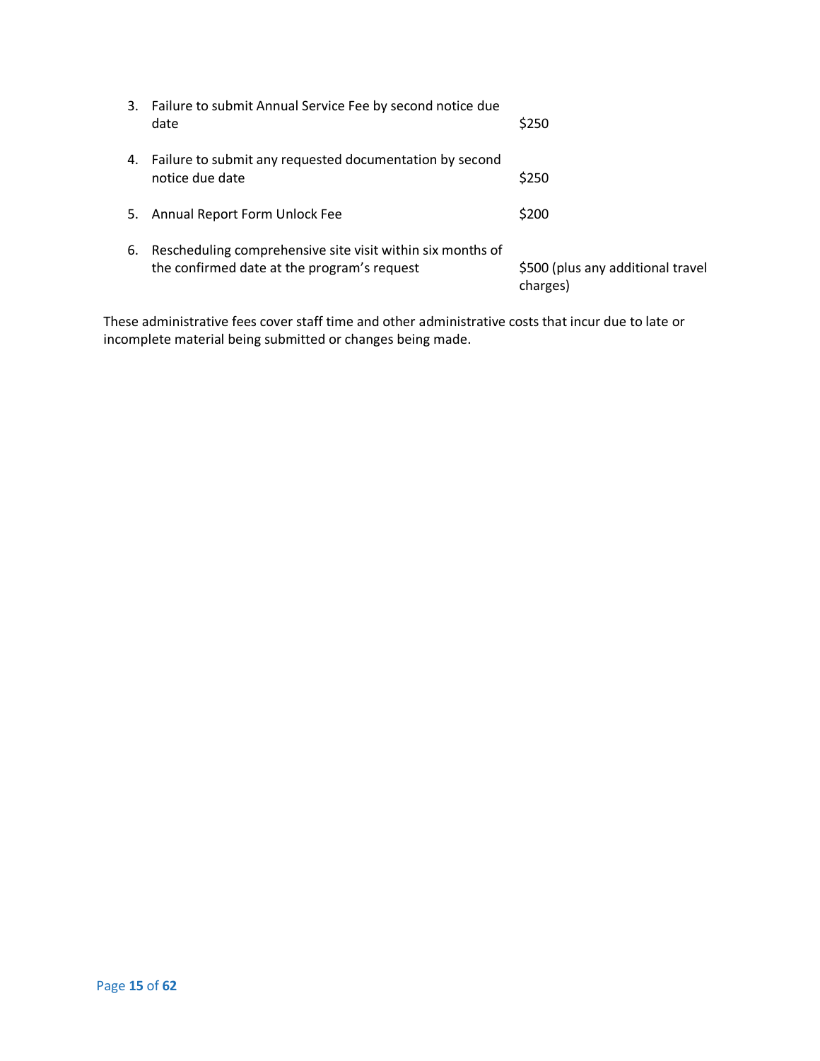3. Failure to submit Annual Service Fee by second notice due date — $250

4. Failure to submit any requested documentation by second notice due date — $250

5. Annual Report Form Unlock Fee — $200

6. Rescheduling comprehensive site visit within six months of the confirmed date at the program's request — $500 (plus any additional travel charges)

These administrative fees cover staff time and other administrative costs that incur due to late or incomplete material being submitted or changes being made.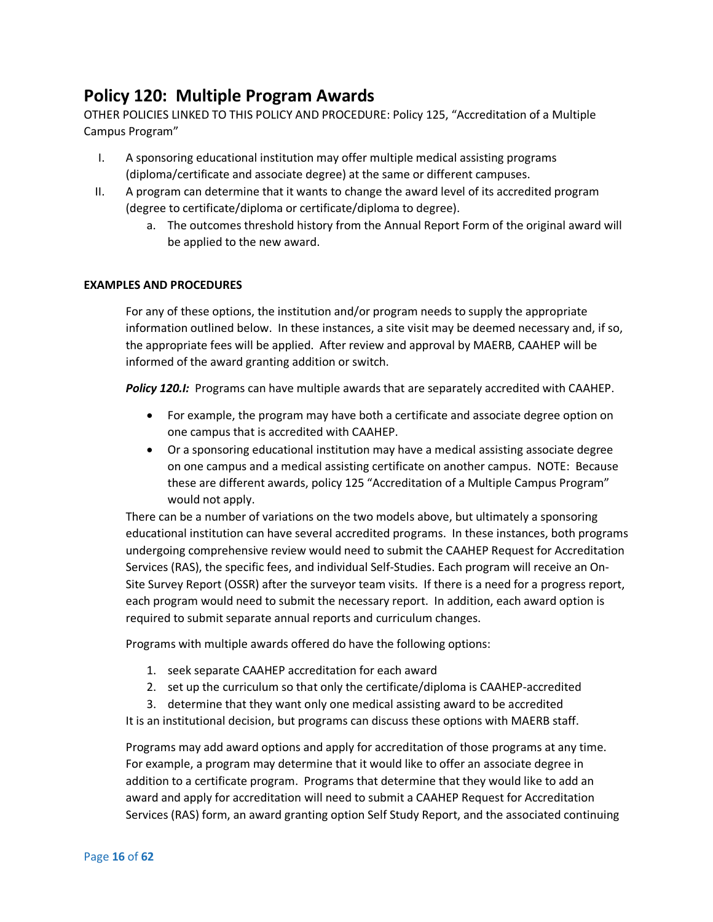## Policy 120: Multiple Program Awards

OTHER POLICIES LINKED TO THIS POLICY AND PROCEDURE: Policy 125, "Accreditation of a Multiple Campus Program"

I. A sponsoring educational institution may offer multiple medical assisting programs (diploma/certificate and associate degree) at the same or different campuses.
II. A program can determine that it wants to change the award level of its accredited program (degree to certificate/diploma or certificate/diploma to degree).
    a. The outcomes threshold history from the Annual Report Form of the original award will be applied to the new award.

**EXAMPLES AND PROCEDURES**

For any of these options, the institution and/or program needs to supply the appropriate information outlined below. In these instances, a site visit may be deemed necessary and, if so, the appropriate fees will be applied. After review and approval by MAERB, CAAHEP will be informed of the award granting addition or switch.

***Policy 120.I:*** Programs can have multiple awards that are separately accredited with CAAHEP.

- For example, the program may have both a certificate and associate degree option on one campus that is accredited with CAAHEP.
- Or a sponsoring educational institution may have a medical assisting associate degree on one campus and a medical assisting certificate on another campus. NOTE: Because these are different awards, policy 125 "Accreditation of a Multiple Campus Program" would not apply.

There can be a number of variations on the two models above, but ultimately a sponsoring educational institution can have several accredited programs. In these instances, both programs undergoing comprehensive review would need to submit the CAAHEP Request for Accreditation Services (RAS), the specific fees, and individual Self-Studies. Each program will receive an On-Site Survey Report (OSSR) after the surveyor team visits. If there is a need for a progress report, each program would need to submit the necessary report. In addition, each award option is required to submit separate annual reports and curriculum changes.

Programs with multiple awards offered do have the following options:

1. seek separate CAAHEP accreditation for each award
2. set up the curriculum so that only the certificate/diploma is CAAHEP-accredited
3. determine that they want only one medical assisting award to be accredited

It is an institutional decision, but programs can discuss these options with MAERB staff.

Programs may add award options and apply for accreditation of those programs at any time. For example, a program may determine that it would like to offer an associate degree in addition to a certificate program. Programs that determine that they would like to add an award and apply for accreditation will need to submit a CAAHEP Request for Accreditation Services (RAS) form, an award granting option Self Study Report, and the associated continuing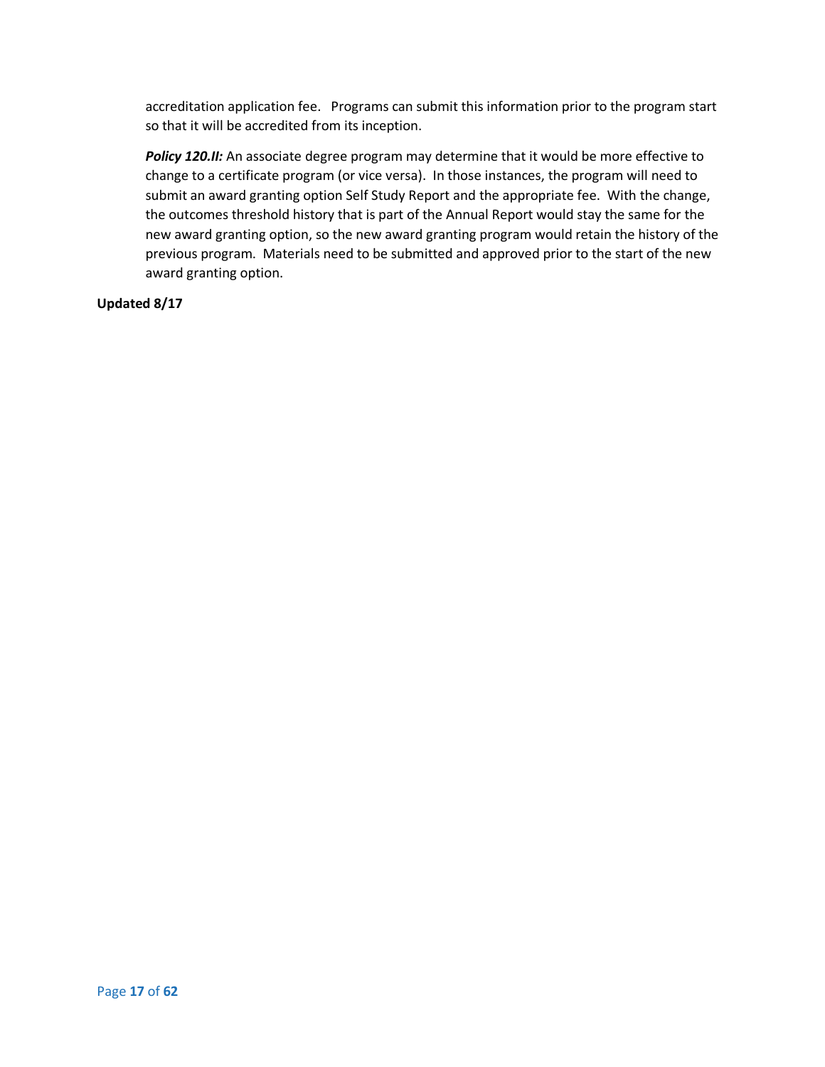accreditation application fee. Programs can submit this information prior to the program start so that it will be accredited from its inception.

***Policy 120.II:*** An associate degree program may determine that it would be more effective to change to a certificate program (or vice versa). In those instances, the program will need to submit an award granting option Self Study Report and the appropriate fee. With the change, the outcomes threshold history that is part of the Annual Report would stay the same for the new award granting option, so the new award granting program would retain the history of the previous program. Materials need to be submitted and approved prior to the start of the new award granting option.

**Updated 8/17**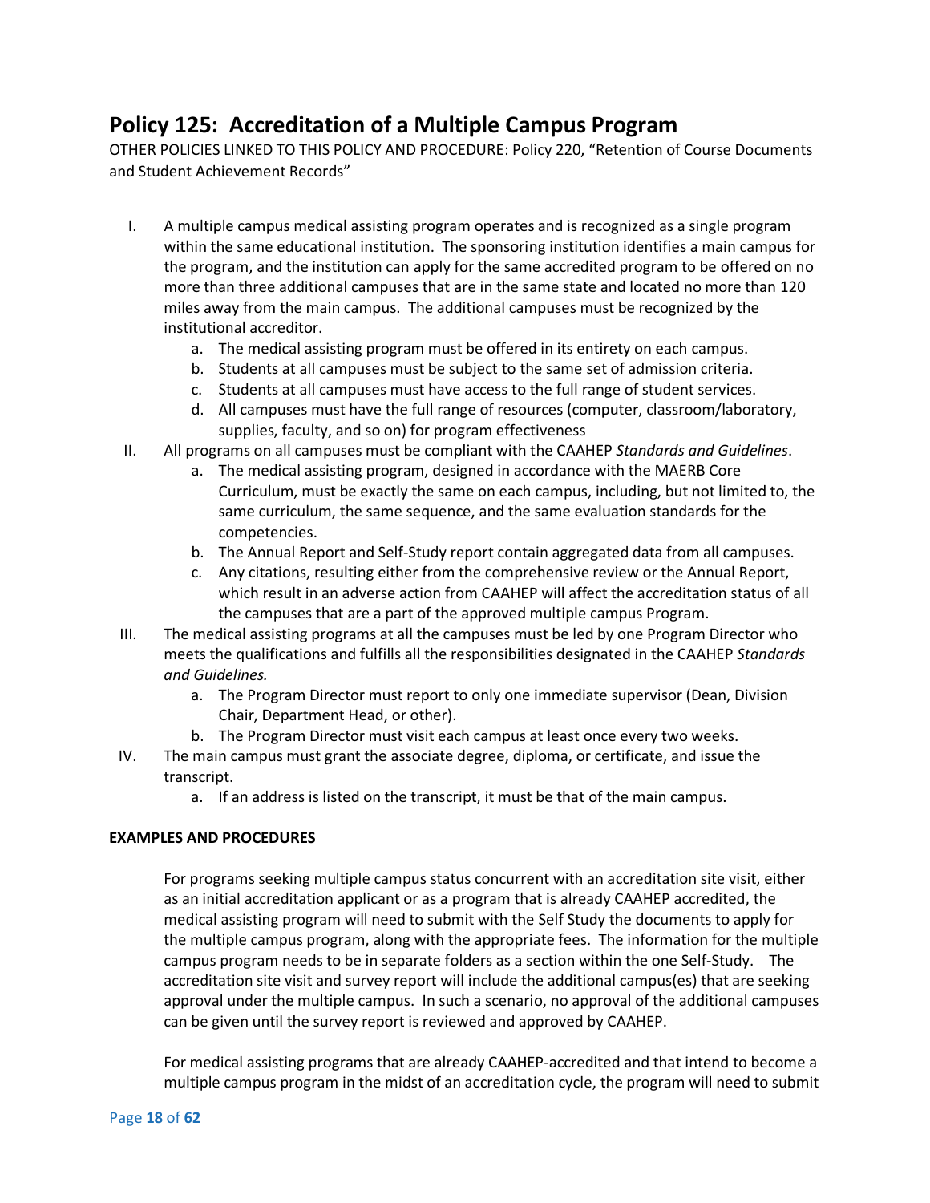## Policy 125: Accreditation of a Multiple Campus Program

OTHER POLICIES LINKED TO THIS POLICY AND PROCEDURE: Policy 220, "Retention of Course Documents and Student Achievement Records"

I. A multiple campus medical assisting program operates and is recognized as a single program within the same educational institution. The sponsoring institution identifies a main campus for the program, and the institution can apply for the same accredited program to be offered on no more than three additional campuses that are in the same state and located no more than 120 miles away from the main campus. The additional campuses must be recognized by the institutional accreditor.
   a. The medical assisting program must be offered in its entirety on each campus.
   b. Students at all campuses must be subject to the same set of admission criteria.
   c. Students at all campuses must have access to the full range of student services.
   d. All campuses must have the full range of resources (computer, classroom/laboratory, supplies, faculty, and so on) for program effectiveness

II. All programs on all campuses must be compliant with the CAAHEP *Standards and Guidelines*.
   a. The medical assisting program, designed in accordance with the MAERB Core Curriculum, must be exactly the same on each campus, including, but not limited to, the same curriculum, the same sequence, and the same evaluation standards for the competencies.
   b. The Annual Report and Self-Study report contain aggregated data from all campuses.
   c. Any citations, resulting either from the comprehensive review or the Annual Report, which result in an adverse action from CAAHEP will affect the accreditation status of all the campuses that are a part of the approved multiple campus Program.

III. The medical assisting programs at all the campuses must be led by one Program Director who meets the qualifications and fulfills all the responsibilities designated in the CAAHEP *Standards and Guidelines.*
   a. The Program Director must report to only one immediate supervisor (Dean, Division Chair, Department Head, or other).
   b. The Program Director must visit each campus at least once every two weeks.

IV. The main campus must grant the associate degree, diploma, or certificate, and issue the transcript.
   a. If an address is listed on the transcript, it must be that of the main campus.

**EXAMPLES AND PROCEDURES**

For programs seeking multiple campus status concurrent with an accreditation site visit, either as an initial accreditation applicant or as a program that is already CAAHEP accredited, the medical assisting program will need to submit with the Self Study the documents to apply for the multiple campus program, along with the appropriate fees. The information for the multiple campus program needs to be in separate folders as a section within the one Self-Study. The accreditation site visit and survey report will include the additional campus(es) that are seeking approval under the multiple campus. In such a scenario, no approval of the additional campuses can be given until the survey report is reviewed and approved by CAAHEP.

For medical assisting programs that are already CAAHEP-accredited and that intend to become a multiple campus program in the midst of an accreditation cycle, the program will need to submit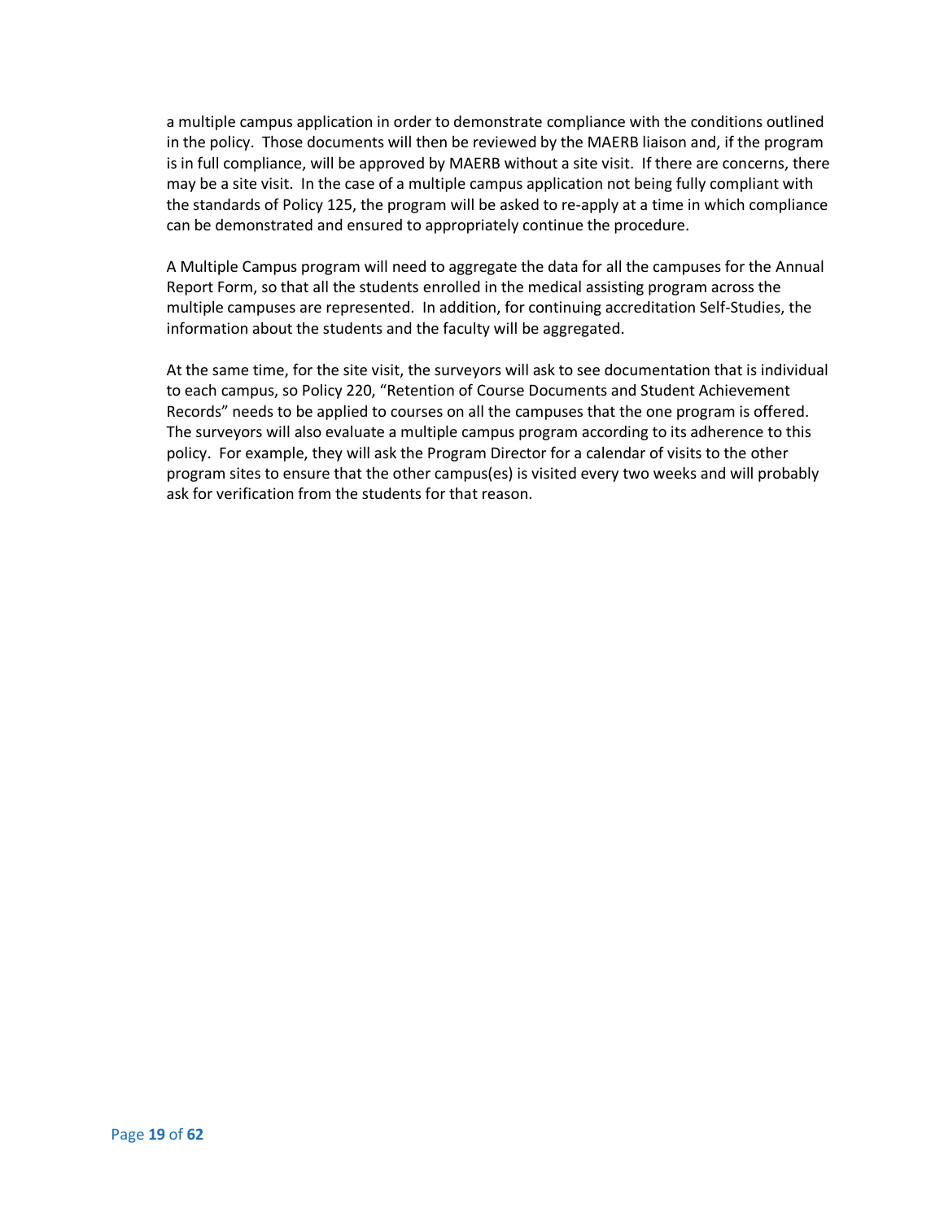a multiple campus application in order to demonstrate compliance with the conditions outlined in the policy. Those documents will then be reviewed by the MAERB liaison and, if the program is in full compliance, will be approved by MAERB without a site visit. If there are concerns, there may be a site visit. In the case of a multiple campus application not being fully compliant with the standards of Policy 125, the program will be asked to re-apply at a time in which compliance can be demonstrated and ensured to appropriately continue the procedure.

A Multiple Campus program will need to aggregate the data for all the campuses for the Annual Report Form, so that all the students enrolled in the medical assisting program across the multiple campuses are represented. In addition, for continuing accreditation Self-Studies, the information about the students and the faculty will be aggregated.

At the same time, for the site visit, the surveyors will ask to see documentation that is individual to each campus, so Policy 220, "Retention of Course Documents and Student Achievement Records" needs to be applied to courses on all the campuses that the one program is offered. The surveyors will also evaluate a multiple campus program according to its adherence to this policy. For example, they will ask the Program Director for a calendar of visits to the other program sites to ensure that the other campus(es) is visited every two weeks and will probably ask for verification from the students for that reason.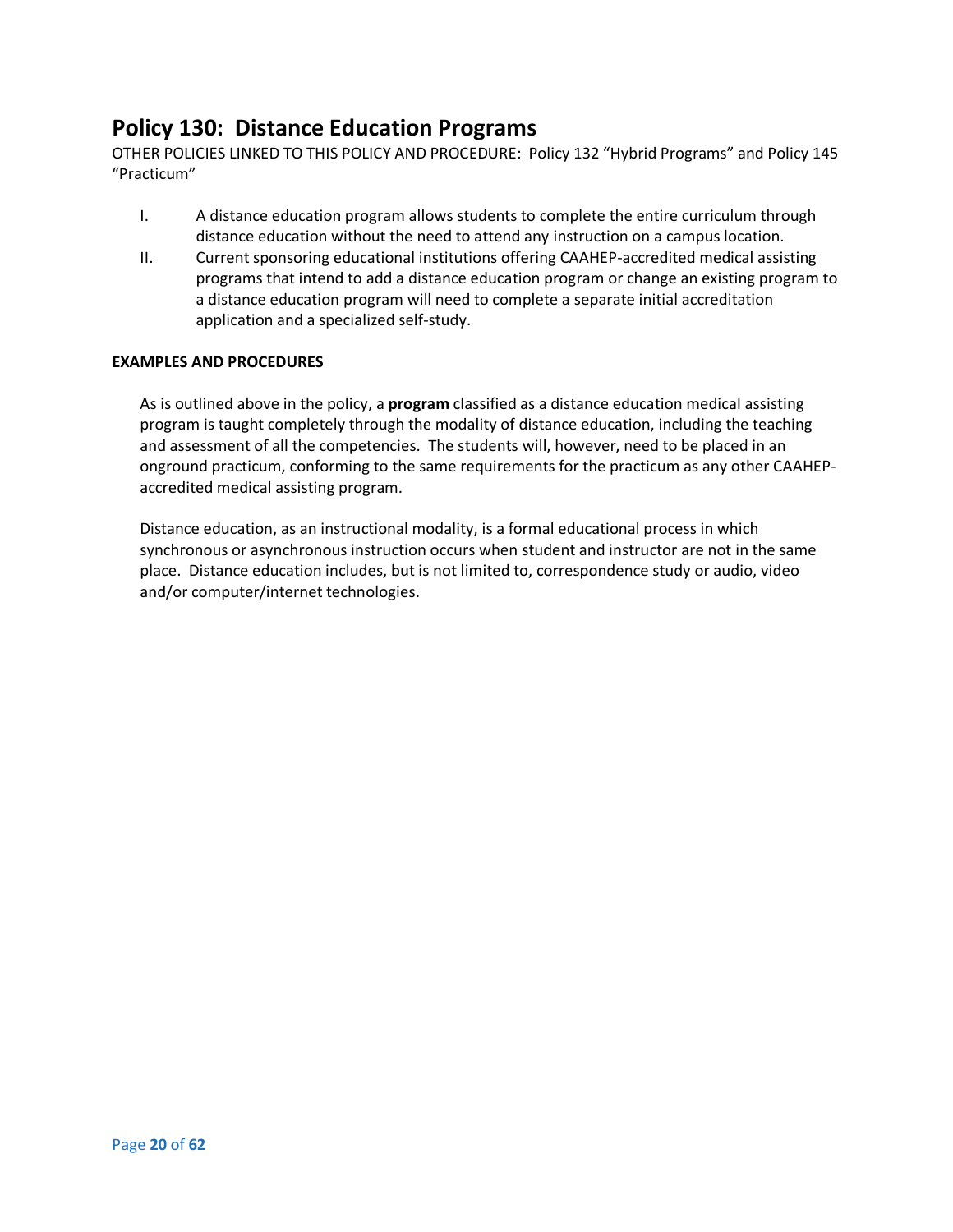## Policy 130: Distance Education Programs

OTHER POLICIES LINKED TO THIS POLICY AND PROCEDURE: Policy 132 “Hybrid Programs” and Policy 145 “Practicum”

I. A distance education program allows students to complete the entire curriculum through distance education without the need to attend any instruction on a campus location.

II. Current sponsoring educational institutions offering CAAHEP-accredited medical assisting programs that intend to add a distance education program or change an existing program to a distance education program will need to complete a separate initial accreditation application and a specialized self-study.

**EXAMPLES AND PROCEDURES**

As is outlined above in the policy, a **program** classified as a distance education medical assisting program is taught completely through the modality of distance education, including the teaching and assessment of all the competencies. The students will, however, need to be placed in an onground practicum, conforming to the same requirements for the practicum as any other CAAHEP-accredited medical assisting program.

Distance education, as an instructional modality, is a formal educational process in which synchronous or asynchronous instruction occurs when student and instructor are not in the same place. Distance education includes, but is not limited to, correspondence study or audio, video and/or computer/internet technologies.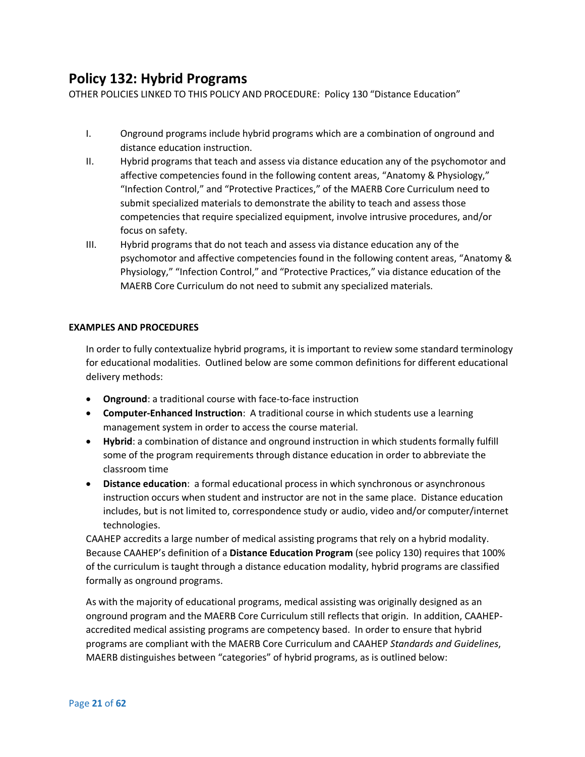## Policy 132: Hybrid Programs

OTHER POLICIES LINKED TO THIS POLICY AND PROCEDURE: Policy 130 "Distance Education"

I. Onground programs include hybrid programs which are a combination of onground and distance education instruction.

II. Hybrid programs that teach and assess via distance education any of the psychomotor and affective competencies found in the following content areas, "Anatomy & Physiology," "Infection Control," and "Protective Practices," of the MAERB Core Curriculum need to submit specialized materials to demonstrate the ability to teach and assess those competencies that require specialized equipment, involve intrusive procedures, and/or focus on safety.

III. Hybrid programs that do not teach and assess via distance education any of the psychomotor and affective competencies found in the following content areas, "Anatomy & Physiology," "Infection Control," and "Protective Practices," via distance education of the MAERB Core Curriculum do not need to submit any specialized materials.

**EXAMPLES AND PROCEDURES**

In order to fully contextualize hybrid programs, it is important to review some standard terminology for educational modalities. Outlined below are some common definitions for different educational delivery methods:

- **Onground**: a traditional course with face-to-face instruction
- **Computer-Enhanced Instruction**: A traditional course in which students use a learning management system in order to access the course material.
- **Hybrid**: a combination of distance and onground instruction in which students formally fulfill some of the program requirements through distance education in order to abbreviate the classroom time
- **Distance education**: a formal educational process in which synchronous or asynchronous instruction occurs when student and instructor are not in the same place. Distance education includes, but is not limited to, correspondence study or audio, video and/or computer/internet technologies.

CAAHEP accredits a large number of medical assisting programs that rely on a hybrid modality. Because CAAHEP's definition of a **Distance Education Program** (see policy 130) requires that 100% of the curriculum is taught through a distance education modality, hybrid programs are classified formally as onground programs.

As with the majority of educational programs, medical assisting was originally designed as an onground program and the MAERB Core Curriculum still reflects that origin. In addition, CAAHEP-accredited medical assisting programs are competency based. In order to ensure that hybrid programs are compliant with the MAERB Core Curriculum and CAAHEP *Standards and Guidelines*, MAERB distinguishes between "categories" of hybrid programs, as is outlined below: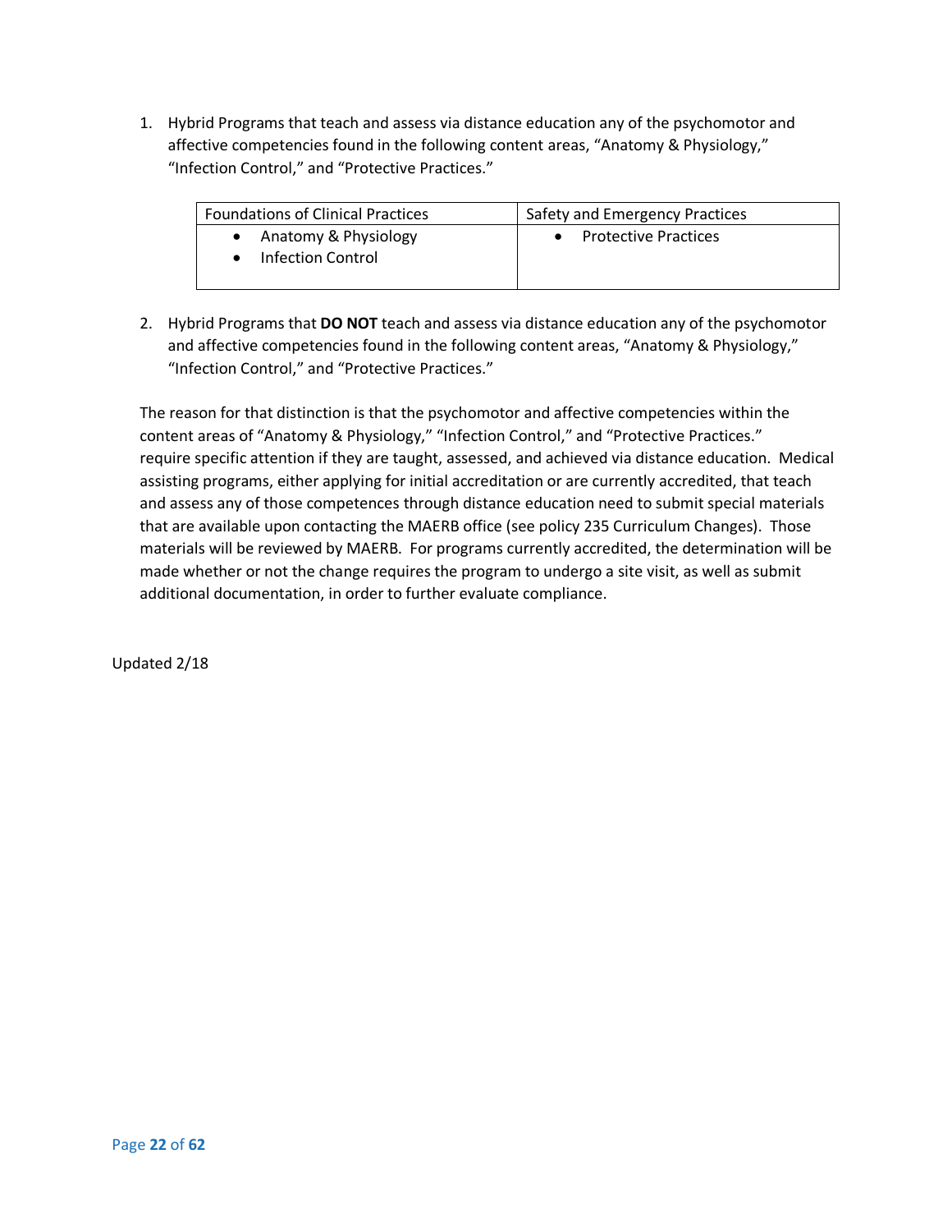1. Hybrid Programs that teach and assess via distance education any of the psychomotor and affective competencies found in the following content areas, "Anatomy & Physiology," "Infection Control," and "Protective Practices."

| Foundations of Clinical Practices | Safety and Emergency Practices |
|---|---|
| • Anatomy & Physiology<br>• Infection Control | • Protective Practices |

2. Hybrid Programs that **DO NOT** teach and assess via distance education any of the psychomotor and affective competencies found in the following content areas, "Anatomy & Physiology," "Infection Control," and "Protective Practices."

The reason for that distinction is that the psychomotor and affective competencies within the content areas of "Anatomy & Physiology," "Infection Control," and "Protective Practices." require specific attention if they are taught, assessed, and achieved via distance education. Medical assisting programs, either applying for initial accreditation or are currently accredited, that teach and assess any of those competences through distance education need to submit special materials that are available upon contacting the MAERB office (see policy 235 Curriculum Changes). Those materials will be reviewed by MAERB. For programs currently accredited, the determination will be made whether or not the change requires the program to undergo a site visit, as well as submit additional documentation, in order to further evaluate compliance.

Updated 2/18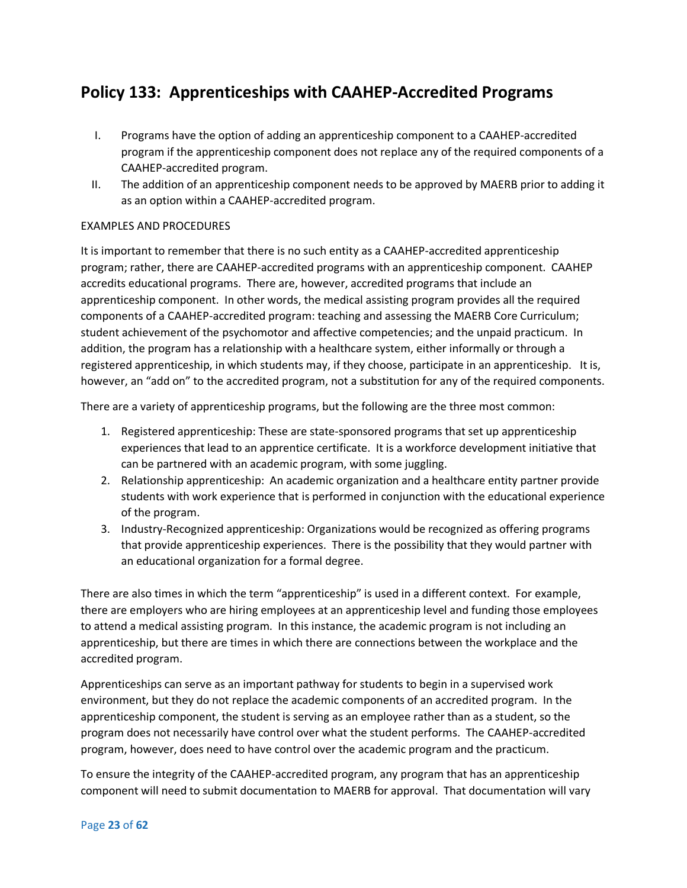## Policy 133: Apprenticeships with CAAHEP-Accredited Programs

I. Programs have the option of adding an apprenticeship component to a CAAHEP-accredited program if the apprenticeship component does not replace any of the required components of a CAAHEP-accredited program.

II. The addition of an apprenticeship component needs to be approved by MAERB prior to adding it as an option within a CAAHEP-accredited program.

EXAMPLES AND PROCEDURES

It is important to remember that there is no such entity as a CAAHEP-accredited apprenticeship program; rather, there are CAAHEP-accredited programs with an apprenticeship component. CAAHEP accredits educational programs. There are, however, accredited programs that include an apprenticeship component. In other words, the medical assisting program provides all the required components of a CAAHEP-accredited program: teaching and assessing the MAERB Core Curriculum; student achievement of the psychomotor and affective competencies; and the unpaid practicum. In addition, the program has a relationship with a healthcare system, either informally or through a registered apprenticeship, in which students may, if they choose, participate in an apprenticeship. It is, however, an "add on" to the accredited program, not a substitution for any of the required components.

There are a variety of apprenticeship programs, but the following are the three most common:

1. Registered apprenticeship: These are state-sponsored programs that set up apprenticeship experiences that lead to an apprentice certificate. It is a workforce development initiative that can be partnered with an academic program, with some juggling.
2. Relationship apprenticeship: An academic organization and a healthcare entity partner provide students with work experience that is performed in conjunction with the educational experience of the program.
3. Industry-Recognized apprenticeship: Organizations would be recognized as offering programs that provide apprenticeship experiences. There is the possibility that they would partner with an educational organization for a formal degree.

There are also times in which the term "apprenticeship" is used in a different context. For example, there are employers who are hiring employees at an apprenticeship level and funding those employees to attend a medical assisting program. In this instance, the academic program is not including an apprenticeship, but there are times in which there are connections between the workplace and the accredited program.

Apprenticeships can serve as an important pathway for students to begin in a supervised work environment, but they do not replace the academic components of an accredited program. In the apprenticeship component, the student is serving as an employee rather than as a student, so the program does not necessarily have control over what the student performs. The CAAHEP-accredited program, however, does need to have control over the academic program and the practicum.

To ensure the integrity of the CAAHEP-accredited program, any program that has an apprenticeship component will need to submit documentation to MAERB for approval. That documentation will vary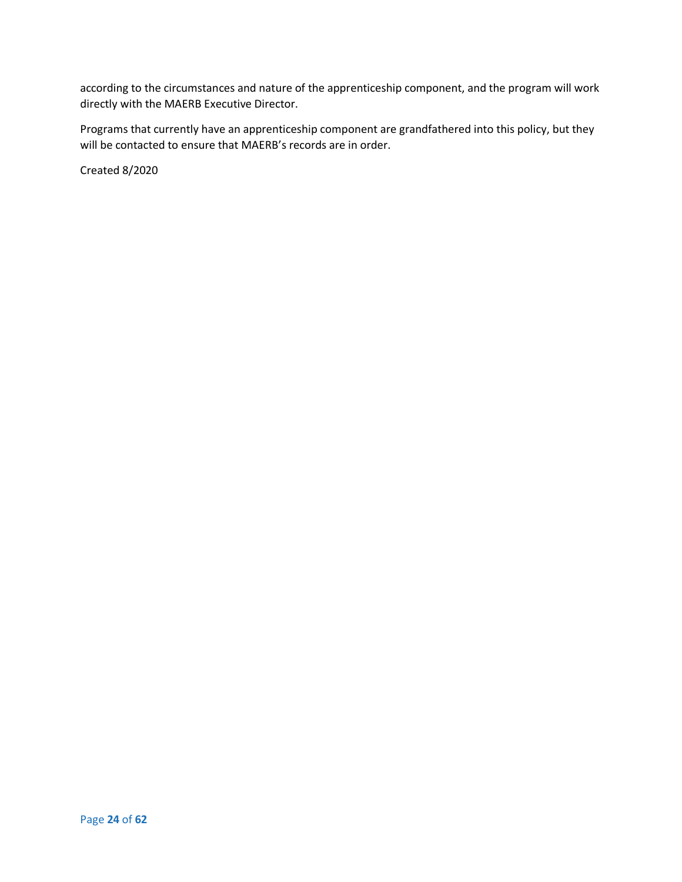according to the circumstances and nature of the apprenticeship component, and the program will work directly with the MAERB Executive Director.

Programs that currently have an apprenticeship component are grandfathered into this policy, but they will be contacted to ensure that MAERB's records are in order.

Created 8/2020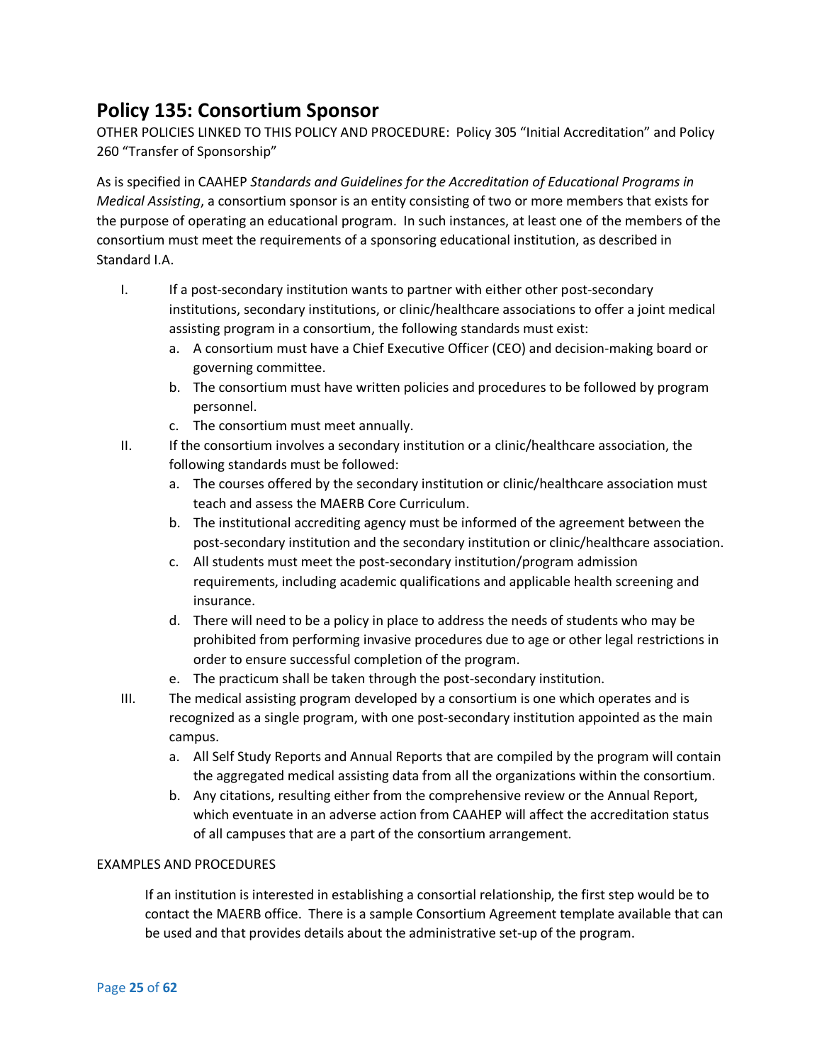## Policy 135: Consortium Sponsor

OTHER POLICIES LINKED TO THIS POLICY AND PROCEDURE: Policy 305 "Initial Accreditation" and Policy 260 "Transfer of Sponsorship"

As is specified in CAAHEP *Standards and Guidelines for the Accreditation of Educational Programs in Medical Assisting*, a consortium sponsor is an entity consisting of two or more members that exists for the purpose of operating an educational program. In such instances, at least one of the members of the consortium must meet the requirements of a sponsoring educational institution, as described in Standard I.A.

I. If a post-secondary institution wants to partner with either other post-secondary institutions, secondary institutions, or clinic/healthcare associations to offer a joint medical assisting program in a consortium, the following standards must exist:
   a. A consortium must have a Chief Executive Officer (CEO) and decision-making board or governing committee.
   b. The consortium must have written policies and procedures to be followed by program personnel.
   c. The consortium must meet annually.

II. If the consortium involves a secondary institution or a clinic/healthcare association, the following standards must be followed:
   a. The courses offered by the secondary institution or clinic/healthcare association must teach and assess the MAERB Core Curriculum.
   b. The institutional accrediting agency must be informed of the agreement between the post-secondary institution and the secondary institution or clinic/healthcare association.
   c. All students must meet the post-secondary institution/program admission requirements, including academic qualifications and applicable health screening and insurance.
   d. There will need to be a policy in place to address the needs of students who may be prohibited from performing invasive procedures due to age or other legal restrictions in order to ensure successful completion of the program.
   e. The practicum shall be taken through the post-secondary institution.

III. The medical assisting program developed by a consortium is one which operates and is recognized as a single program, with one post-secondary institution appointed as the main campus.
   a. All Self Study Reports and Annual Reports that are compiled by the program will contain the aggregated medical assisting data from all the organizations within the consortium.
   b. Any citations, resulting either from the comprehensive review or the Annual Report, which eventuate in an adverse action from CAAHEP will affect the accreditation status of all campuses that are a part of the consortium arrangement.

EXAMPLES AND PROCEDURES

If an institution is interested in establishing a consortial relationship, the first step would be to contact the MAERB office. There is a sample Consortium Agreement template available that can be used and that provides details about the administrative set-up of the program.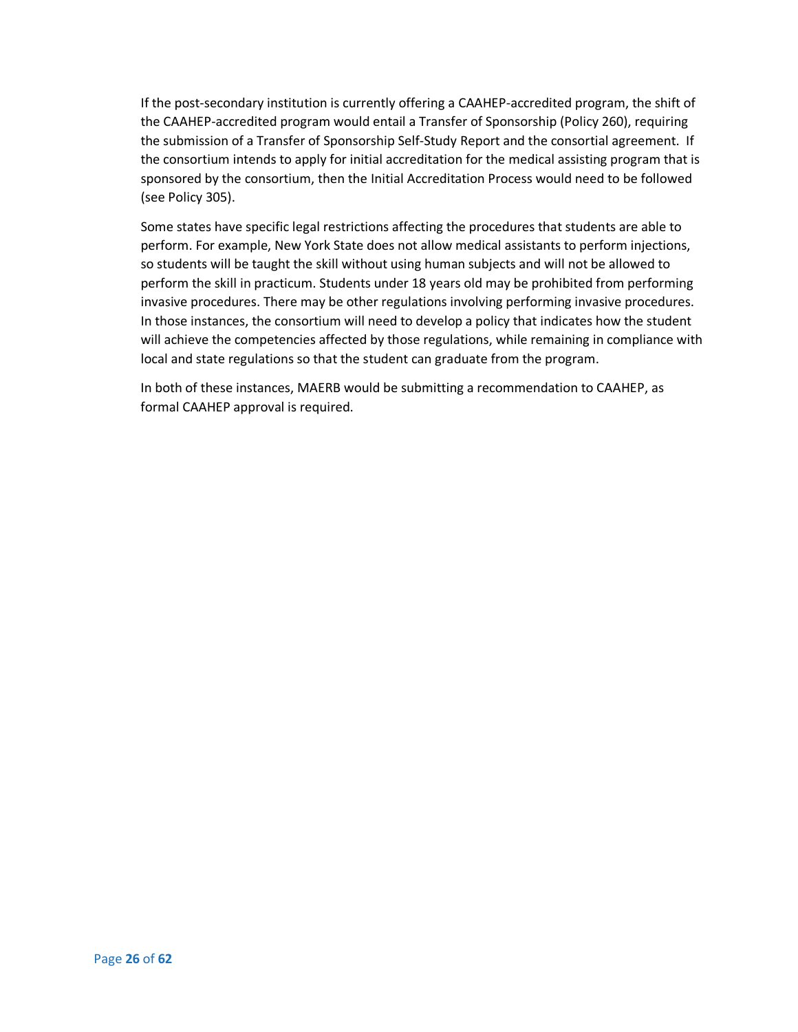If the post-secondary institution is currently offering a CAAHEP-accredited program, the shift of the CAAHEP-accredited program would entail a Transfer of Sponsorship (Policy 260), requiring the submission of a Transfer of Sponsorship Self-Study Report and the consortial agreement. If the consortium intends to apply for initial accreditation for the medical assisting program that is sponsored by the consortium, then the Initial Accreditation Process would need to be followed (see Policy 305).

Some states have specific legal restrictions affecting the procedures that students are able to perform. For example, New York State does not allow medical assistants to perform injections, so students will be taught the skill without using human subjects and will not be allowed to perform the skill in practicum. Students under 18 years old may be prohibited from performing invasive procedures. There may be other regulations involving performing invasive procedures. In those instances, the consortium will need to develop a policy that indicates how the student will achieve the competencies affected by those regulations, while remaining in compliance with local and state regulations so that the student can graduate from the program.

In both of these instances, MAERB would be submitting a recommendation to CAAHEP, as formal CAAHEP approval is required.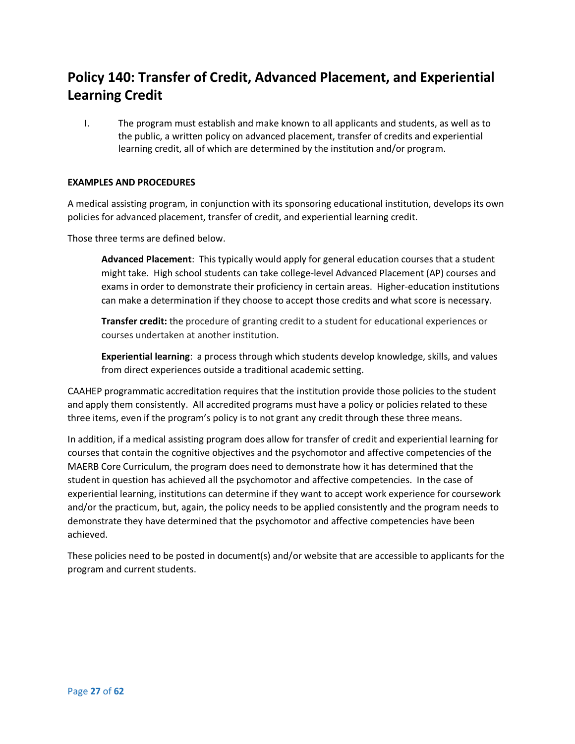## Policy 140: Transfer of Credit, Advanced Placement, and Experiential Learning Credit

I. The program must establish and make known to all applicants and students, as well as to the public, a written policy on advanced placement, transfer of credits and experiential learning credit, all of which are determined by the institution and/or program.

**EXAMPLES AND PROCEDURES**

A medical assisting program, in conjunction with its sponsoring educational institution, develops its own policies for advanced placement, transfer of credit, and experiential learning credit.

Those three terms are defined below.

> **Advanced Placement**: This typically would apply for general education courses that a student might take. High school students can take college-level Advanced Placement (AP) courses and exams in order to demonstrate their proficiency in certain areas. Higher-education institutions can make a determination if they choose to accept those credits and what score is necessary.
>
> **Transfer credit:** the procedure of granting credit to a student for educational experiences or courses undertaken at another institution.
>
> **Experiential learning**: a process through which students develop knowledge, skills, and values from direct experiences outside a traditional academic setting.

CAAHEP programmatic accreditation requires that the institution provide those policies to the student and apply them consistently. All accredited programs must have a policy or policies related to these three items, even if the program's policy is to not grant any credit through these three means.

In addition, if a medical assisting program does allow for transfer of credit and experiential learning for courses that contain the cognitive objectives and the psychomotor and affective competencies of the MAERB Core Curriculum, the program does need to demonstrate how it has determined that the student in question has achieved all the psychomotor and affective competencies. In the case of experiential learning, institutions can determine if they want to accept work experience for coursework and/or the practicum, but, again, the policy needs to be applied consistently and the program needs to demonstrate they have determined that the psychomotor and affective competencies have been achieved.

These policies need to be posted in document(s) and/or website that are accessible to applicants for the program and current students.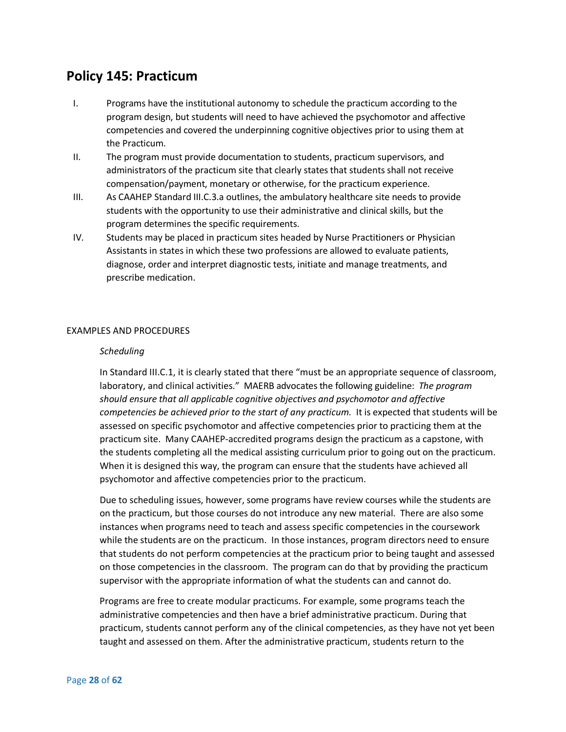## Policy 145: Practicum

I. Programs have the institutional autonomy to schedule the practicum according to the program design, but students will need to have achieved the psychomotor and affective competencies and covered the underpinning cognitive objectives prior to using them at the Practicum.

II. The program must provide documentation to students, practicum supervisors, and administrators of the practicum site that clearly states that students shall not receive compensation/payment, monetary or otherwise, for the practicum experience.

III. As CAAHEP Standard III.C.3.a outlines, the ambulatory healthcare site needs to provide students with the opportunity to use their administrative and clinical skills, but the program determines the specific requirements.

IV. Students may be placed in practicum sites headed by Nurse Practitioners or Physician Assistants in states in which these two professions are allowed to evaluate patients, diagnose, order and interpret diagnostic tests, initiate and manage treatments, and prescribe medication.

EXAMPLES AND PROCEDURES

*Scheduling*

In Standard III.C.1, it is clearly stated that there "must be an appropriate sequence of classroom, laboratory, and clinical activities." MAERB advocates the following guideline: *The program should ensure that all applicable cognitive objectives and psychomotor and affective competencies be achieved prior to the start of any practicum.* It is expected that students will be assessed on specific psychomotor and affective competencies prior to practicing them at the practicum site. Many CAAHEP-accredited programs design the practicum as a capstone, with the students completing all the medical assisting curriculum prior to going out on the practicum. When it is designed this way, the program can ensure that the students have achieved all psychomotor and affective competencies prior to the practicum.

Due to scheduling issues, however, some programs have review courses while the students are on the practicum, but those courses do not introduce any new material. There are also some instances when programs need to teach and assess specific competencies in the coursework while the students are on the practicum. In those instances, program directors need to ensure that students do not perform competencies at the practicum prior to being taught and assessed on those competencies in the classroom. The program can do that by providing the practicum supervisor with the appropriate information of what the students can and cannot do.

Programs are free to create modular practicums. For example, some programs teach the administrative competencies and then have a brief administrative practicum. During that practicum, students cannot perform any of the clinical competencies, as they have not yet been taught and assessed on them. After the administrative practicum, students return to the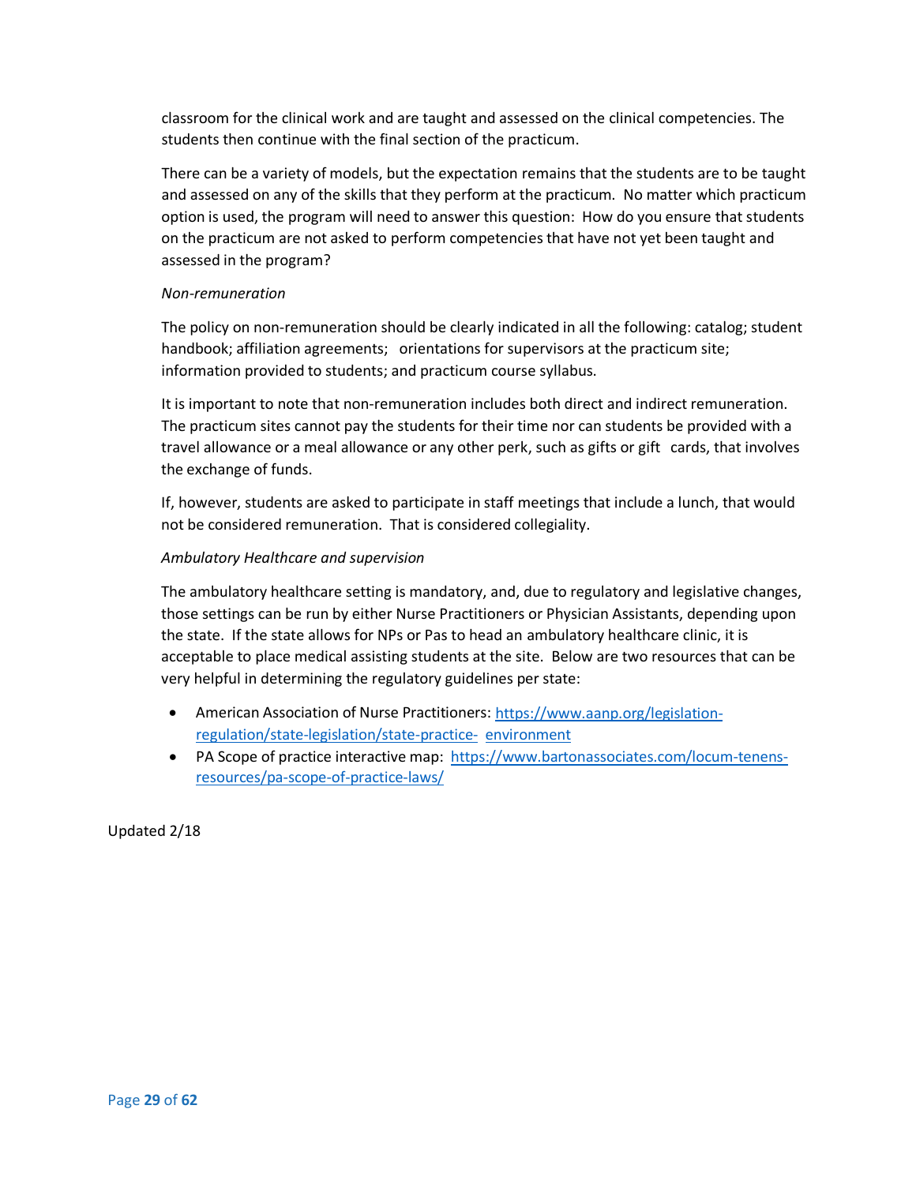classroom for the clinical work and are taught and assessed on the clinical competencies. The students then continue with the final section of the practicum.

There can be a variety of models, but the expectation remains that the students are to be taught and assessed on any of the skills that they perform at the practicum. No matter which practicum option is used, the program will need to answer this question: How do you ensure that students on the practicum are not asked to perform competencies that have not yet been taught and assessed in the program?

*Non-remuneration*

The policy on non-remuneration should be clearly indicated in all the following: catalog; student handbook; affiliation agreements; orientations for supervisors at the practicum site; information provided to students; and practicum course syllabus.

It is important to note that non-remuneration includes both direct and indirect remuneration. The practicum sites cannot pay the students for their time nor can students be provided with a travel allowance or a meal allowance or any other perk, such as gifts or gift cards, that involves the exchange of funds.

If, however, students are asked to participate in staff meetings that include a lunch, that would not be considered remuneration. That is considered collegiality.

*Ambulatory Healthcare and supervision*

The ambulatory healthcare setting is mandatory, and, due to regulatory and legislative changes, those settings can be run by either Nurse Practitioners or Physician Assistants, depending upon the state. If the state allows for NPs or Pas to head an ambulatory healthcare clinic, it is acceptable to place medical assisting students at the site. Below are two resources that can be very helpful in determining the regulatory guidelines per state:

- American Association of Nurse Practitioners: [https://www.aanp.org/legislation-regulation/state-legislation/state-practice-environment](https://www.aanp.org/legislation-regulation/state-legislation/state-practice-environment)
- PA Scope of practice interactive map: [https://www.bartonassociates.com/locum-tenens-resources/pa-scope-of-practice-laws/](https://www.bartonassociates.com/locum-tenens-resources/pa-scope-of-practice-laws/)

Updated 2/18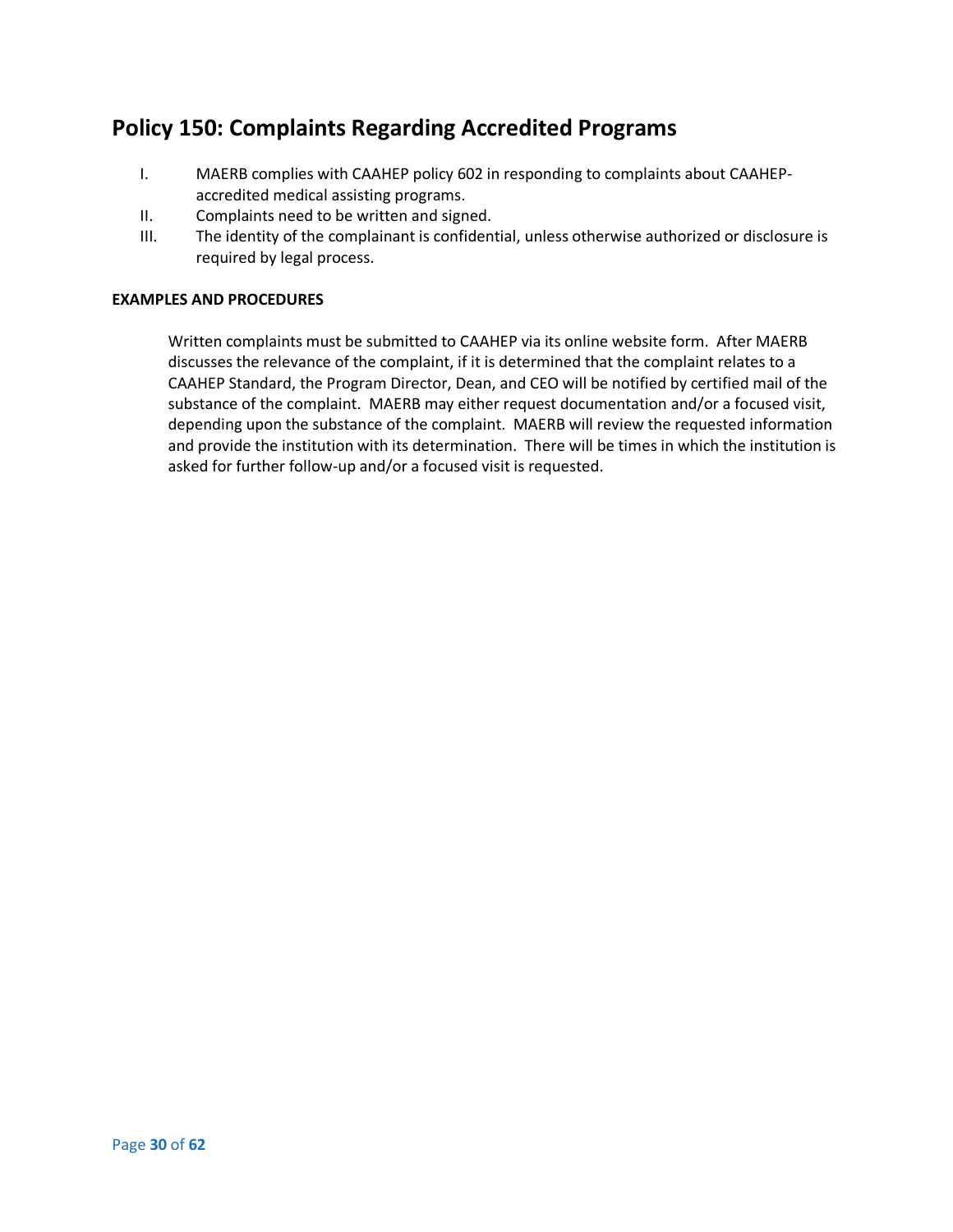## Policy 150: Complaints Regarding Accredited Programs

I. MAERB complies with CAAHEP policy 602 in responding to complaints about CAAHEP-accredited medical assisting programs.
II. Complaints need to be written and signed.
III. The identity of the complainant is confidential, unless otherwise authorized or disclosure is required by legal process.

**EXAMPLES AND PROCEDURES**

Written complaints must be submitted to CAAHEP via its online website form. After MAERB discusses the relevance of the complaint, if it is determined that the complaint relates to a CAAHEP Standard, the Program Director, Dean, and CEO will be notified by certified mail of the substance of the complaint. MAERB may either request documentation and/or a focused visit, depending upon the substance of the complaint. MAERB will review the requested information and provide the institution with its determination. There will be times in which the institution is asked for further follow-up and/or a focused visit is requested.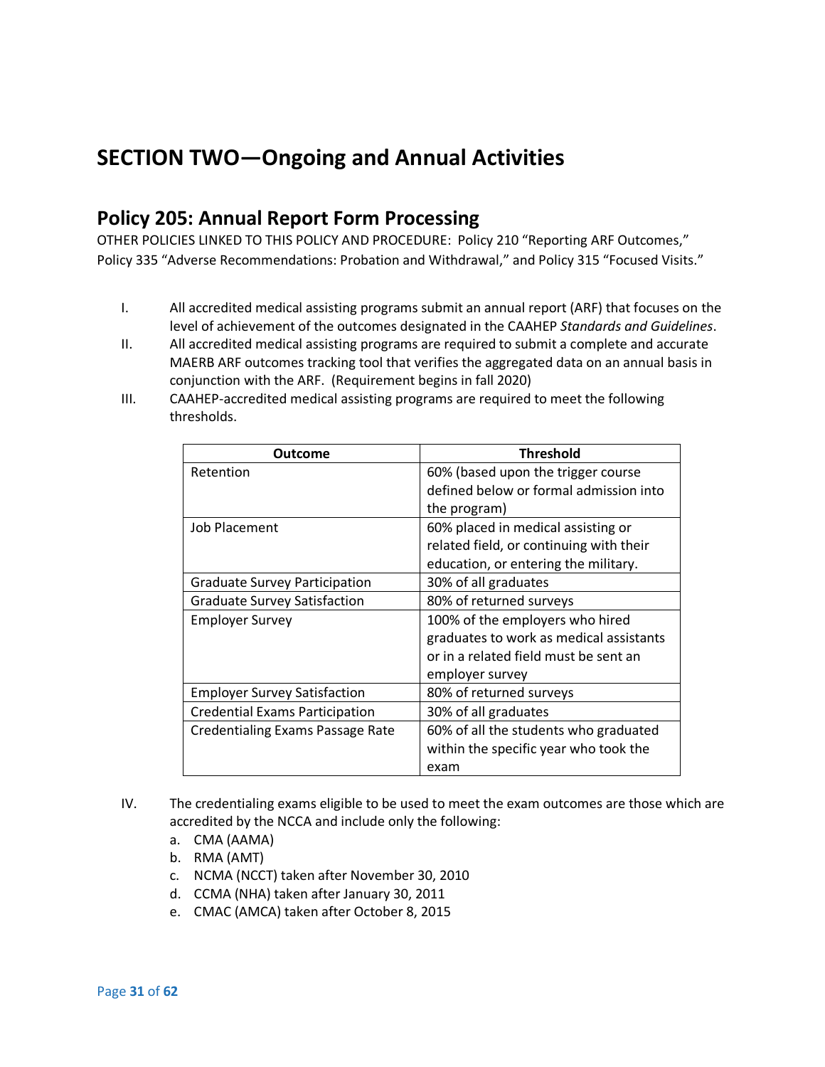# SECTION TWO—Ongoing and Annual Activities

## Policy 205: Annual Report Form Processing

OTHER POLICIES LINKED TO THIS POLICY AND PROCEDURE: Policy 210 "Reporting ARF Outcomes," Policy 335 "Adverse Recommendations: Probation and Withdrawal," and Policy 315 "Focused Visits."

I. All accredited medical assisting programs submit an annual report (ARF) that focuses on the level of achievement of the outcomes designated in the CAAHEP *Standards and Guidelines*.

II. All accredited medical assisting programs are required to submit a complete and accurate MAERB ARF outcomes tracking tool that verifies the aggregated data on an annual basis in conjunction with the ARF. (Requirement begins in fall 2020)

III. CAAHEP-accredited medical assisting programs are required to meet the following thresholds.

| Outcome | Threshold |
|---|---|
| Retention | 60% (based upon the trigger course defined below or formal admission into the program) |
| Job Placement | 60% placed in medical assisting or related field, or continuing with their education, or entering the military. |
| Graduate Survey Participation | 30% of all graduates |
| Graduate Survey Satisfaction | 80% of returned surveys |
| Employer Survey | 100% of the employers who hired graduates to work as medical assistants or in a related field must be sent an employer survey |
| Employer Survey Satisfaction | 80% of returned surveys |
| Credential Exams Participation | 30% of all graduates |
| Credentialing Exams Passage Rate | 60% of all the students who graduated within the specific year who took the exam |

IV. The credentialing exams eligible to be used to meet the exam outcomes are those which are accredited by the NCCA and include only the following:

a. CMA (AAMA)
b. RMA (AMT)
c. NCMA (NCCT) taken after November 30, 2010
d. CCMA (NHA) taken after January 30, 2011
e. CMAC (AMCA) taken after October 8, 2015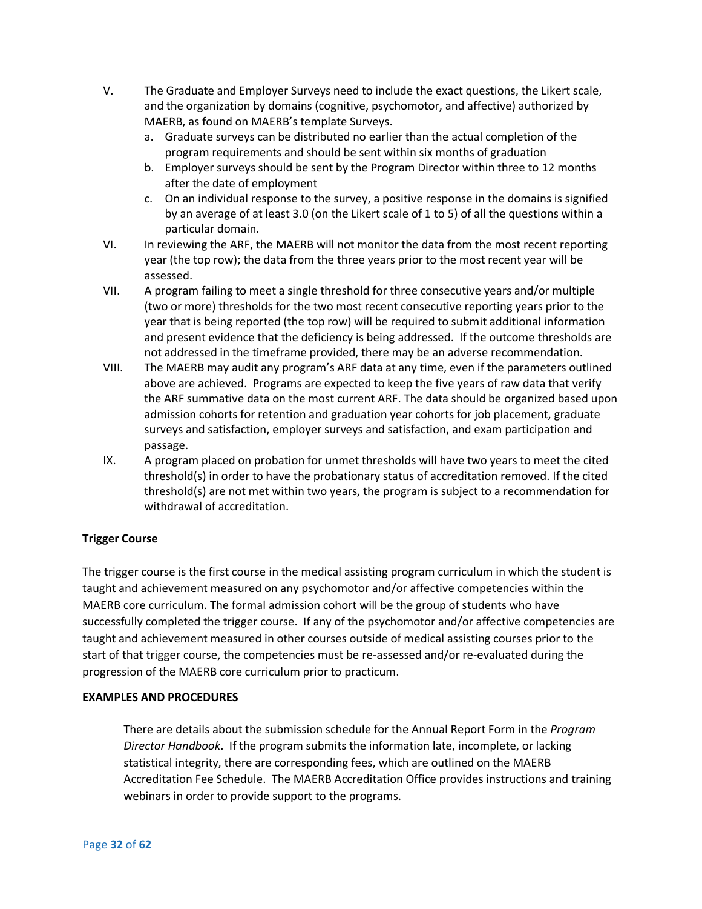V. The Graduate and Employer Surveys need to include the exact questions, the Likert scale, and the organization by domains (cognitive, psychomotor, and affective) authorized by MAERB, as found on MAERB's template Surveys.
   a. Graduate surveys can be distributed no earlier than the actual completion of the program requirements and should be sent within six months of graduation
   b. Employer surveys should be sent by the Program Director within three to 12 months after the date of employment
   c. On an individual response to the survey, a positive response in the domains is signified by an average of at least 3.0 (on the Likert scale of 1 to 5) of all the questions within a particular domain.

VI. In reviewing the ARF, the MAERB will not monitor the data from the most recent reporting year (the top row); the data from the three years prior to the most recent year will be assessed.

VII. A program failing to meet a single threshold for three consecutive years and/or multiple (two or more) thresholds for the two most recent consecutive reporting years prior to the year that is being reported (the top row) will be required to submit additional information and present evidence that the deficiency is being addressed. If the outcome thresholds are not addressed in the timeframe provided, there may be an adverse recommendation.

VIII. The MAERB may audit any program's ARF data at any time, even if the parameters outlined above are achieved. Programs are expected to keep the five years of raw data that verify the ARF summative data on the most current ARF. The data should be organized based upon admission cohorts for retention and graduation year cohorts for job placement, graduate surveys and satisfaction, employer surveys and satisfaction, and exam participation and passage.

IX. A program placed on probation for unmet thresholds will have two years to meet the cited threshold(s) in order to have the probationary status of accreditation removed. If the cited threshold(s) are not met within two years, the program is subject to a recommendation for withdrawal of accreditation.

**Trigger Course**

The trigger course is the first course in the medical assisting program curriculum in which the student is taught and achievement measured on any psychomotor and/or affective competencies within the MAERB core curriculum. The formal admission cohort will be the group of students who have successfully completed the trigger course. If any of the psychomotor and/or affective competencies are taught and achievement measured in other courses outside of medical assisting courses prior to the start of that trigger course, the competencies must be re-assessed and/or re-evaluated during the progression of the MAERB core curriculum prior to practicum.

**EXAMPLES AND PROCEDURES**

There are details about the submission schedule for the Annual Report Form in the *Program Director Handbook*. If the program submits the information late, incomplete, or lacking statistical integrity, there are corresponding fees, which are outlined on the MAERB Accreditation Fee Schedule. The MAERB Accreditation Office provides instructions and training webinars in order to provide support to the programs.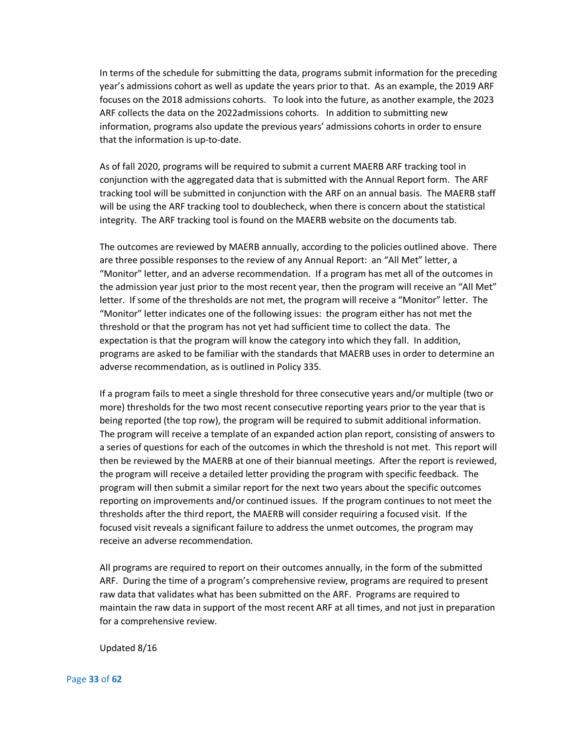In terms of the schedule for submitting the data, programs submit information for the preceding year's admissions cohort as well as update the years prior to that. As an example, the 2019 ARF focuses on the 2018 admissions cohorts. To look into the future, as another example, the 2023 ARF collects the data on the 2022admissions cohorts. In addition to submitting new information, programs also update the previous years' admissions cohorts in order to ensure that the information is up-to-date.

As of fall 2020, programs will be required to submit a current MAERB ARF tracking tool in conjunction with the aggregated data that is submitted with the Annual Report form. The ARF tracking tool will be submitted in conjunction with the ARF on an annual basis. The MAERB staff will be using the ARF tracking tool to doublecheck, when there is concern about the statistical integrity. The ARF tracking tool is found on the MAERB website on the documents tab.

The outcomes are reviewed by MAERB annually, according to the policies outlined above. There are three possible responses to the review of any Annual Report: an "All Met" letter, a "Monitor" letter, and an adverse recommendation. If a program has met all of the outcomes in the admission year just prior to the most recent year, then the program will receive an "All Met" letter. If some of the thresholds are not met, the program will receive a "Monitor" letter. The "Monitor" letter indicates one of the following issues: the program either has not met the threshold or that the program has not yet had sufficient time to collect the data. The expectation is that the program will know the category into which they fall. In addition, programs are asked to be familiar with the standards that MAERB uses in order to determine an adverse recommendation, as is outlined in Policy 335.

If a program fails to meet a single threshold for three consecutive years and/or multiple (two or more) thresholds for the two most recent consecutive reporting years prior to the year that is being reported (the top row), the program will be required to submit additional information. The program will receive a template of an expanded action plan report, consisting of answers to a series of questions for each of the outcomes in which the threshold is not met. This report will then be reviewed by the MAERB at one of their biannual meetings. After the report is reviewed, the program will receive a detailed letter providing the program with specific feedback. The program will then submit a similar report for the next two years about the specific outcomes reporting on improvements and/or continued issues. If the program continues to not meet the thresholds after the third report, the MAERB will consider requiring a focused visit. If the focused visit reveals a significant failure to address the unmet outcomes, the program may receive an adverse recommendation.

All programs are required to report on their outcomes annually, in the form of the submitted ARF. During the time of a program's comprehensive review, programs are required to present raw data that validates what has been submitted on the ARF. Programs are required to maintain the raw data in support of the most recent ARF at all times, and not just in preparation for a comprehensive review.

Updated 8/16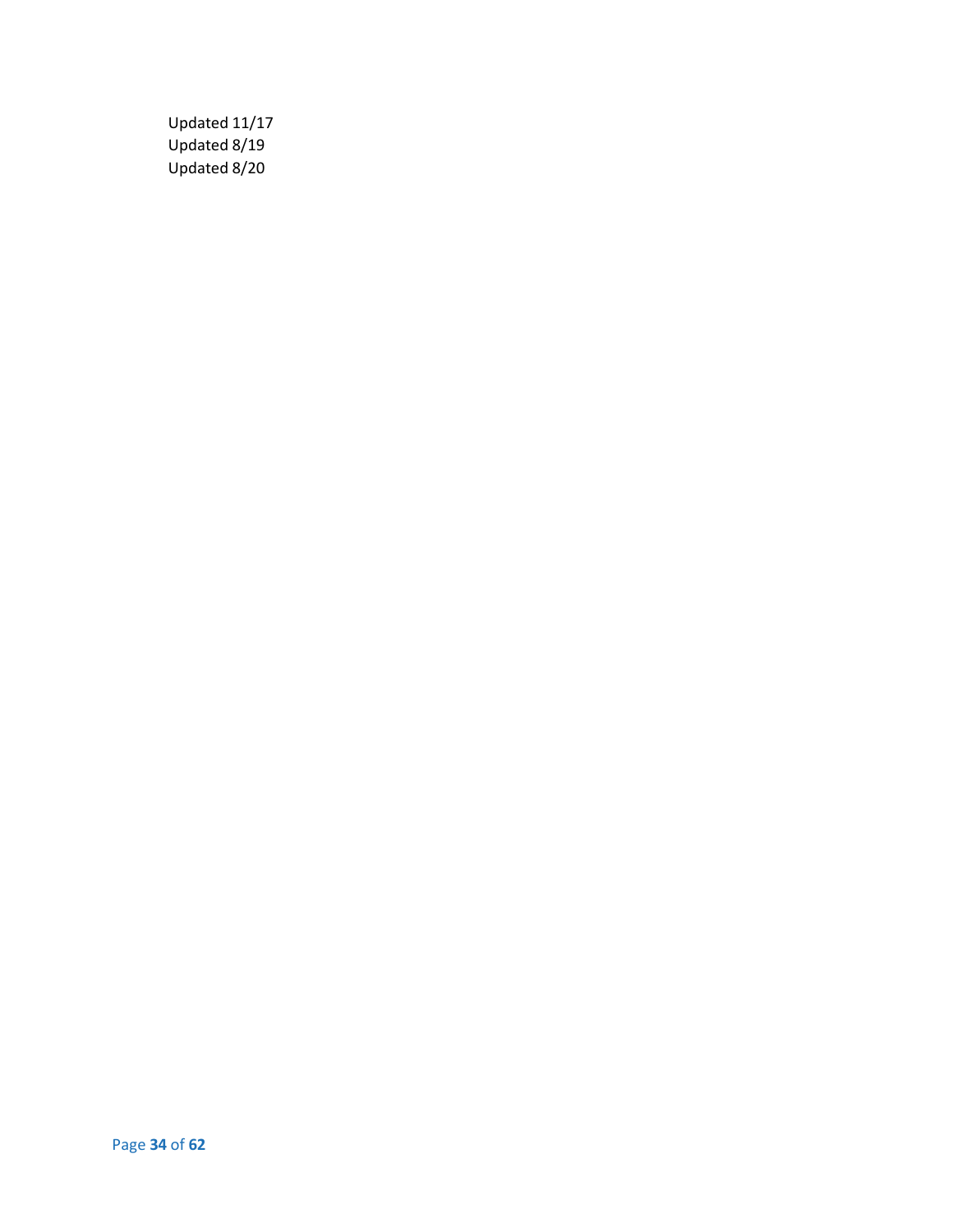Updated 11/17
Updated 8/19
Updated 8/20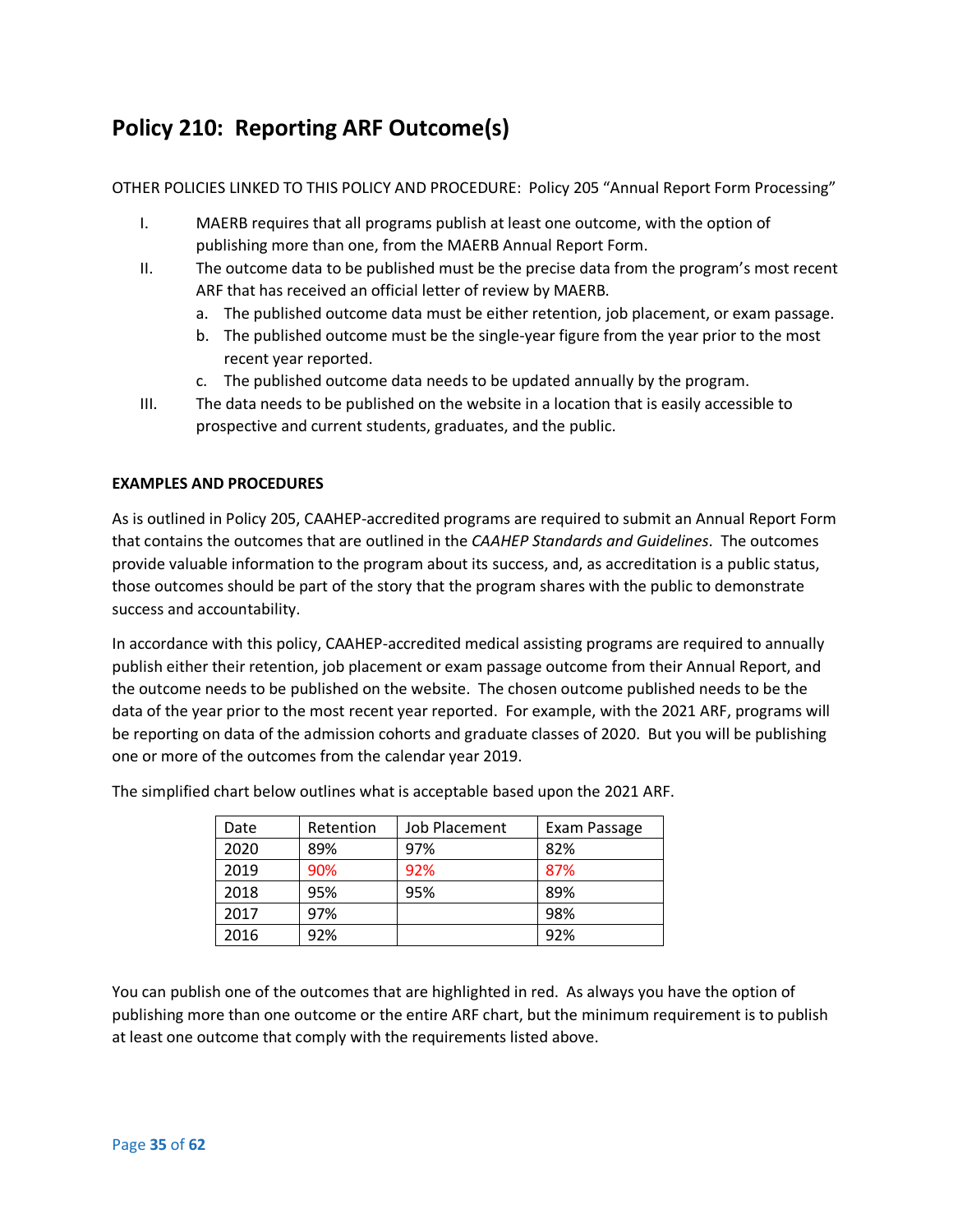## Policy 210: Reporting ARF Outcome(s)

OTHER POLICIES LINKED TO THIS POLICY AND PROCEDURE: Policy 205 "Annual Report Form Processing"

I. MAERB requires that all programs publish at least one outcome, with the option of publishing more than one, from the MAERB Annual Report Form.

II. The outcome data to be published must be the precise data from the program's most recent ARF that has received an official letter of review by MAERB.
   a. The published outcome data must be either retention, job placement, or exam passage.
   b. The published outcome must be the single-year figure from the year prior to the most recent year reported.
   c. The published outcome data needs to be updated annually by the program.

III. The data needs to be published on the website in a location that is easily accessible to prospective and current students, graduates, and the public.

**EXAMPLES AND PROCEDURES**

As is outlined in Policy 205, CAAHEP-accredited programs are required to submit an Annual Report Form that contains the outcomes that are outlined in the *CAAHEP Standards and Guidelines*. The outcomes provide valuable information to the program about its success, and, as accreditation is a public status, those outcomes should be part of the story that the program shares with the public to demonstrate success and accountability.

In accordance with this policy, CAAHEP-accredited medical assisting programs are required to annually publish either their retention, job placement or exam passage outcome from their Annual Report, and the outcome needs to be published on the website. The chosen outcome published needs to be the data of the year prior to the most recent year reported. For example, with the 2021 ARF, programs will be reporting on data of the admission cohorts and graduate classes of 2020. But you will be publishing one or more of the outcomes from the calendar year 2019.

The simplified chart below outlines what is acceptable based upon the 2021 ARF.

| Date | Retention | Job Placement | Exam Passage |
|---|---|---|---|
| 2020 | 89% | 97% | 82% |
| 2019 | 90% | 92% | 87% |
| 2018 | 95% | 95% | 89% |
| 2017 | 97% | | 98% |
| 2016 | 92% | | 92% |

You can publish one of the outcomes that are highlighted in red. As always you have the option of publishing more than one outcome or the entire ARF chart, but the minimum requirement is to publish at least one outcome that comply with the requirements listed above.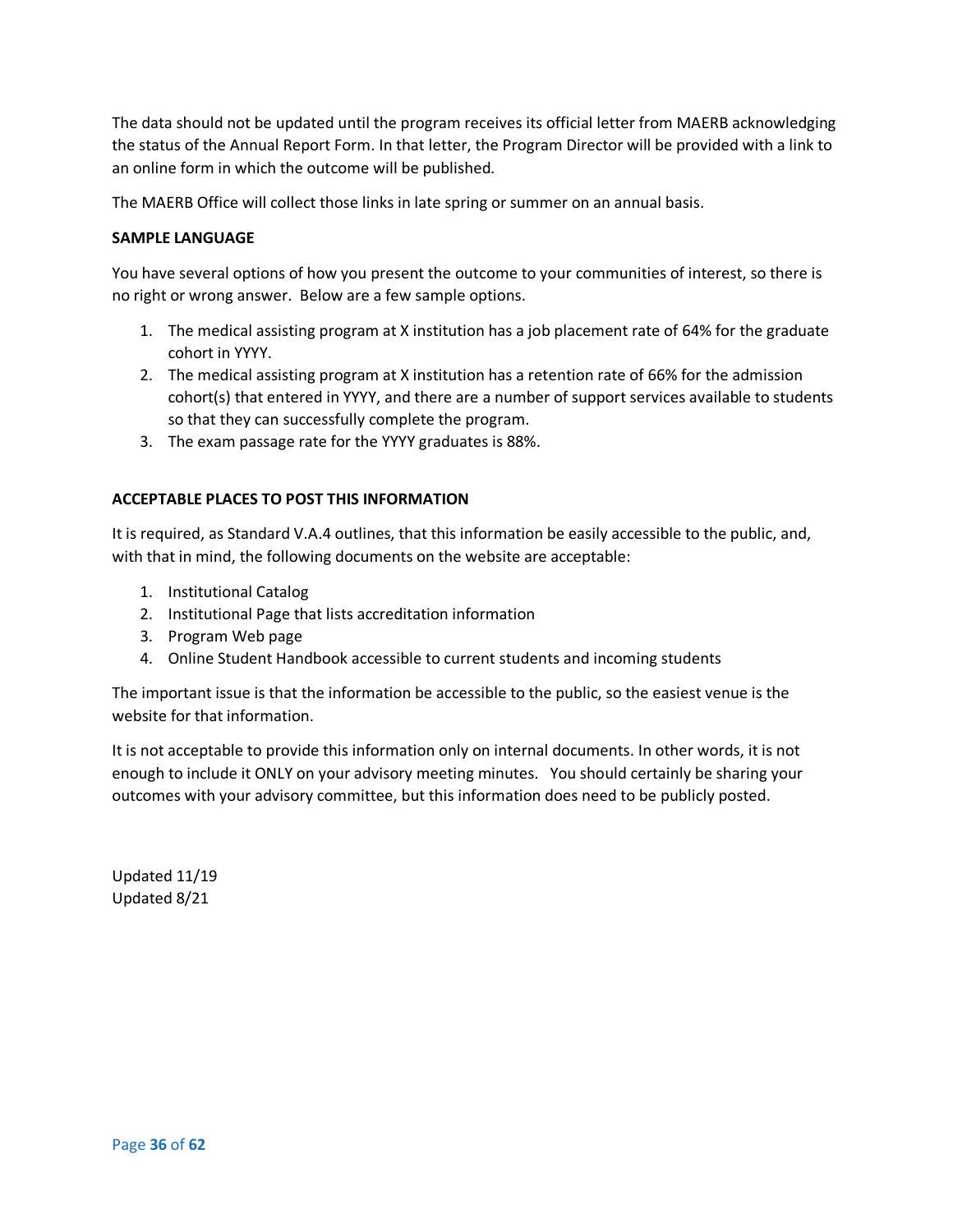The data should not be updated until the program receives its official letter from MAERB acknowledging the status of the Annual Report Form. In that letter, the Program Director will be provided with a link to an online form in which the outcome will be published.

The MAERB Office will collect those links in late spring or summer on an annual basis.

**SAMPLE LANGUAGE**

You have several options of how you present the outcome to your communities of interest, so there is no right or wrong answer. Below are a few sample options.

1. The medical assisting program at X institution has a job placement rate of 64% for the graduate cohort in YYYY.
2. The medical assisting program at X institution has a retention rate of 66% for the admission cohort(s) that entered in YYYY, and there are a number of support services available to students so that they can successfully complete the program.
3. The exam passage rate for the YYYY graduates is 88%.

**ACCEPTABLE PLACES TO POST THIS INFORMATION**

It is required, as Standard V.A.4 outlines, that this information be easily accessible to the public, and, with that in mind, the following documents on the website are acceptable:

1. Institutional Catalog
2. Institutional Page that lists accreditation information
3. Program Web page
4. Online Student Handbook accessible to current students and incoming students

The important issue is that the information be accessible to the public, so the easiest venue is the website for that information.

It is not acceptable to provide this information only on internal documents. In other words, it is not enough to include it ONLY on your advisory meeting minutes. You should certainly be sharing your outcomes with your advisory committee, but this information does need to be publicly posted.

Updated 11/19
Updated 8/21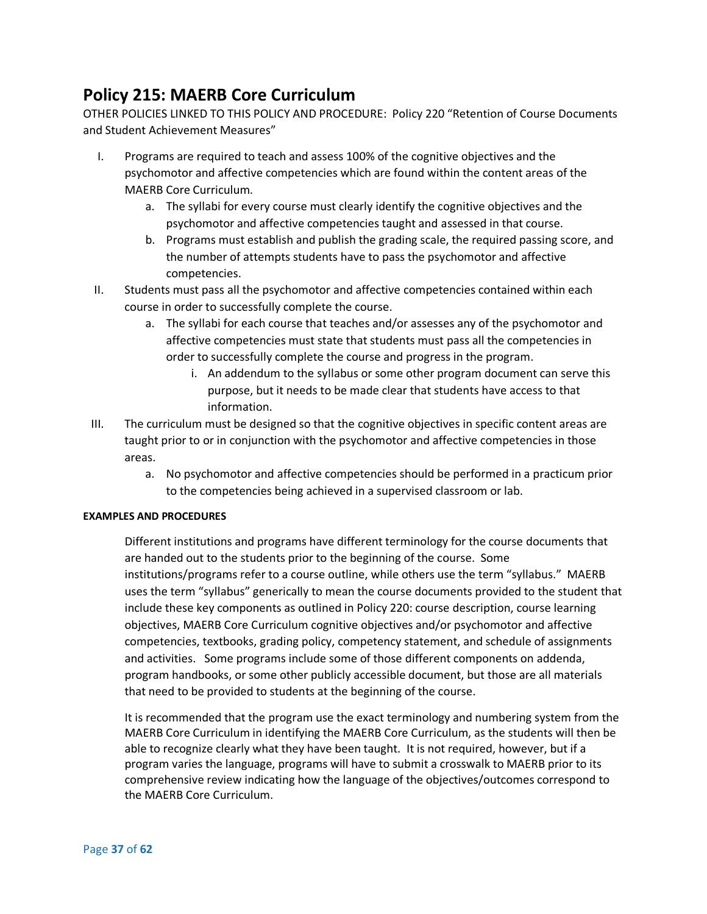## Policy 215: MAERB Core Curriculum

OTHER POLICIES LINKED TO THIS POLICY AND PROCEDURE: Policy 220 "Retention of Course Documents and Student Achievement Measures"

I. Programs are required to teach and assess 100% of the cognitive objectives and the psychomotor and affective competencies which are found within the content areas of the MAERB Core Curriculum.
   a. The syllabi for every course must clearly identify the cognitive objectives and the psychomotor and affective competencies taught and assessed in that course.
   b. Programs must establish and publish the grading scale, the required passing score, and the number of attempts students have to pass the psychomotor and affective competencies.

II. Students must pass all the psychomotor and affective competencies contained within each course in order to successfully complete the course.
   a. The syllabi for each course that teaches and/or assesses any of the psychomotor and affective competencies must state that students must pass all the competencies in order to successfully complete the course and progress in the program.
      i. An addendum to the syllabus or some other program document can serve this purpose, but it needs to be made clear that students have access to that information.

III. The curriculum must be designed so that the cognitive objectives in specific content areas are taught prior to or in conjunction with the psychomotor and affective competencies in those areas.
   a. No psychomotor and affective competencies should be performed in a practicum prior to the competencies being achieved in a supervised classroom or lab.

**EXAMPLES AND PROCEDURES**

Different institutions and programs have different terminology for the course documents that are handed out to the students prior to the beginning of the course. Some institutions/programs refer to a course outline, while others use the term "syllabus." MAERB uses the term "syllabus" generically to mean the course documents provided to the student that include these key components as outlined in Policy 220: course description, course learning objectives, MAERB Core Curriculum cognitive objectives and/or psychomotor and affective competencies, textbooks, grading policy, competency statement, and schedule of assignments and activities. Some programs include some of those different components on addenda, program handbooks, or some other publicly accessible document, but those are all materials that need to be provided to students at the beginning of the course.

It is recommended that the program use the exact terminology and numbering system from the MAERB Core Curriculum in identifying the MAERB Core Curriculum, as the students will then be able to recognize clearly what they have been taught. It is not required, however, but if a program varies the language, programs will have to submit a crosswalk to MAERB prior to its comprehensive review indicating how the language of the objectives/outcomes correspond to the MAERB Core Curriculum.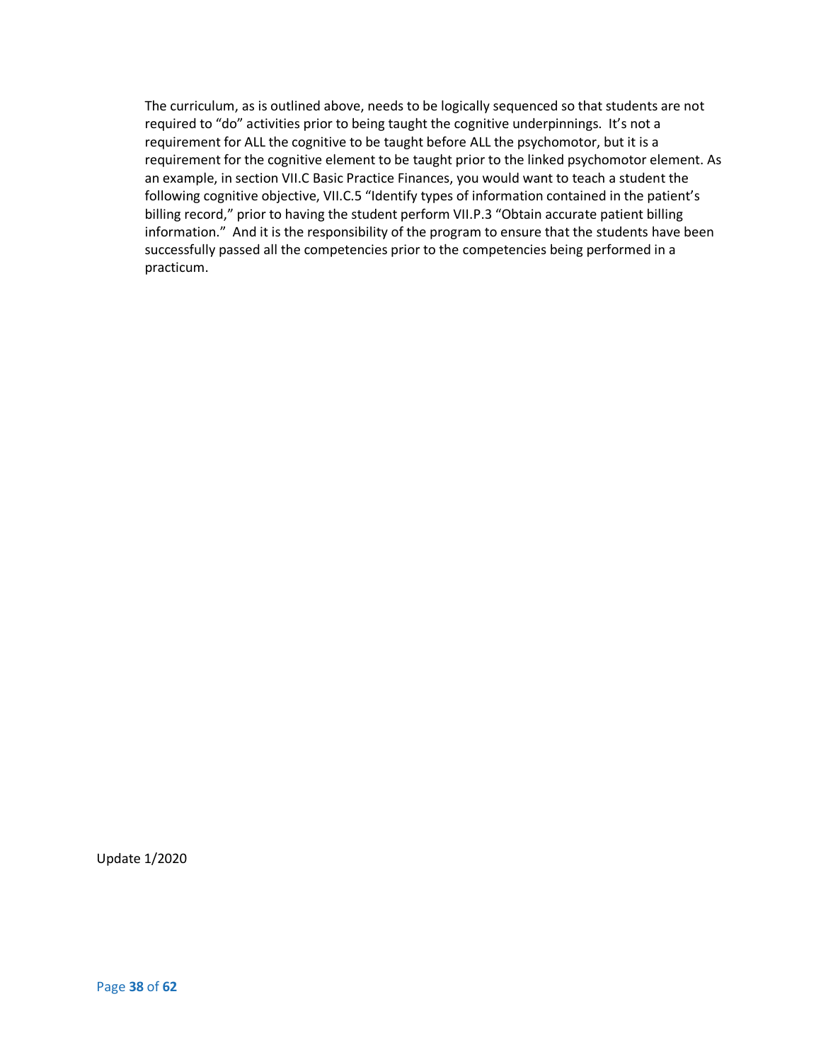The curriculum, as is outlined above, needs to be logically sequenced so that students are not required to "do" activities prior to being taught the cognitive underpinnings. It's not a requirement for ALL the cognitive to be taught before ALL the psychomotor, but it is a requirement for the cognitive element to be taught prior to the linked psychomotor element. As an example, in section VII.C Basic Practice Finances, you would want to teach a student the following cognitive objective, VII.C.5 "Identify types of information contained in the patient's billing record," prior to having the student perform VII.P.3 "Obtain accurate patient billing information." And it is the responsibility of the program to ensure that the students have been successfully passed all the competencies prior to the competencies being performed in a practicum.

Update 1/2020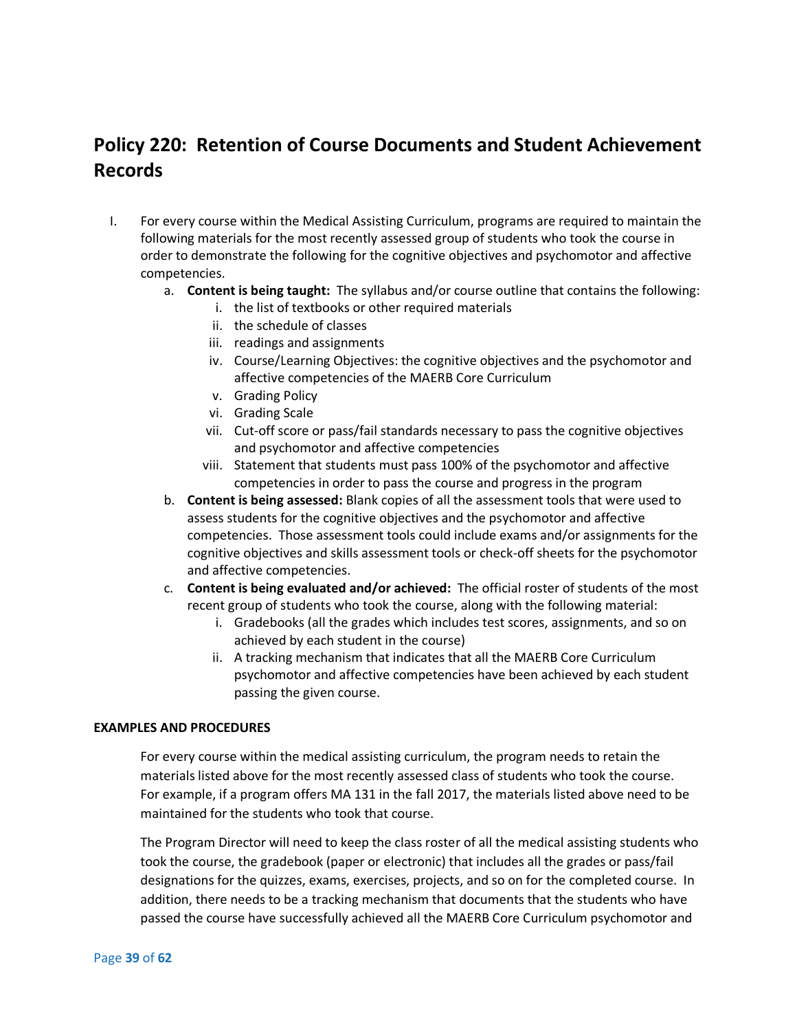# Policy 220: Retention of Course Documents and Student Achievement Records

I. For every course within the Medical Assisting Curriculum, programs are required to maintain the following materials for the most recently assessed group of students who took the course in order to demonstrate the following for the cognitive objectives and psychomotor and affective competencies.

   a. **Content is being taught:** The syllabus and/or course outline that contains the following:
      i. the list of textbooks or other required materials
      ii. the schedule of classes
      iii. readings and assignments
      iv. Course/Learning Objectives: the cognitive objectives and the psychomotor and affective competencies of the MAERB Core Curriculum
      v. Grading Policy
      vi. Grading Scale
      vii. Cut-off score or pass/fail standards necessary to pass the cognitive objectives and psychomotor and affective competencies
      viii. Statement that students must pass 100% of the psychomotor and affective competencies in order to pass the course and progress in the program

   b. **Content is being assessed:** Blank copies of all the assessment tools that were used to assess students for the cognitive objectives and the psychomotor and affective competencies. Those assessment tools could include exams and/or assignments for the cognitive objectives and skills assessment tools or check-off sheets for the psychomotor and affective competencies.

   c. **Content is being evaluated and/or achieved:** The official roster of students of the most recent group of students who took the course, along with the following material:
      i. Gradebooks (all the grades which includes test scores, assignments, and so on achieved by each student in the course)
      ii. A tracking mechanism that indicates that all the MAERB Core Curriculum psychomotor and affective competencies have been achieved by each student passing the given course.

**EXAMPLES AND PROCEDURES**

For every course within the medical assisting curriculum, the program needs to retain the materials listed above for the most recently assessed class of students who took the course. For example, if a program offers MA 131 in the fall 2017, the materials listed above need to be maintained for the students who took that course.

The Program Director will need to keep the class roster of all the medical assisting students who took the course, the gradebook (paper or electronic) that includes all the grades or pass/fail designations for the quizzes, exams, exercises, projects, and so on for the completed course. In addition, there needs to be a tracking mechanism that documents that the students who have passed the course have successfully achieved all the MAERB Core Curriculum psychomotor and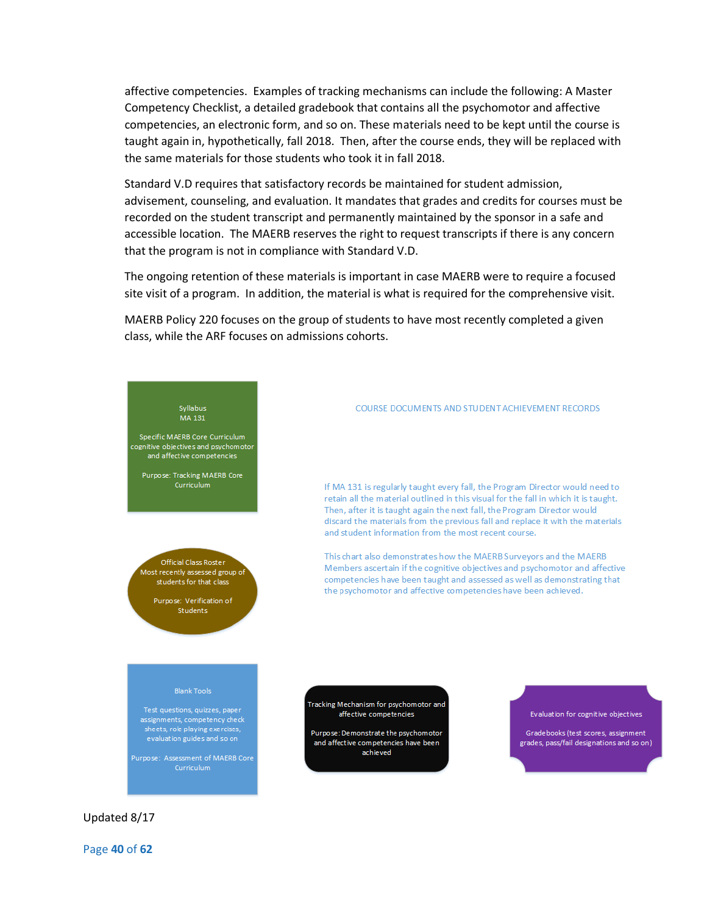affective competencies. Examples of tracking mechanisms can include the following: A Master Competency Checklist, a detailed gradebook that contains all the psychomotor and affective competencies, an electronic form, and so on. These materials need to be kept until the course is taught again in, hypothetically, fall 2018. Then, after the course ends, they will be replaced with the same materials for those students who took it in fall 2018.

Standard V.D requires that satisfactory records be maintained for student admission, advisement, counseling, and evaluation. It mandates that grades and credits for courses must be recorded on the student transcript and permanently maintained by the sponsor in a safe and accessible location. The MAERB reserves the right to request transcripts if there is any concern that the program is not in compliance with Standard V.D.

The ongoing retention of these materials is important in case MAERB were to require a focused site visit of a program. In addition, the material is what is required for the comprehensive visit.

MAERB Policy 220 focuses on the group of students to have most recently completed a given class, while the ARF focuses on admissions cohorts.

COURSE DOCUMENTS AND STUDENT ACHIEVEMENT RECORDS

Syllabus
MA 131

Specific MAERB Core Curriculum cognitive objectives and psychomotor and affective competencies

Purpose: Tracking MAERB Core Curriculum

If MA 131 is regularly taught every fall, the Program Director would need to retain all the material outlined in this visual for the fall in which it is taught. Then, after it is taught again the next fall, the Program Director would discard the materials from the previous fall and replace it with the materials and student information from the most recent course.

Official Class Roster
Most recently assessed group of students for that class

Purpose: Verification of Students

This chart also demonstrates how the MAERB Surveyors and the MAERB Members ascertain if the cognitive objectives and psychomotor and affective competencies have been taught and assessed as well as demonstrating that the psychomotor and affective competencies have been achieved.

Blank Tools

Test questions, quizzes, paper assignments, competency check sheets, role playing exercises, evaluation guides and so on

Purpose: Assessment of MAERB Core Curriculum

Tracking Mechanism for psychomotor and affective competencies

Purpose: Demonstrate the psychomotor and affective competencies have been achieved

Evaluation for cognitive objectives

Gradebooks (test scores, assignment grades, pass/fail designations and so on)

Updated 8/17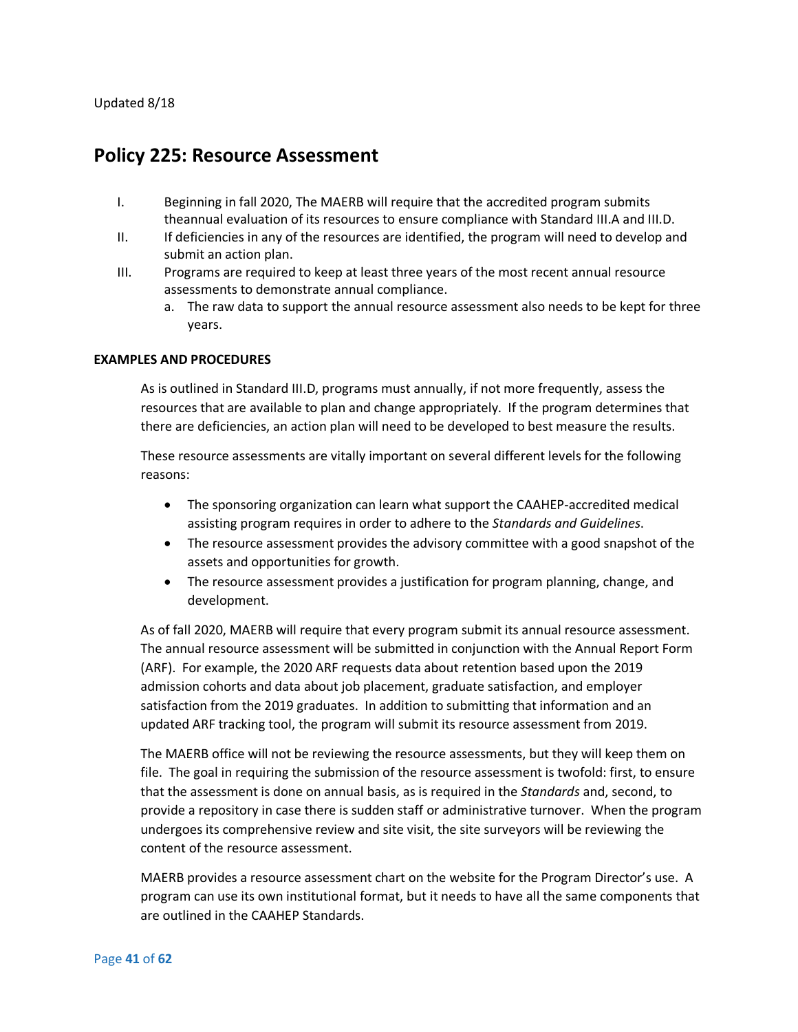Updated 8/18

## Policy 225: Resource Assessment

I. Beginning in fall 2020, The MAERB will require that the accredited program submits theannual evaluation of its resources to ensure compliance with Standard III.A and III.D.

II. If deficiencies in any of the resources are identified, the program will need to develop and submit an action plan.

III. Programs are required to keep at least three years of the most recent annual resource assessments to demonstrate annual compliance.
   a. The raw data to support the annual resource assessment also needs to be kept for three years.

**EXAMPLES AND PROCEDURES**

As is outlined in Standard III.D, programs must annually, if not more frequently, assess the resources that are available to plan and change appropriately. If the program determines that there are deficiencies, an action plan will need to be developed to best measure the results.

These resource assessments are vitally important on several different levels for the following reasons:

- The sponsoring organization can learn what support the CAAHEP-accredited medical assisting program requires in order to adhere to the *Standards and Guidelines*.
- The resource assessment provides the advisory committee with a good snapshot of the assets and opportunities for growth.
- The resource assessment provides a justification for program planning, change, and development.

As of fall 2020, MAERB will require that every program submit its annual resource assessment. The annual resource assessment will be submitted in conjunction with the Annual Report Form (ARF). For example, the 2020 ARF requests data about retention based upon the 2019 admission cohorts and data about job placement, graduate satisfaction, and employer satisfaction from the 2019 graduates. In addition to submitting that information and an updated ARF tracking tool, the program will submit its resource assessment from 2019.

The MAERB office will not be reviewing the resource assessments, but they will keep them on file. The goal in requiring the submission of the resource assessment is twofold: first, to ensure that the assessment is done on annual basis, as is required in the *Standards* and, second, to provide a repository in case there is sudden staff or administrative turnover. When the program undergoes its comprehensive review and site visit, the site surveyors will be reviewing the content of the resource assessment.

MAERB provides a resource assessment chart on the website for the Program Director's use. A program can use its own institutional format, but it needs to have all the same components that are outlined in the CAAHEP Standards.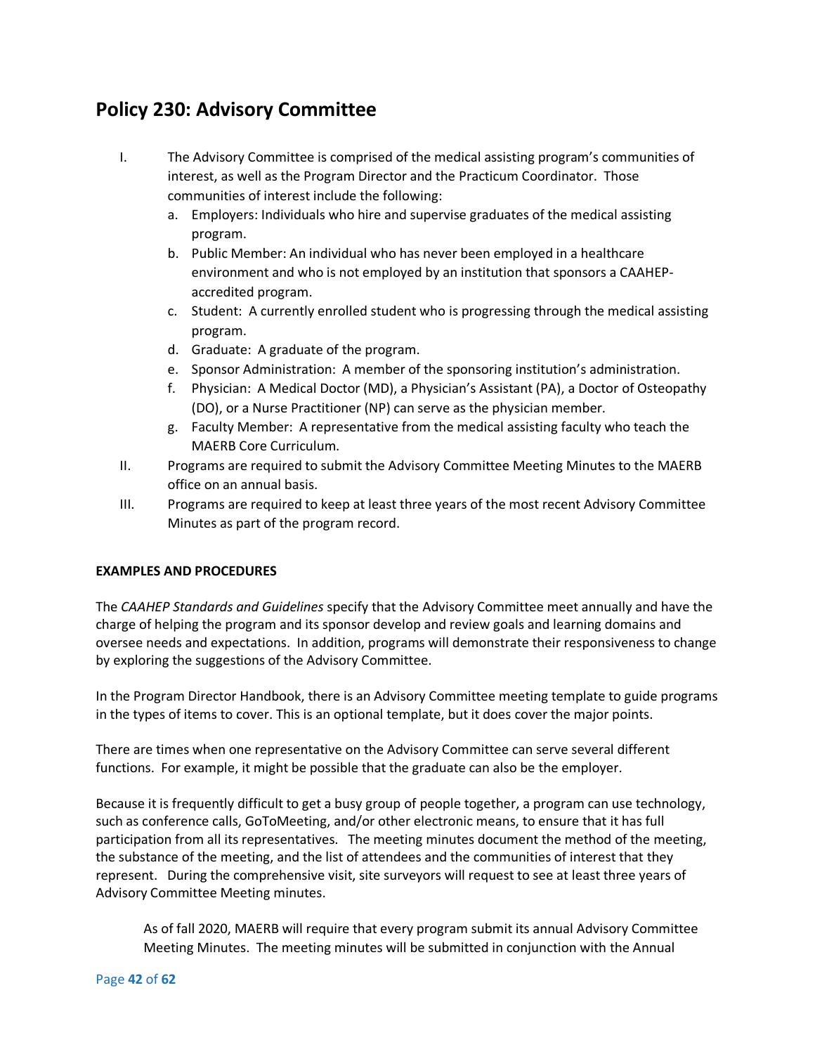## Policy 230: Advisory Committee

I. The Advisory Committee is comprised of the medical assisting program's communities of interest, as well as the Program Director and the Practicum Coordinator. Those communities of interest include the following:
   a. Employers: Individuals who hire and supervise graduates of the medical assisting program.
   b. Public Member: An individual who has never been employed in a healthcare environment and who is not employed by an institution that sponsors a CAAHEP-accredited program.
   c. Student: A currently enrolled student who is progressing through the medical assisting program.
   d. Graduate: A graduate of the program.
   e. Sponsor Administration: A member of the sponsoring institution's administration.
   f. Physician: A Medical Doctor (MD), a Physician's Assistant (PA), a Doctor of Osteopathy (DO), or a Nurse Practitioner (NP) can serve as the physician member.
   g. Faculty Member: A representative from the medical assisting faculty who teach the MAERB Core Curriculum.

II. Programs are required to submit the Advisory Committee Meeting Minutes to the MAERB office on an annual basis.

III. Programs are required to keep at least three years of the most recent Advisory Committee Minutes as part of the program record.

**EXAMPLES AND PROCEDURES**

The *CAAHEP Standards and Guidelines* specify that the Advisory Committee meet annually and have the charge of helping the program and its sponsor develop and review goals and learning domains and oversee needs and expectations. In addition, programs will demonstrate their responsiveness to change by exploring the suggestions of the Advisory Committee.

In the Program Director Handbook, there is an Advisory Committee meeting template to guide programs in the types of items to cover. This is an optional template, but it does cover the major points.

There are times when one representative on the Advisory Committee can serve several different functions. For example, it might be possible that the graduate can also be the employer.

Because it is frequently difficult to get a busy group of people together, a program can use technology, such as conference calls, GoToMeeting, and/or other electronic means, to ensure that it has full participation from all its representatives. The meeting minutes document the method of the meeting, the substance of the meeting, and the list of attendees and the communities of interest that they represent. During the comprehensive visit, site surveyors will request to see at least three years of Advisory Committee Meeting minutes.

> As of fall 2020, MAERB will require that every program submit its annual Advisory Committee Meeting Minutes. The meeting minutes will be submitted in conjunction with the Annual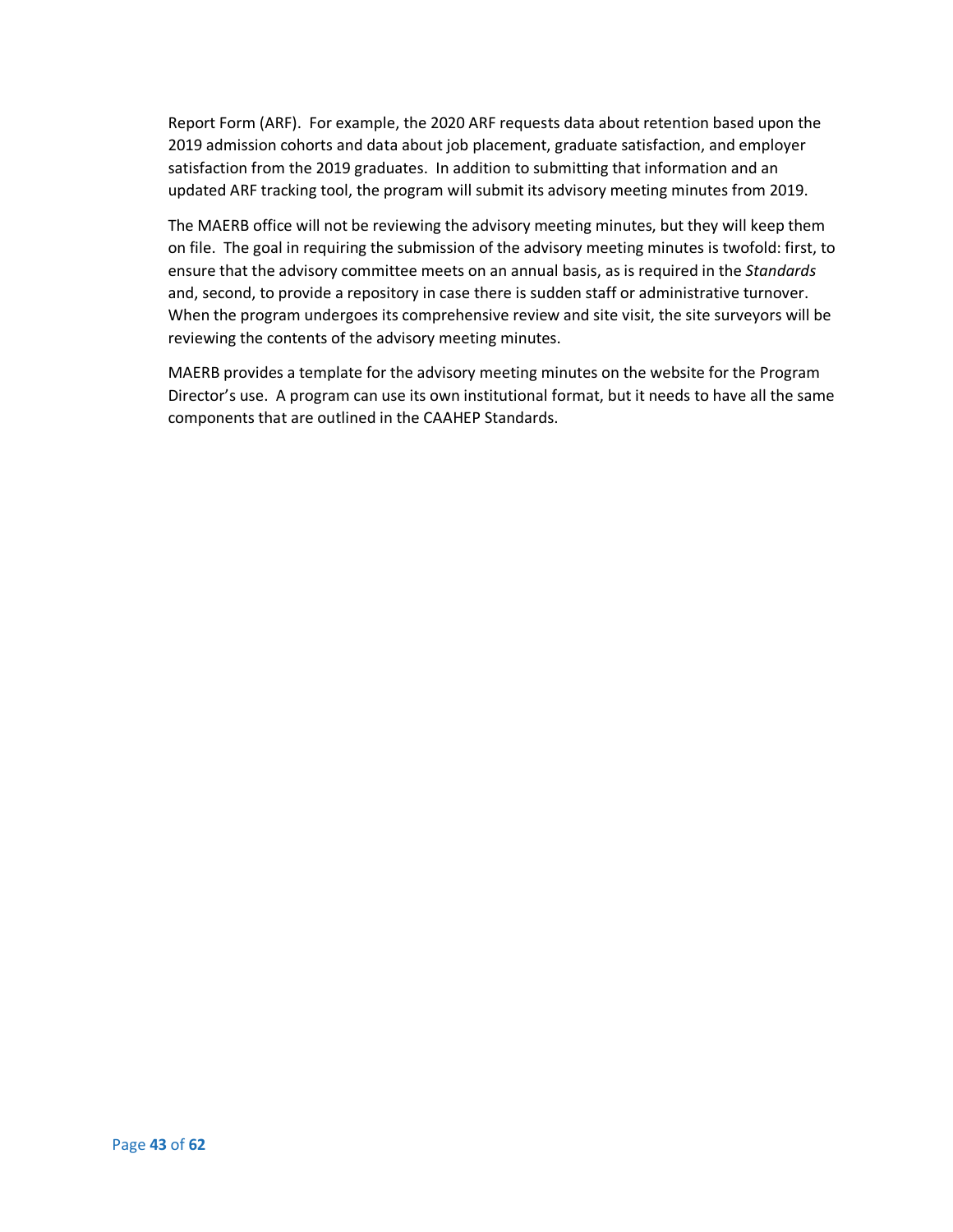Report Form (ARF). For example, the 2020 ARF requests data about retention based upon the 2019 admission cohorts and data about job placement, graduate satisfaction, and employer satisfaction from the 2019 graduates. In addition to submitting that information and an updated ARF tracking tool, the program will submit its advisory meeting minutes from 2019.

The MAERB office will not be reviewing the advisory meeting minutes, but they will keep them on file. The goal in requiring the submission of the advisory meeting minutes is twofold: first, to ensure that the advisory committee meets on an annual basis, as is required in the *Standards* and, second, to provide a repository in case there is sudden staff or administrative turnover. When the program undergoes its comprehensive review and site visit, the site surveyors will be reviewing the contents of the advisory meeting minutes.

MAERB provides a template for the advisory meeting minutes on the website for the Program Director's use. A program can use its own institutional format, but it needs to have all the same components that are outlined in the CAAHEP Standards.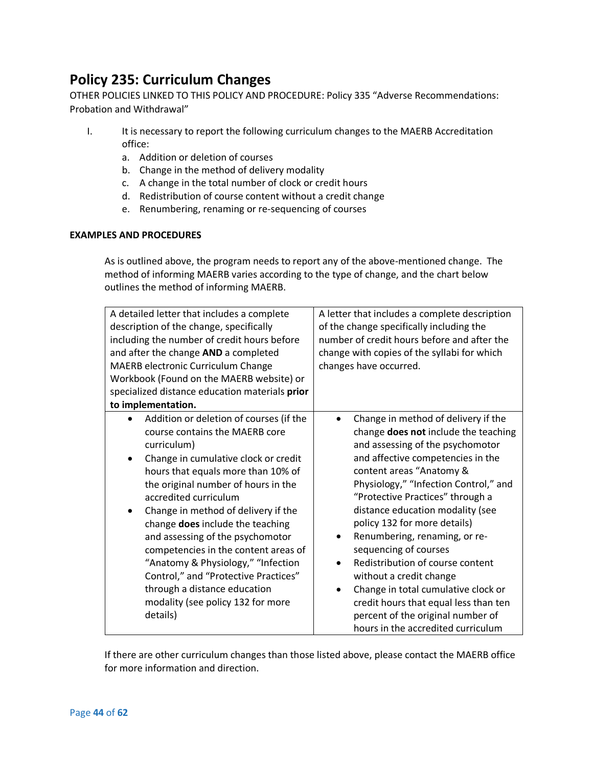## Policy 235: Curriculum Changes

OTHER POLICIES LINKED TO THIS POLICY AND PROCEDURE: Policy 335 "Adverse Recommendations: Probation and Withdrawal"

I. It is necessary to report the following curriculum changes to the MAERB Accreditation office:
   a. Addition or deletion of courses
   b. Change in the method of delivery modality
   c. A change in the total number of clock or credit hours
   d. Redistribution of course content without a credit change
   e. Renumbering, renaming or re-sequencing of courses

**EXAMPLES AND PROCEDURES**

As is outlined above, the program needs to report any of the above-mentioned change. The method of informing MAERB varies according to the type of change, and the chart below outlines the method of informing MAERB.

| A detailed letter that includes a complete description of the change, specifically including the number of credit hours before and after the change **AND** a completed MAERB electronic Curriculum Change Workbook (Found on the MAERB website) or specialized distance education materials **prior to implementation.** | A letter that includes a complete description of the change specifically including the number of credit hours before and after the change with copies of the syllabi for which changes have occurred. |
|---|---|
| • Addition or deletion of courses (if the course contains the MAERB core curriculum)<br>• Change in cumulative clock or credit hours that equals more than 10% of the original number of hours in the accredited curriculum<br>• Change in method of delivery if the change **does** include the teaching and assessing of the psychomotor competencies in the content areas of "Anatomy & Physiology," "Infection Control," and "Protective Practices" through a distance education modality (see policy 132 for more details) | • Change in method of delivery if the change **does not** include the teaching and assessing of the psychomotor and affective competencies in the content areas "Anatomy & Physiology," "Infection Control," and "Protective Practices" through a distance education modality (see policy 132 for more details)<br>• Renumbering, renaming, or re-sequencing of courses<br>• Redistribution of course content without a credit change<br>• Change in total cumulative clock or credit hours that equal less than ten percent of the original number of hours in the accredited curriculum |

If there are other curriculum changes than those listed above, please contact the MAERB office for more information and direction.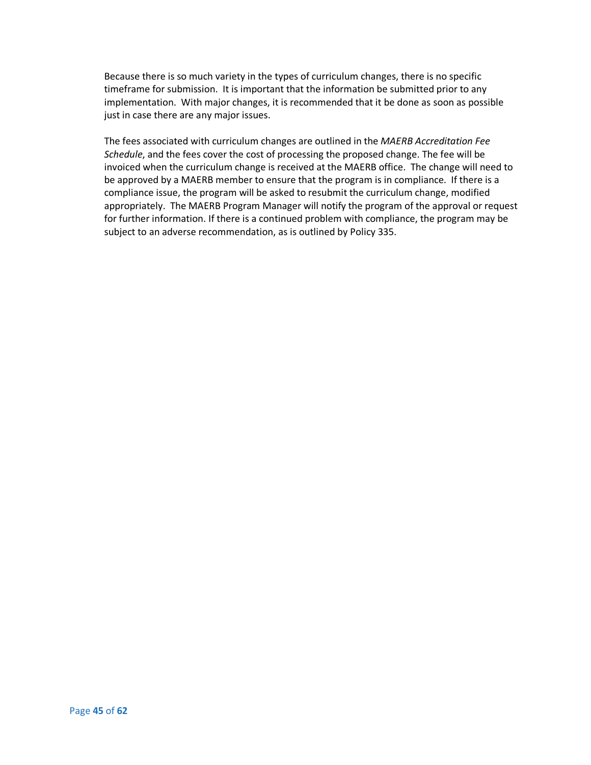Because there is so much variety in the types of curriculum changes, there is no specific timeframe for submission. It is important that the information be submitted prior to any implementation. With major changes, it is recommended that it be done as soon as possible just in case there are any major issues.

The fees associated with curriculum changes are outlined in the *MAERB Accreditation Fee Schedule*, and the fees cover the cost of processing the proposed change. The fee will be invoiced when the curriculum change is received at the MAERB office. The change will need to be approved by a MAERB member to ensure that the program is in compliance. If there is a compliance issue, the program will be asked to resubmit the curriculum change, modified appropriately. The MAERB Program Manager will notify the program of the approval or request for further information. If there is a continued problem with compliance, the program may be subject to an adverse recommendation, as is outlined by Policy 335.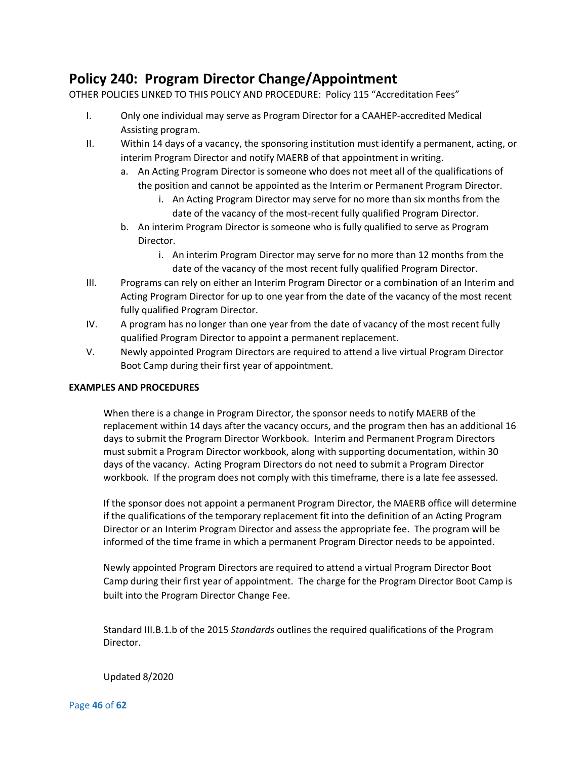# Policy 240: Program Director Change/Appointment

OTHER POLICIES LINKED TO THIS POLICY AND PROCEDURE: Policy 115 "Accreditation Fees"

I. Only one individual may serve as Program Director for a CAAHEP-accredited Medical Assisting program.

II. Within 14 days of a vacancy, the sponsoring institution must identify a permanent, acting, or interim Program Director and notify MAERB of that appointment in writing.
   a. An Acting Program Director is someone who does not meet all of the qualifications of the position and cannot be appointed as the Interim or Permanent Program Director.
      i. An Acting Program Director may serve for no more than six months from the date of the vacancy of the most-recent fully qualified Program Director.
   b. An interim Program Director is someone who is fully qualified to serve as Program Director.
      i. An interim Program Director may serve for no more than 12 months from the date of the vacancy of the most recent fully qualified Program Director.

III. Programs can rely on either an Interim Program Director or a combination of an Interim and Acting Program Director for up to one year from the date of the vacancy of the most recent fully qualified Program Director.

IV. A program has no longer than one year from the date of vacancy of the most recent fully qualified Program Director to appoint a permanent replacement.

V. Newly appointed Program Directors are required to attend a live virtual Program Director Boot Camp during their first year of appointment.

**EXAMPLES AND PROCEDURES**

When there is a change in Program Director, the sponsor needs to notify MAERB of the replacement within 14 days after the vacancy occurs, and the program then has an additional 16 days to submit the Program Director Workbook. Interim and Permanent Program Directors must submit a Program Director workbook, along with supporting documentation, within 30 days of the vacancy. Acting Program Directors do not need to submit a Program Director workbook. If the program does not comply with this timeframe, there is a late fee assessed.

If the sponsor does not appoint a permanent Program Director, the MAERB office will determine if the qualifications of the temporary replacement fit into the definition of an Acting Program Director or an Interim Program Director and assess the appropriate fee. The program will be informed of the time frame in which a permanent Program Director needs to be appointed.

Newly appointed Program Directors are required to attend a virtual Program Director Boot Camp during their first year of appointment. The charge for the Program Director Boot Camp is built into the Program Director Change Fee.

Standard III.B.1.b of the 2015 *Standards* outlines the required qualifications of the Program Director.

Updated 8/2020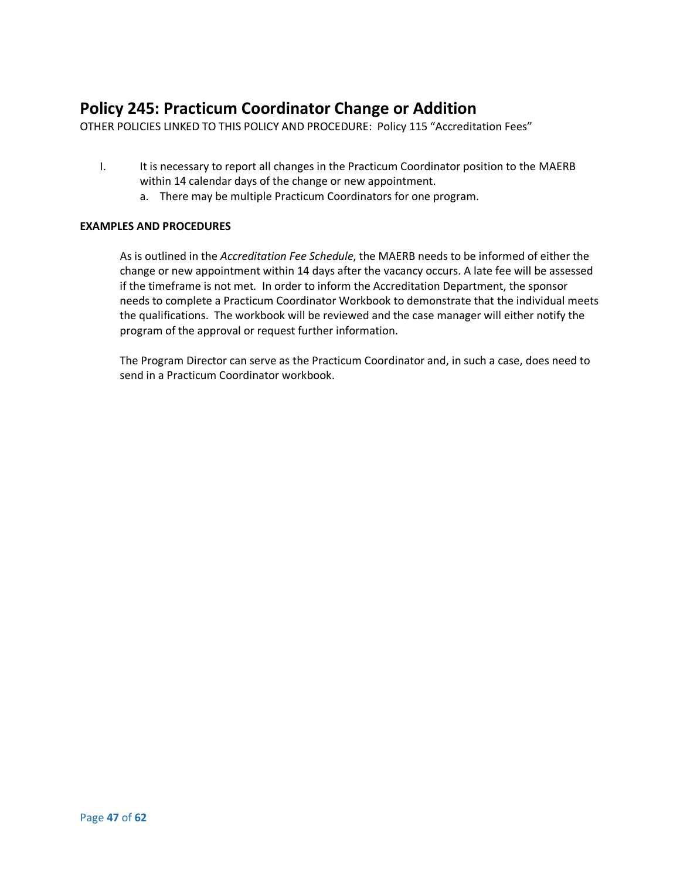# Policy 245: Practicum Coordinator Change or Addition

OTHER POLICIES LINKED TO THIS POLICY AND PROCEDURE: Policy 115 "Accreditation Fees"

I. It is necessary to report all changes in the Practicum Coordinator position to the MAERB within 14 calendar days of the change or new appointment.
   a. There may be multiple Practicum Coordinators for one program.

**EXAMPLES AND PROCEDURES**

As is outlined in the *Accreditation Fee Schedule*, the MAERB needs to be informed of either the change or new appointment within 14 days after the vacancy occurs. A late fee will be assessed if the timeframe is not met. In order to inform the Accreditation Department, the sponsor needs to complete a Practicum Coordinator Workbook to demonstrate that the individual meets the qualifications. The workbook will be reviewed and the case manager will either notify the program of the approval or request further information.

The Program Director can serve as the Practicum Coordinator and, in such a case, does need to send in a Practicum Coordinator workbook.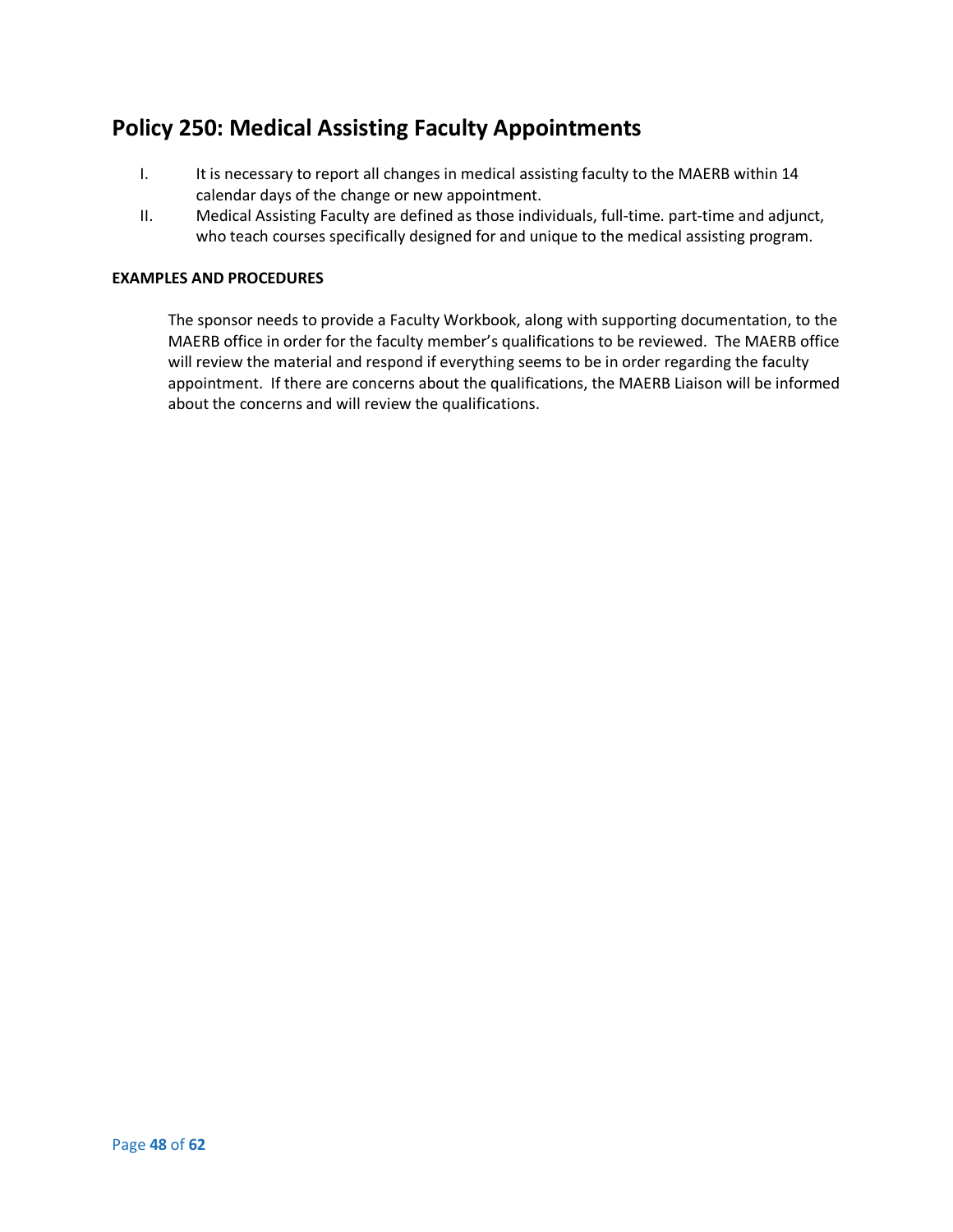## Policy 250: Medical Assisting Faculty Appointments

I. It is necessary to report all changes in medical assisting faculty to the MAERB within 14 calendar days of the change or new appointment.

II. Medical Assisting Faculty are defined as those individuals, full-time. part-time and adjunct, who teach courses specifically designed for and unique to the medical assisting program.

**EXAMPLES AND PROCEDURES**

The sponsor needs to provide a Faculty Workbook, along with supporting documentation, to the MAERB office in order for the faculty member's qualifications to be reviewed. The MAERB office will review the material and respond if everything seems to be in order regarding the faculty appointment. If there are concerns about the qualifications, the MAERB Liaison will be informed about the concerns and will review the qualifications.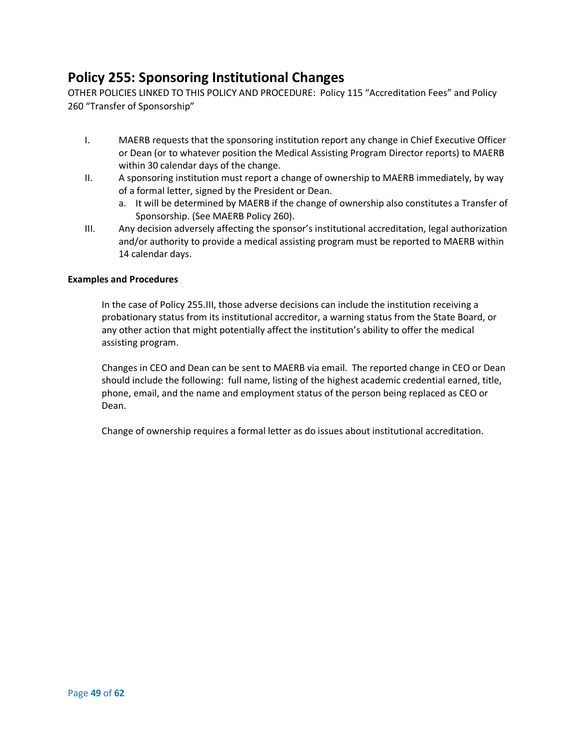## Policy 255: Sponsoring Institutional Changes

OTHER POLICIES LINKED TO THIS POLICY AND PROCEDURE: Policy 115 "Accreditation Fees" and Policy 260 "Transfer of Sponsorship"

I. MAERB requests that the sponsoring institution report any change in Chief Executive Officer or Dean (or to whatever position the Medical Assisting Program Director reports) to MAERB within 30 calendar days of the change.

II. A sponsoring institution must report a change of ownership to MAERB immediately, by way of a formal letter, signed by the President or Dean.
   a. It will be determined by MAERB if the change of ownership also constitutes a Transfer of Sponsorship. (See MAERB Policy 260).

III. Any decision adversely affecting the sponsor's institutional accreditation, legal authorization and/or authority to provide a medical assisting program must be reported to MAERB within 14 calendar days.

**Examples and Procedures**

In the case of Policy 255.III, those adverse decisions can include the institution receiving a probationary status from its institutional accreditor, a warning status from the State Board, or any other action that might potentially affect the institution's ability to offer the medical assisting program.

Changes in CEO and Dean can be sent to MAERB via email. The reported change in CEO or Dean should include the following: full name, listing of the highest academic credential earned, title, phone, email, and the name and employment status of the person being replaced as CEO or Dean.

Change of ownership requires a formal letter as do issues about institutional accreditation.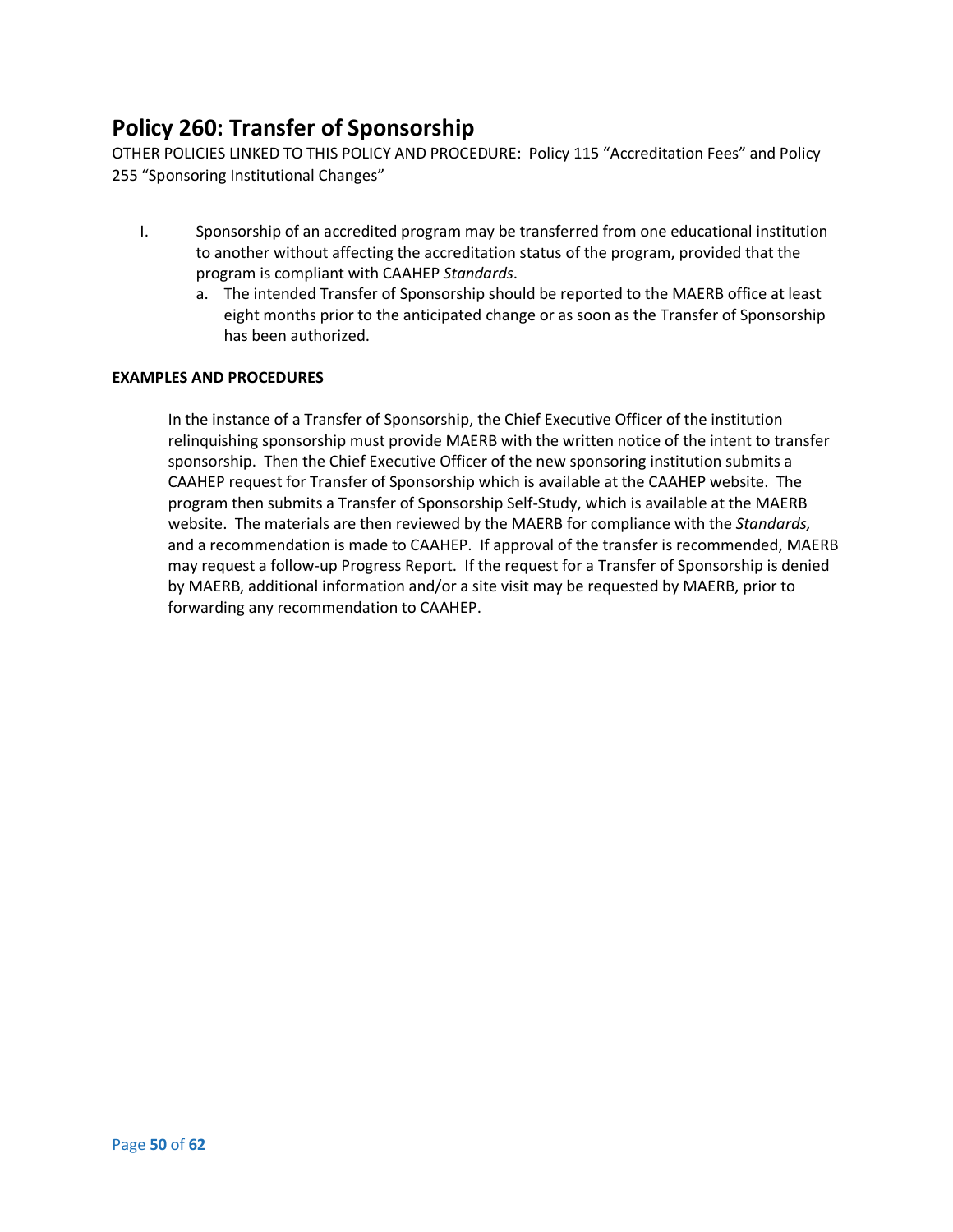## Policy 260: Transfer of Sponsorship

OTHER POLICIES LINKED TO THIS POLICY AND PROCEDURE: Policy 115 "Accreditation Fees" and Policy 255 "Sponsoring Institutional Changes"

I. Sponsorship of an accredited program may be transferred from one educational institution to another without affecting the accreditation status of the program, provided that the program is compliant with CAAHEP *Standards*.
   a. The intended Transfer of Sponsorship should be reported to the MAERB office at least eight months prior to the anticipated change or as soon as the Transfer of Sponsorship has been authorized.

**EXAMPLES AND PROCEDURES**

In the instance of a Transfer of Sponsorship, the Chief Executive Officer of the institution relinquishing sponsorship must provide MAERB with the written notice of the intent to transfer sponsorship. Then the Chief Executive Officer of the new sponsoring institution submits a CAAHEP request for Transfer of Sponsorship which is available at the CAAHEP website. The program then submits a Transfer of Sponsorship Self-Study, which is available at the MAERB website. The materials are then reviewed by the MAERB for compliance with the *Standards,* and a recommendation is made to CAAHEP. If approval of the transfer is recommended, MAERB may request a follow-up Progress Report. If the request for a Transfer of Sponsorship is denied by MAERB, additional information and/or a site visit may be requested by MAERB, prior to forwarding any recommendation to CAAHEP.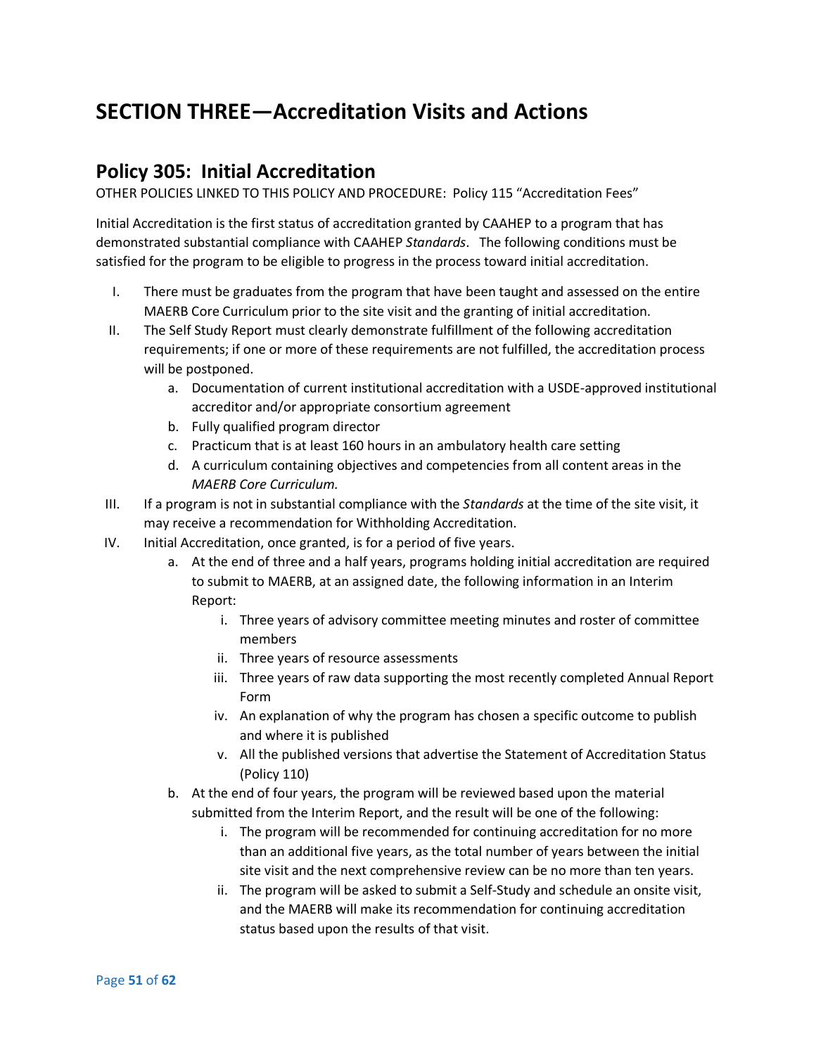# SECTION THREE—Accreditation Visits and Actions

## Policy 305: Initial Accreditation

OTHER POLICIES LINKED TO THIS POLICY AND PROCEDURE: Policy 115 "Accreditation Fees"

Initial Accreditation is the first status of accreditation granted by CAAHEP to a program that has demonstrated substantial compliance with CAAHEP *Standards*. The following conditions must be satisfied for the program to be eligible to progress in the process toward initial accreditation.

I. There must be graduates from the program that have been taught and assessed on the entire MAERB Core Curriculum prior to the site visit and the granting of initial accreditation.

II. The Self Study Report must clearly demonstrate fulfillment of the following accreditation requirements; if one or more of these requirements are not fulfilled, the accreditation process will be postponed.
   a. Documentation of current institutional accreditation with a USDE-approved institutional accreditor and/or appropriate consortium agreement
   b. Fully qualified program director
   c. Practicum that is at least 160 hours in an ambulatory health care setting
   d. A curriculum containing objectives and competencies from all content areas in the *MAERB Core Curriculum.*

III. If a program is not in substantial compliance with the *Standards* at the time of the site visit, it may receive a recommendation for Withholding Accreditation.

IV. Initial Accreditation, once granted, is for a period of five years.
   a. At the end of three and a half years, programs holding initial accreditation are required to submit to MAERB, at an assigned date, the following information in an Interim Report:
      i. Three years of advisory committee meeting minutes and roster of committee members
      ii. Three years of resource assessments
      iii. Three years of raw data supporting the most recently completed Annual Report Form
      iv. An explanation of why the program has chosen a specific outcome to publish and where it is published
      v. All the published versions that advertise the Statement of Accreditation Status (Policy 110)
   b. At the end of four years, the program will be reviewed based upon the material submitted from the Interim Report, and the result will be one of the following:
      i. The program will be recommended for continuing accreditation for no more than an additional five years, as the total number of years between the initial site visit and the next comprehensive review can be no more than ten years.
      ii. The program will be asked to submit a Self-Study and schedule an onsite visit, and the MAERB will make its recommendation for continuing accreditation status based upon the results of that visit.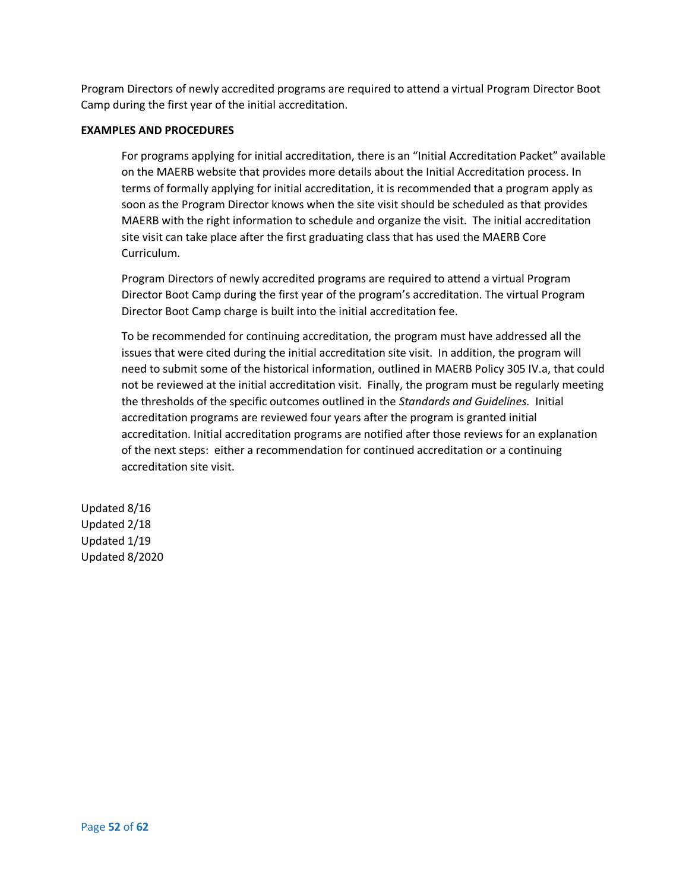Program Directors of newly accredited programs are required to attend a virtual Program Director Boot Camp during the first year of the initial accreditation.

**EXAMPLES AND PROCEDURES**

For programs applying for initial accreditation, there is an "Initial Accreditation Packet" available on the MAERB website that provides more details about the Initial Accreditation process. In terms of formally applying for initial accreditation, it is recommended that a program apply as soon as the Program Director knows when the site visit should be scheduled as that provides MAERB with the right information to schedule and organize the visit. The initial accreditation site visit can take place after the first graduating class that has used the MAERB Core Curriculum.

Program Directors of newly accredited programs are required to attend a virtual Program Director Boot Camp during the first year of the program's accreditation. The virtual Program Director Boot Camp charge is built into the initial accreditation fee.

To be recommended for continuing accreditation, the program must have addressed all the issues that were cited during the initial accreditation site visit. In addition, the program will need to submit some of the historical information, outlined in MAERB Policy 305 IV.a, that could not be reviewed at the initial accreditation visit. Finally, the program must be regularly meeting the thresholds of the specific outcomes outlined in the *Standards and Guidelines.* Initial accreditation programs are reviewed four years after the program is granted initial accreditation. Initial accreditation programs are notified after those reviews for an explanation of the next steps: either a recommendation for continued accreditation or a continuing accreditation site visit.

Updated 8/16
Updated 2/18
Updated 1/19
Updated 8/2020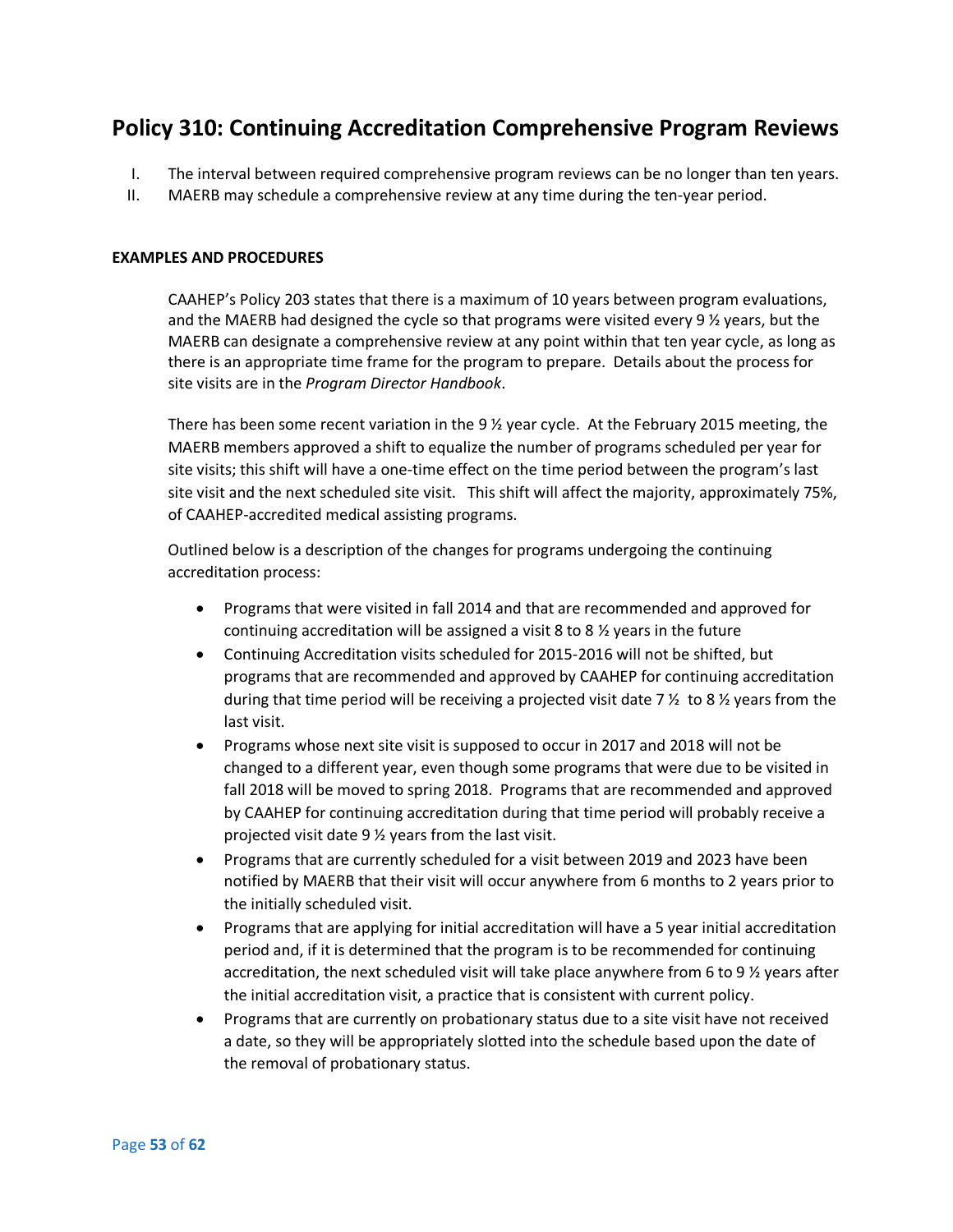## Policy 310: Continuing Accreditation Comprehensive Program Reviews

I. The interval between required comprehensive program reviews can be no longer than ten years.
II. MAERB may schedule a comprehensive review at any time during the ten-year period.

**EXAMPLES AND PROCEDURES**

CAAHEP's Policy 203 states that there is a maximum of 10 years between program evaluations, and the MAERB had designed the cycle so that programs were visited every 9 ½ years, but the MAERB can designate a comprehensive review at any point within that ten year cycle, as long as there is an appropriate time frame for the program to prepare. Details about the process for site visits are in the *Program Director Handbook*.

There has been some recent variation in the 9 ½ year cycle. At the February 2015 meeting, the MAERB members approved a shift to equalize the number of programs scheduled per year for site visits; this shift will have a one-time effect on the time period between the program's last site visit and the next scheduled site visit. This shift will affect the majority, approximately 75%, of CAAHEP-accredited medical assisting programs.

Outlined below is a description of the changes for programs undergoing the continuing accreditation process:

- Programs that were visited in fall 2014 and that are recommended and approved for continuing accreditation will be assigned a visit 8 to 8 ½ years in the future
- Continuing Accreditation visits scheduled for 2015-2016 will not be shifted, but programs that are recommended and approved by CAAHEP for continuing accreditation during that time period will be receiving a projected visit date 7 ½ to 8 ½ years from the last visit.
- Programs whose next site visit is supposed to occur in 2017 and 2018 will not be changed to a different year, even though some programs that were due to be visited in fall 2018 will be moved to spring 2018. Programs that are recommended and approved by CAAHEP for continuing accreditation during that time period will probably receive a projected visit date 9 ½ years from the last visit.
- Programs that are currently scheduled for a visit between 2019 and 2023 have been notified by MAERB that their visit will occur anywhere from 6 months to 2 years prior to the initially scheduled visit.
- Programs that are applying for initial accreditation will have a 5 year initial accreditation period and, if it is determined that the program is to be recommended for continuing accreditation, the next scheduled visit will take place anywhere from 6 to 9 ½ years after the initial accreditation visit, a practice that is consistent with current policy.
- Programs that are currently on probationary status due to a site visit have not received a date, so they will be appropriately slotted into the schedule based upon the date of the removal of probationary status.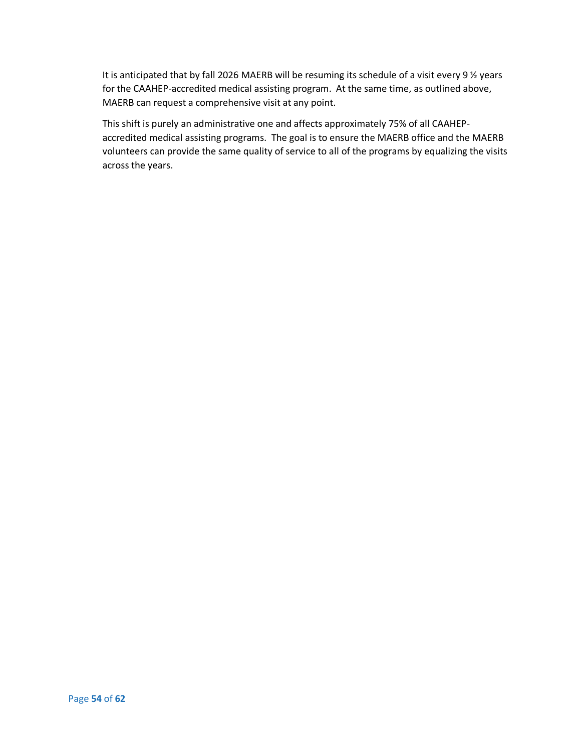It is anticipated that by fall 2026 MAERB will be resuming its schedule of a visit every 9 ½ years for the CAAHEP-accredited medical assisting program. At the same time, as outlined above, MAERB can request a comprehensive visit at any point.

This shift is purely an administrative one and affects approximately 75% of all CAAHEP-accredited medical assisting programs. The goal is to ensure the MAERB office and the MAERB volunteers can provide the same quality of service to all of the programs by equalizing the visits across the years.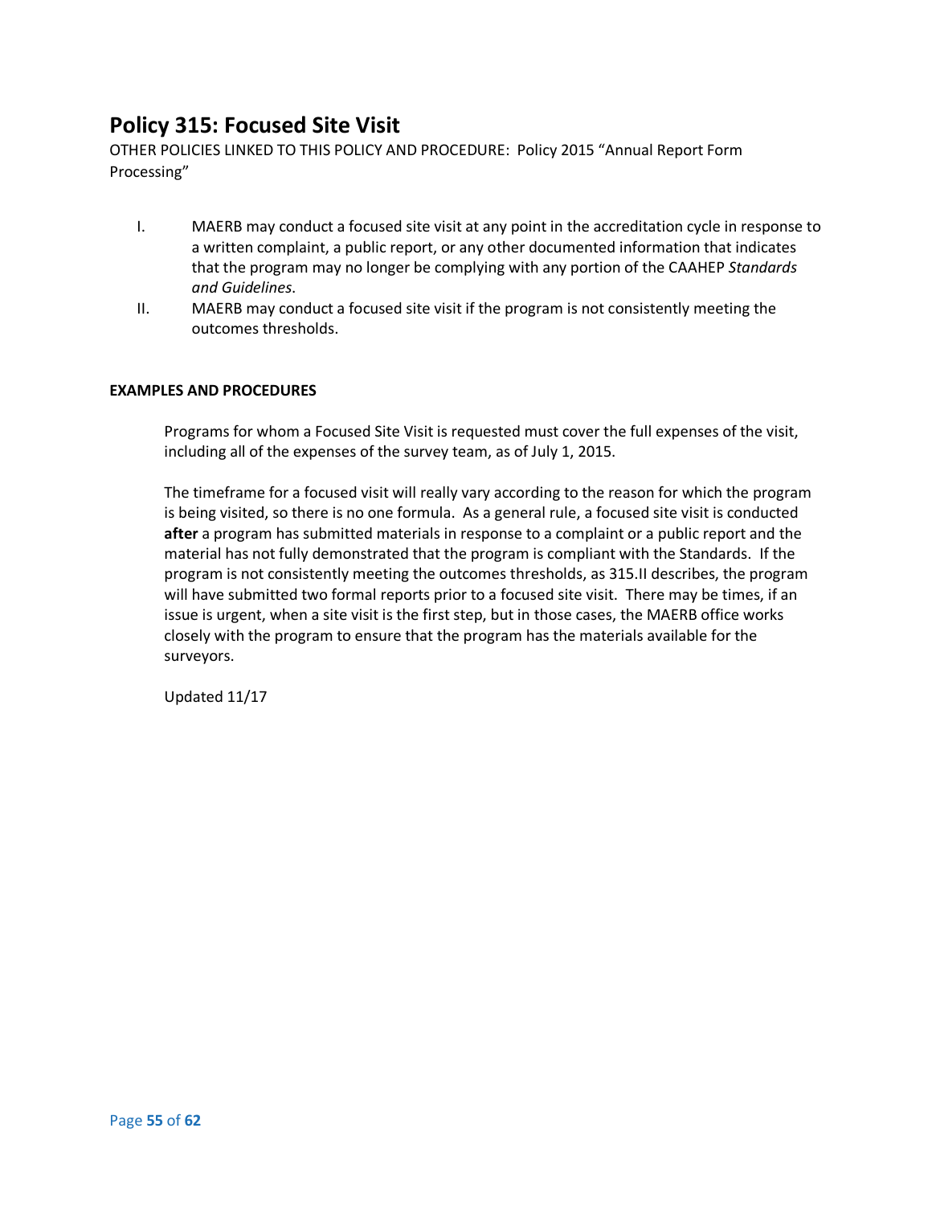## Policy 315: Focused Site Visit

OTHER POLICIES LINKED TO THIS POLICY AND PROCEDURE: Policy 2015 "Annual Report Form Processing"

I. MAERB may conduct a focused site visit at any point in the accreditation cycle in response to a written complaint, a public report, or any other documented information that indicates that the program may no longer be complying with any portion of the CAAHEP *Standards and Guidelines*.

II. MAERB may conduct a focused site visit if the program is not consistently meeting the outcomes thresholds.

**EXAMPLES AND PROCEDURES**

Programs for whom a Focused Site Visit is requested must cover the full expenses of the visit, including all of the expenses of the survey team, as of July 1, 2015.

The timeframe for a focused visit will really vary according to the reason for which the program is being visited, so there is no one formula. As a general rule, a focused site visit is conducted **after** a program has submitted materials in response to a complaint or a public report and the material has not fully demonstrated that the program is compliant with the Standards. If the program is not consistently meeting the outcomes thresholds, as 315.II describes, the program will have submitted two formal reports prior to a focused site visit. There may be times, if an issue is urgent, when a site visit is the first step, but in those cases, the MAERB office works closely with the program to ensure that the program has the materials available for the surveyors.

Updated 11/17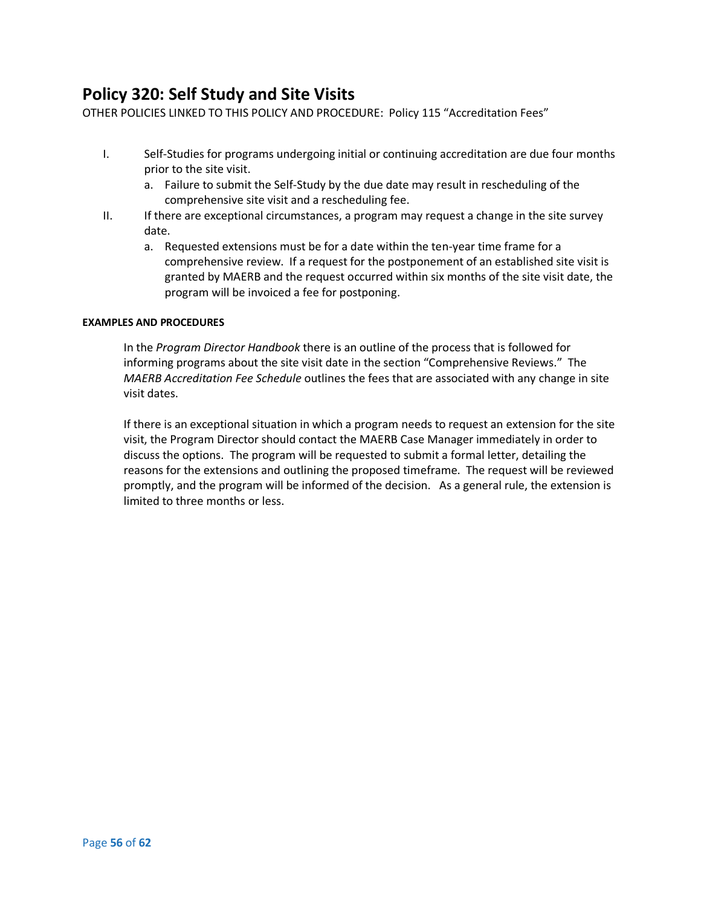## Policy 320: Self Study and Site Visits

OTHER POLICIES LINKED TO THIS POLICY AND PROCEDURE: Policy 115 "Accreditation Fees"

I. Self-Studies for programs undergoing initial or continuing accreditation are due four months prior to the site visit.
   a. Failure to submit the Self-Study by the due date may result in rescheduling of the comprehensive site visit and a rescheduling fee.

II. If there are exceptional circumstances, a program may request a change in the site survey date.
   a. Requested extensions must be for a date within the ten-year time frame for a comprehensive review. If a request for the postponement of an established site visit is granted by MAERB and the request occurred within six months of the site visit date, the program will be invoiced a fee for postponing.

**EXAMPLES AND PROCEDURES**

In the *Program Director Handbook* there is an outline of the process that is followed for informing programs about the site visit date in the section "Comprehensive Reviews." The *MAERB Accreditation Fee Schedule* outlines the fees that are associated with any change in site visit dates.

If there is an exceptional situation in which a program needs to request an extension for the site visit, the Program Director should contact the MAERB Case Manager immediately in order to discuss the options. The program will be requested to submit a formal letter, detailing the reasons for the extensions and outlining the proposed timeframe. The request will be reviewed promptly, and the program will be informed of the decision. As a general rule, the extension is limited to three months or less.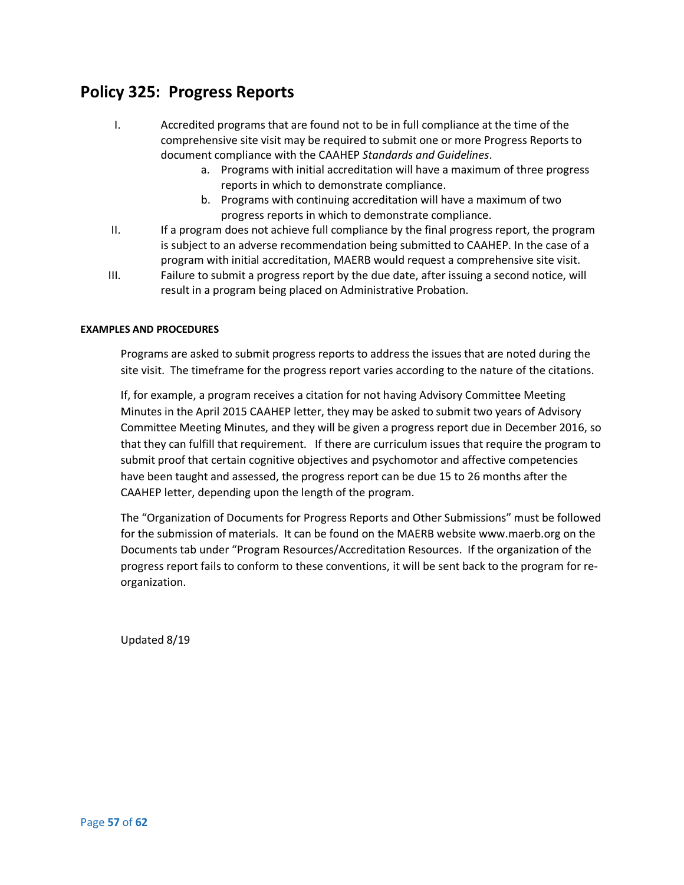## Policy 325: Progress Reports

I. Accredited programs that are found not to be in full compliance at the time of the comprehensive site visit may be required to submit one or more Progress Reports to document compliance with the CAAHEP *Standards and Guidelines*.
   a. Programs with initial accreditation will have a maximum of three progress reports in which to demonstrate compliance.
   b. Programs with continuing accreditation will have a maximum of two progress reports in which to demonstrate compliance.

II. If a program does not achieve full compliance by the final progress report, the program is subject to an adverse recommendation being submitted to CAAHEP. In the case of a program with initial accreditation, MAERB would request a comprehensive site visit.

III. Failure to submit a progress report by the due date, after issuing a second notice, will result in a program being placed on Administrative Probation.

**EXAMPLES AND PROCEDURES**

Programs are asked to submit progress reports to address the issues that are noted during the site visit. The timeframe for the progress report varies according to the nature of the citations.

If, for example, a program receives a citation for not having Advisory Committee Meeting Minutes in the April 2015 CAAHEP letter, they may be asked to submit two years of Advisory Committee Meeting Minutes, and they will be given a progress report due in December 2016, so that they can fulfill that requirement. If there are curriculum issues that require the program to submit proof that certain cognitive objectives and psychomotor and affective competencies have been taught and assessed, the progress report can be due 15 to 26 months after the CAAHEP letter, depending upon the length of the program.

The "Organization of Documents for Progress Reports and Other Submissions" must be followed for the submission of materials. It can be found on the MAERB website www.maerb.org on the Documents tab under "Program Resources/Accreditation Resources. If the organization of the progress report fails to conform to these conventions, it will be sent back to the program for re-organization.

Updated 8/19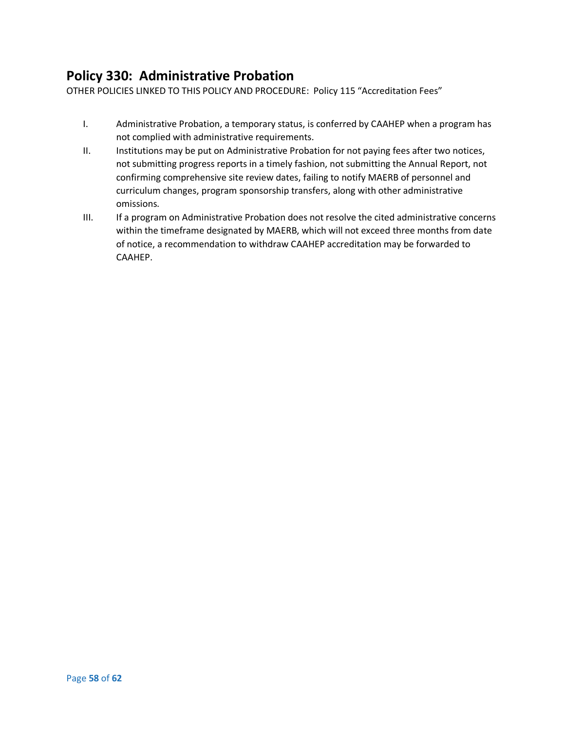## Policy 330: Administrative Probation

OTHER POLICIES LINKED TO THIS POLICY AND PROCEDURE: Policy 115 "Accreditation Fees"

I. Administrative Probation, a temporary status, is conferred by CAAHEP when a program has not complied with administrative requirements.

II. Institutions may be put on Administrative Probation for not paying fees after two notices, not submitting progress reports in a timely fashion, not submitting the Annual Report, not confirming comprehensive site review dates, failing to notify MAERB of personnel and curriculum changes, program sponsorship transfers, along with other administrative omissions.

III. If a program on Administrative Probation does not resolve the cited administrative concerns within the timeframe designated by MAERB, which will not exceed three months from date of notice, a recommendation to withdraw CAAHEP accreditation may be forwarded to CAAHEP.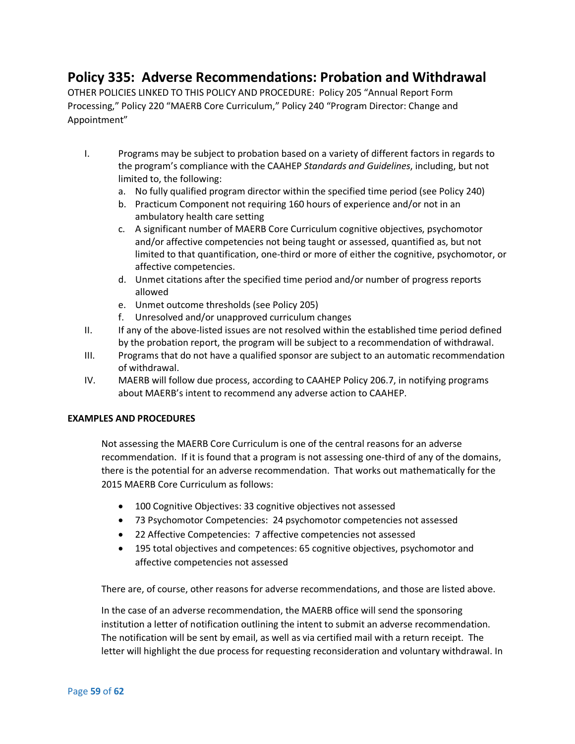## Policy 335: Adverse Recommendations: Probation and Withdrawal

OTHER POLICIES LINKED TO THIS POLICY AND PROCEDURE: Policy 205 “Annual Report Form Processing,” Policy 220 “MAERB Core Curriculum,” Policy 240 “Program Director: Change and Appointment”

I. Programs may be subject to probation based on a variety of different factors in regards to the program’s compliance with the CAAHEP *Standards and Guidelines*, including, but not limited to, the following:
   a. No fully qualified program director within the specified time period (see Policy 240)
   b. Practicum Component not requiring 160 hours of experience and/or not in an ambulatory health care setting
   c. A significant number of MAERB Core Curriculum cognitive objectives, psychomotor and/or affective competencies not being taught or assessed, quantified as, but not limited to that quantification, one-third or more of either the cognitive, psychomotor, or affective competencies.
   d. Unmet citations after the specified time period and/or number of progress reports allowed
   e. Unmet outcome thresholds (see Policy 205)
   f. Unresolved and/or unapproved curriculum changes

II. If any of the above-listed issues are not resolved within the established time period defined by the probation report, the program will be subject to a recommendation of withdrawal.

III. Programs that do not have a qualified sponsor are subject to an automatic recommendation of withdrawal.

IV. MAERB will follow due process, according to CAAHEP Policy 206.7, in notifying programs about MAERB’s intent to recommend any adverse action to CAAHEP.

**EXAMPLES AND PROCEDURES**

Not assessing the MAERB Core Curriculum is one of the central reasons for an adverse recommendation. If it is found that a program is not assessing one-third of any of the domains, there is the potential for an adverse recommendation. That works out mathematically for the 2015 MAERB Core Curriculum as follows:

- 100 Cognitive Objectives: 33 cognitive objectives not assessed
- 73 Psychomotor Competencies: 24 psychomotor competencies not assessed
- 22 Affective Competencies: 7 affective competencies not assessed
- 195 total objectives and competences: 65 cognitive objectives, psychomotor and affective competencies not assessed

There are, of course, other reasons for adverse recommendations, and those are listed above.

In the case of an adverse recommendation, the MAERB office will send the sponsoring institution a letter of notification outlining the intent to submit an adverse recommendation. The notification will be sent by email, as well as via certified mail with a return receipt. The letter will highlight the due process for requesting reconsideration and voluntary withdrawal. In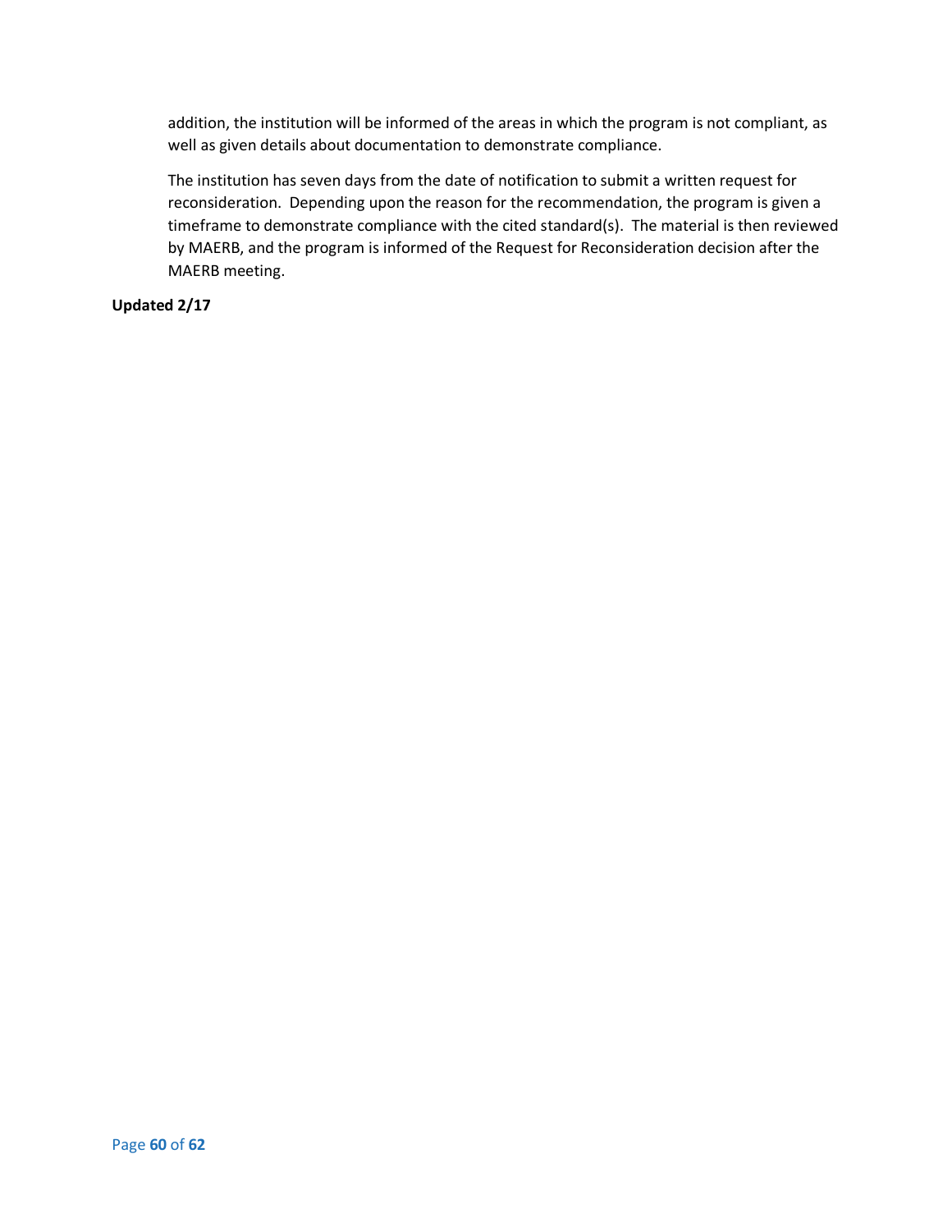addition, the institution will be informed of the areas in which the program is not compliant, as well as given details about documentation to demonstrate compliance.

The institution has seven days from the date of notification to submit a written request for reconsideration. Depending upon the reason for the recommendation, the program is given a timeframe to demonstrate compliance with the cited standard(s). The material is then reviewed by MAERB, and the program is informed of the Request for Reconsideration decision after the MAERB meeting.

**Updated 2/17**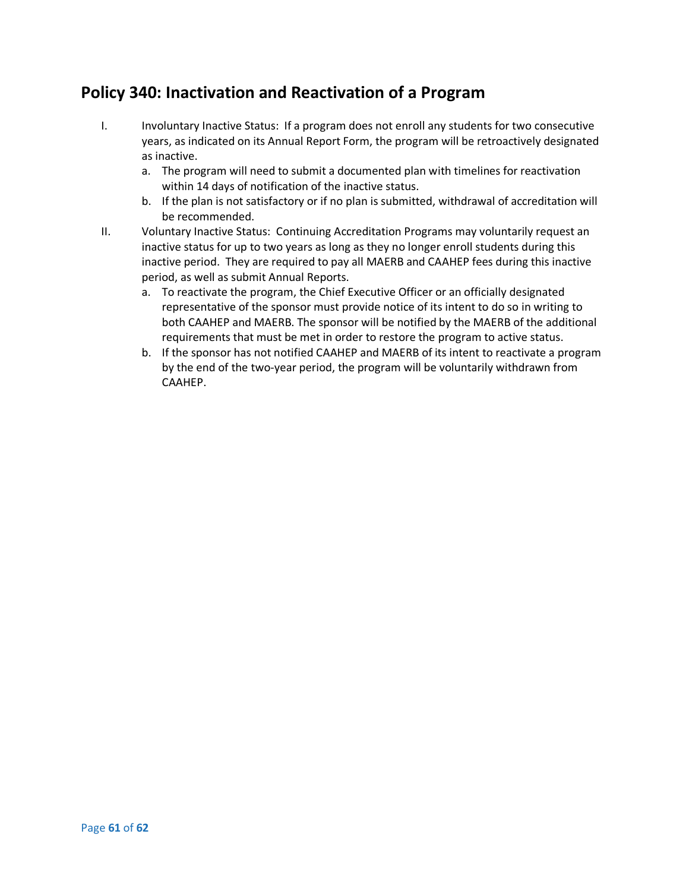## Policy 340: Inactivation and Reactivation of a Program

I. Involuntary Inactive Status: If a program does not enroll any students for two consecutive years, as indicated on its Annual Report Form, the program will be retroactively designated as inactive.
   a. The program will need to submit a documented plan with timelines for reactivation within 14 days of notification of the inactive status.
   b. If the plan is not satisfactory or if no plan is submitted, withdrawal of accreditation will be recommended.

II. Voluntary Inactive Status: Continuing Accreditation Programs may voluntarily request an inactive status for up to two years as long as they no longer enroll students during this inactive period. They are required to pay all MAERB and CAAHEP fees during this inactive period, as well as submit Annual Reports.
   a. To reactivate the program, the Chief Executive Officer or an officially designated representative of the sponsor must provide notice of its intent to do so in writing to both CAAHEP and MAERB. The sponsor will be notified by the MAERB of the additional requirements that must be met in order to restore the program to active status.
   b. If the sponsor has not notified CAAHEP and MAERB of its intent to reactivate a program by the end of the two-year period, the program will be voluntarily withdrawn from CAAHEP.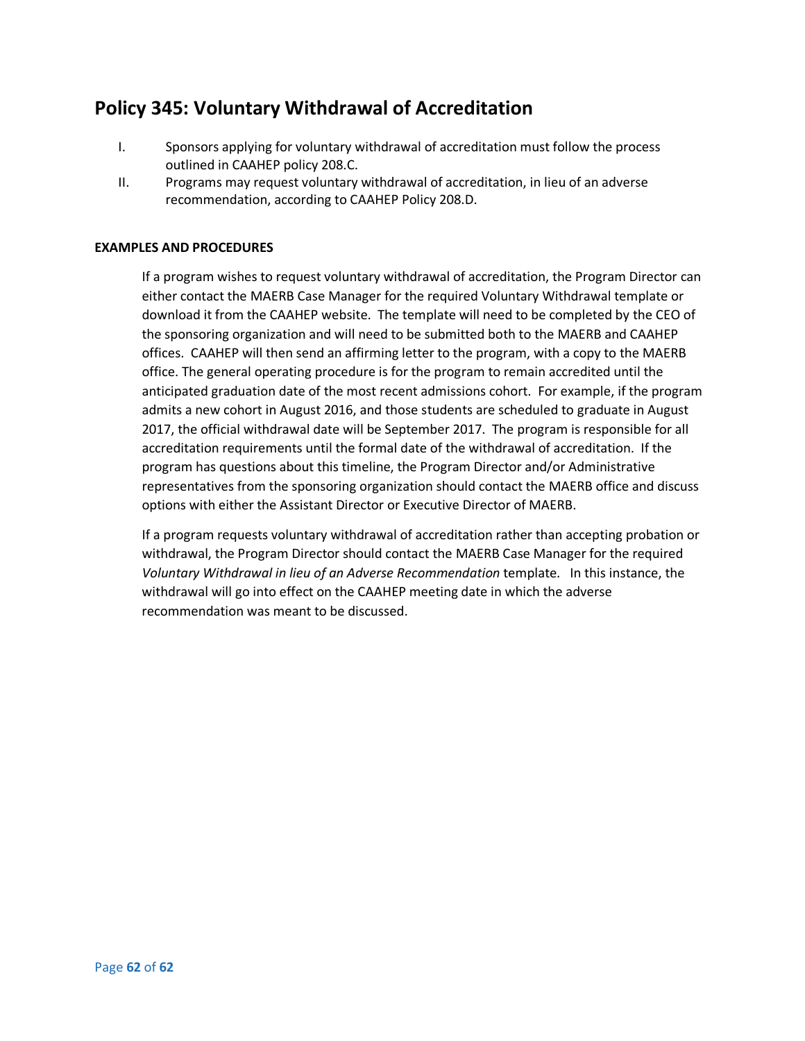## Policy 345: Voluntary Withdrawal of Accreditation

I. Sponsors applying for voluntary withdrawal of accreditation must follow the process outlined in CAAHEP policy 208.C.

II. Programs may request voluntary withdrawal of accreditation, in lieu of an adverse recommendation, according to CAAHEP Policy 208.D.

**EXAMPLES AND PROCEDURES**

If a program wishes to request voluntary withdrawal of accreditation, the Program Director can either contact the MAERB Case Manager for the required Voluntary Withdrawal template or download it from the CAAHEP website. The template will need to be completed by the CEO of the sponsoring organization and will need to be submitted both to the MAERB and CAAHEP offices. CAAHEP will then send an affirming letter to the program, with a copy to the MAERB office. The general operating procedure is for the program to remain accredited until the anticipated graduation date of the most recent admissions cohort. For example, if the program admits a new cohort in August 2016, and those students are scheduled to graduate in August 2017, the official withdrawal date will be September 2017. The program is responsible for all accreditation requirements until the formal date of the withdrawal of accreditation. If the program has questions about this timeline, the Program Director and/or Administrative representatives from the sponsoring organization should contact the MAERB office and discuss options with either the Assistant Director or Executive Director of MAERB.

If a program requests voluntary withdrawal of accreditation rather than accepting probation or withdrawal, the Program Director should contact the MAERB Case Manager for the required *Voluntary Withdrawal in lieu of an Adverse Recommendation* template. In this instance, the withdrawal will go into effect on the CAAHEP meeting date in which the adverse recommendation was meant to be discussed.